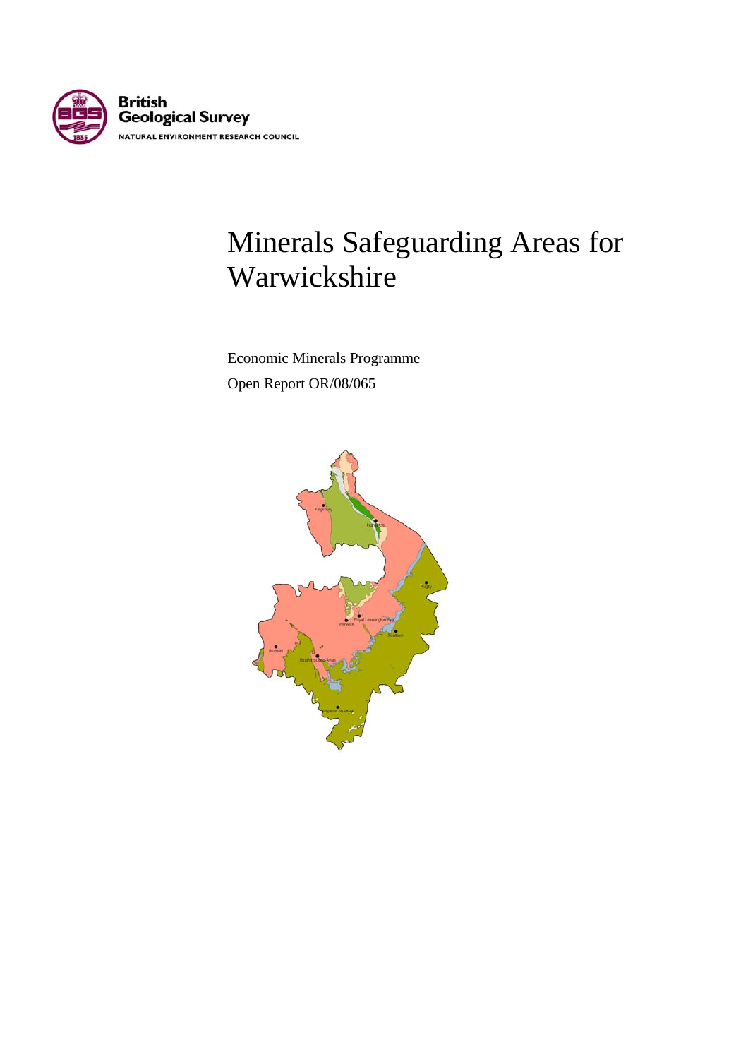British Geological Survey

NATURAL ENVIRONMENT RESEARCH COUNCIL

# Minerals Safeguarding Areas for Warwickshire

Economic Minerals Programme

Open Report OR/08/065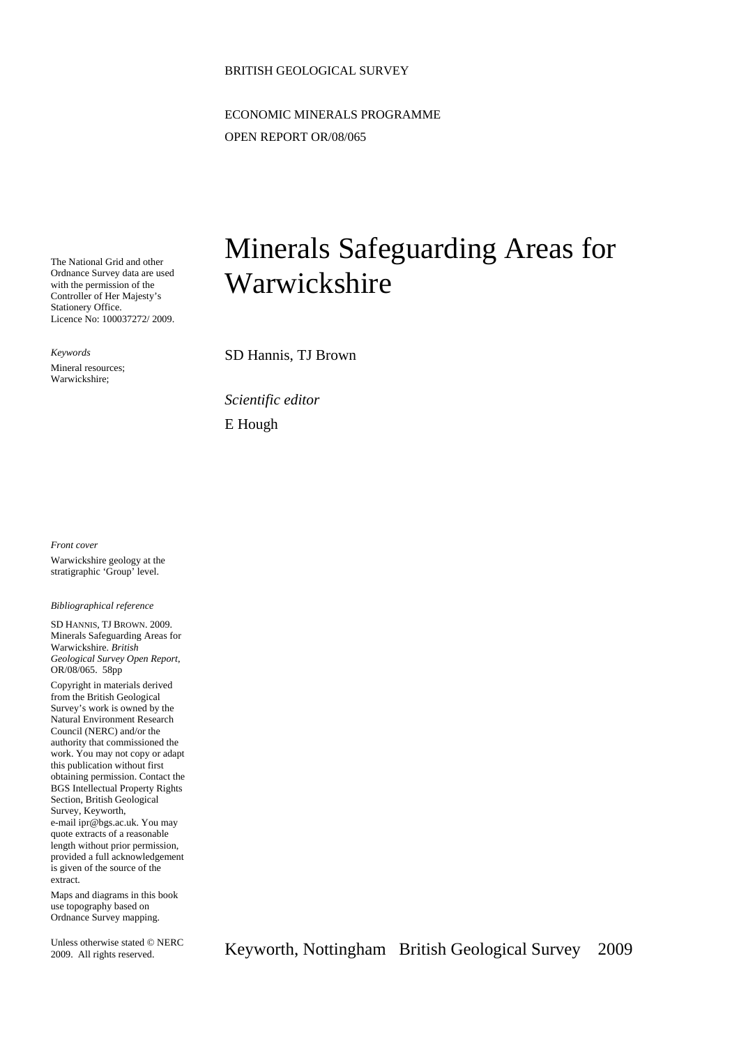BRITISH GEOLOGICAL SURVEY

ECONOMIC MINERALS PROGRAMME

OPEN REPORT OR/08/065

# Minerals Safeguarding Areas for Warwickshire

SD Hannis, TJ Brown

*Scientific editor*

E Hough

The National Grid and other Ordnance Survey data are used with the permission of the Controller of Her Majesty's Stationery Office. Licence No: 100037272/ 2009.

*Keywords*

Mineral resources; Warwickshire;

*Front cover*

Warwickshire geology at the stratigraphic 'Group' level.

*Bibliographical reference*

SD HANNIS, TJ BROWN. 2009. Minerals Safeguarding Areas for Warwickshire. *British Geological Survey Open Report*, OR/08/065. 58pp

Copyright in materials derived from the British Geological Survey's work is owned by the Natural Environment Research Council (NERC) and/or the authority that commissioned the work. You may not copy or adapt this publication without first obtaining permission. Contact the BGS Intellectual Property Rights Section, British Geological Survey, Keyworth, e-mail ipr@bgs.ac.uk. You may quote extracts of a reasonable length without prior permission, provided a full acknowledgement is given of the source of the extract.

Maps and diagrams in this book use topography based on Ordnance Survey mapping.

Unless otherwise stated © NERC 2009. All rights reserved.

Keyworth, Nottingham British Geological Survey 2009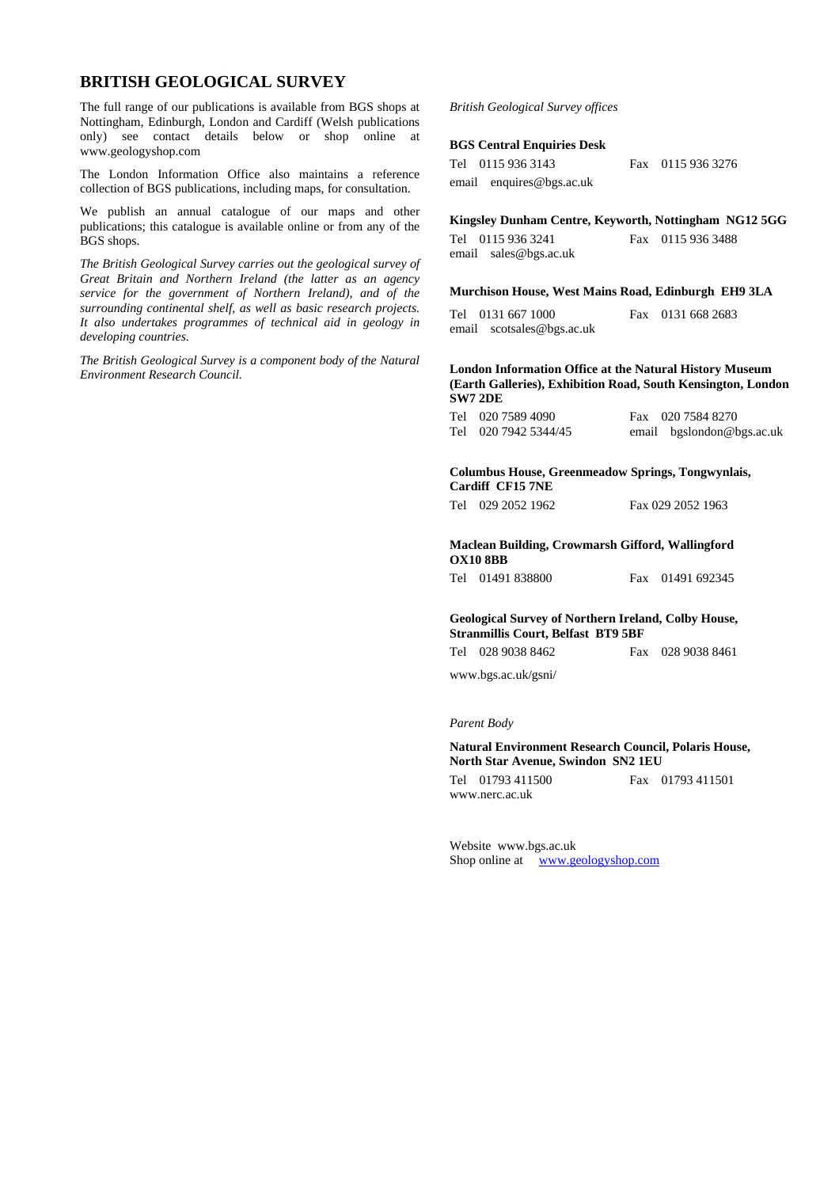## BRITISH GEOLOGICAL SURVEY

The full range of our publications is available from BGS shops at Nottingham, Edinburgh, London and Cardiff (Welsh publications only) see contact details below or shop online at www.geologyshop.com

The London Information Office also maintains a reference collection of BGS publications, including maps, for consultation.

We publish an annual catalogue of our maps and other publications; this catalogue is available online or from any of the BGS shops.

*The British Geological Survey carries out the geological survey of Great Britain and Northern Ireland (the latter as an agency service for the government of Northern Ireland), and of the surrounding continental shelf, as well as basic research projects. It also undertakes programmes of technical aid in geology in developing countries.*

*The British Geological Survey is a component body of the Natural Environment Research Council.*

*British Geological Survey offices*

**BGS Central Enquiries Desk**

Tel 0115 936 3143 Fax 0115 936 3276
email enquires@bgs.ac.uk

**Kingsley Dunham Centre, Keyworth, Nottingham NG12 5GG**

Tel 0115 936 3241 Fax 0115 936 3488
email sales@bgs.ac.uk

**Murchison House, West Mains Road, Edinburgh EH9 3LA**

Tel 0131 667 1000 Fax 0131 668 2683
email scotsales@bgs.ac.uk

**London Information Office at the Natural History Museum (Earth Galleries), Exhibition Road, South Kensington, London SW7 2DE**

Tel 020 7589 4090 Fax 020 7584 8270
Tel 020 7942 5344/45 email bgslondon@bgs.ac.uk

**Columbus House, Greenmeadow Springs, Tongwynlais, Cardiff CF15 7NE**

Tel 029 2052 1962 Fax 029 2052 1963

**Maclean Building, Crowmarsh Gifford, Wallingford OX10 8BB**

Tel 01491 838800 Fax 01491 692345

**Geological Survey of Northern Ireland, Colby House, Stranmillis Court, Belfast BT9 5BF**

Tel 028 9038 8462 Fax 028 9038 8461

www.bgs.ac.uk/gsni/

*Parent Body*

**Natural Environment Research Council, Polaris House, North Star Avenue, Swindon SN2 1EU**

Tel 01793 411500 Fax 01793 411501
www.nerc.ac.uk

Website www.bgs.ac.uk
Shop online at www.geologyshop.com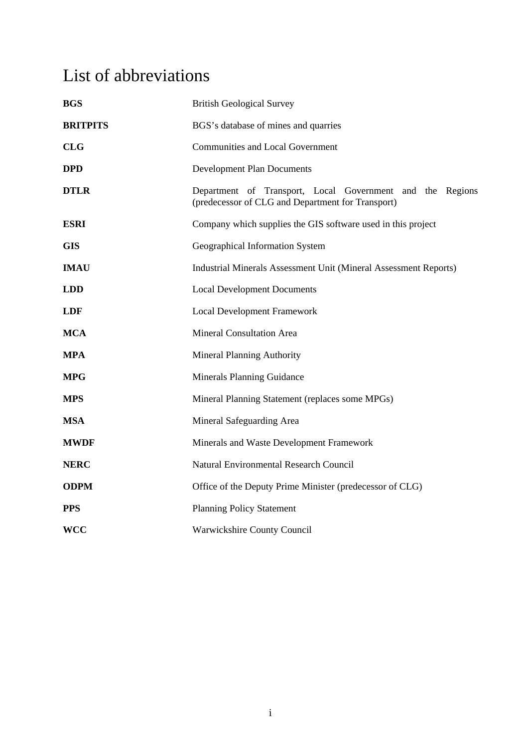# List of abbreviations

| | |
|---|---|
| **BGS** | British Geological Survey |
| **BRITPITS** | BGS's database of mines and quarries |
| **CLG** | Communities and Local Government |
| **DPD** | Development Plan Documents |
| **DTLR** | Department of Transport, Local Government and the Regions (predecessor of CLG and Department for Transport) |
| **ESRI** | Company which supplies the GIS software used in this project |
| **GIS** | Geographical Information System |
| **IMAU** | Industrial Minerals Assessment Unit (Mineral Assessment Reports) |
| **LDD** | Local Development Documents |
| **LDF** | Local Development Framework |
| **MCA** | Mineral Consultation Area |
| **MPA** | Mineral Planning Authority |
| **MPG** | Minerals Planning Guidance |
| **MPS** | Mineral Planning Statement (replaces some MPGs) |
| **MSA** | Mineral Safeguarding Area |
| **MWDF** | Minerals and Waste Development Framework |
| **NERC** | Natural Environmental Research Council |
| **ODPM** | Office of the Deputy Prime Minister (predecessor of CLG) |
| **PPS** | Planning Policy Statement |
| **WCC** | Warwickshire County Council |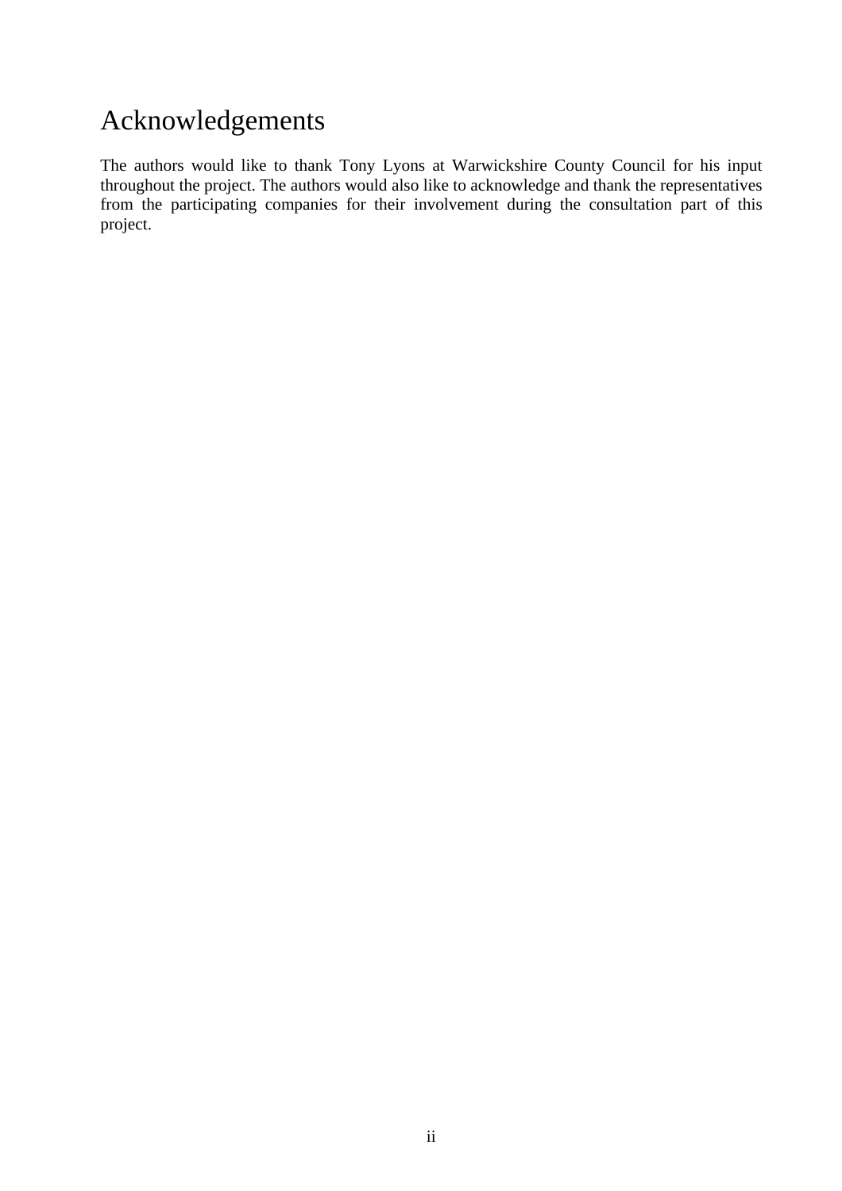# Acknowledgements

The authors would like to thank Tony Lyons at Warwickshire County Council for his input throughout the project. The authors would also like to acknowledge and thank the representatives from the participating companies for their involvement during the consultation part of this project.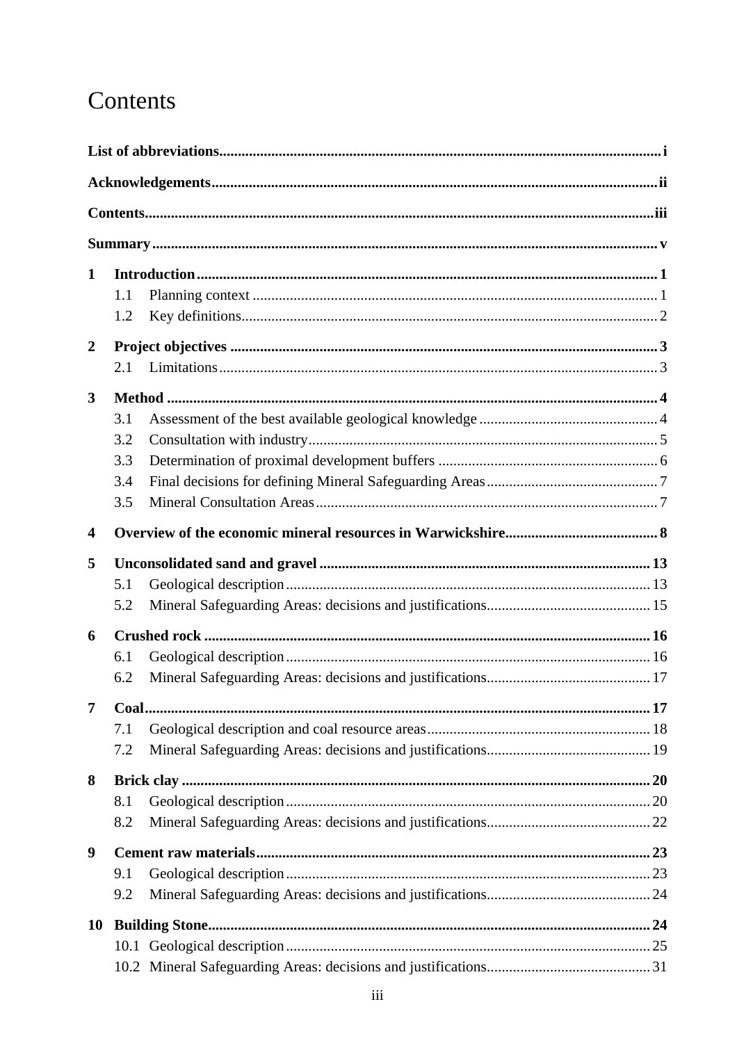# Contents

**List of abbreviations** ..... **i**

**Acknowledgements** ..... **ii**

**Contents** ..... **iii**

**Summary** ..... **v**

**1 Introduction** ..... **1**

- 1.1 Planning context ..... 1
- 1.2 Key definitions ..... 2

**2 Project objectives** ..... **3**

- 2.1 Limitations ..... 3

**3 Method** ..... **4**

- 3.1 Assessment of the best available geological knowledge ..... 4
- 3.2 Consultation with industry ..... 5
- 3.3 Determination of proximal development buffers ..... 6
- 3.4 Final decisions for defining Mineral Safeguarding Areas ..... 7
- 3.5 Mineral Consultation Areas ..... 7

**4 Overview of the economic mineral resources in Warwickshire** ..... **8**

**5 Unconsolidated sand and gravel** ..... **13**

- 5.1 Geological description ..... 13
- 5.2 Mineral Safeguarding Areas: decisions and justifications ..... 15

**6 Crushed rock** ..... **16**

- 6.1 Geological description ..... 16
- 6.2 Mineral Safeguarding Areas: decisions and justifications ..... 17

**7 Coal** ..... **17**

- 7.1 Geological description and coal resource areas ..... 18
- 7.2 Mineral Safeguarding Areas: decisions and justifications ..... 19

**8 Brick clay** ..... **20**

- 8.1 Geological description ..... 20
- 8.2 Mineral Safeguarding Areas: decisions and justifications ..... 22

**9 Cement raw materials** ..... **23**

- 9.1 Geological description ..... 23
- 9.2 Mineral Safeguarding Areas: decisions and justifications ..... 24

**10 Building Stone** ..... **24**

- 10.1 Geological description ..... 25
- 10.2 Mineral Safeguarding Areas: decisions and justifications ..... 31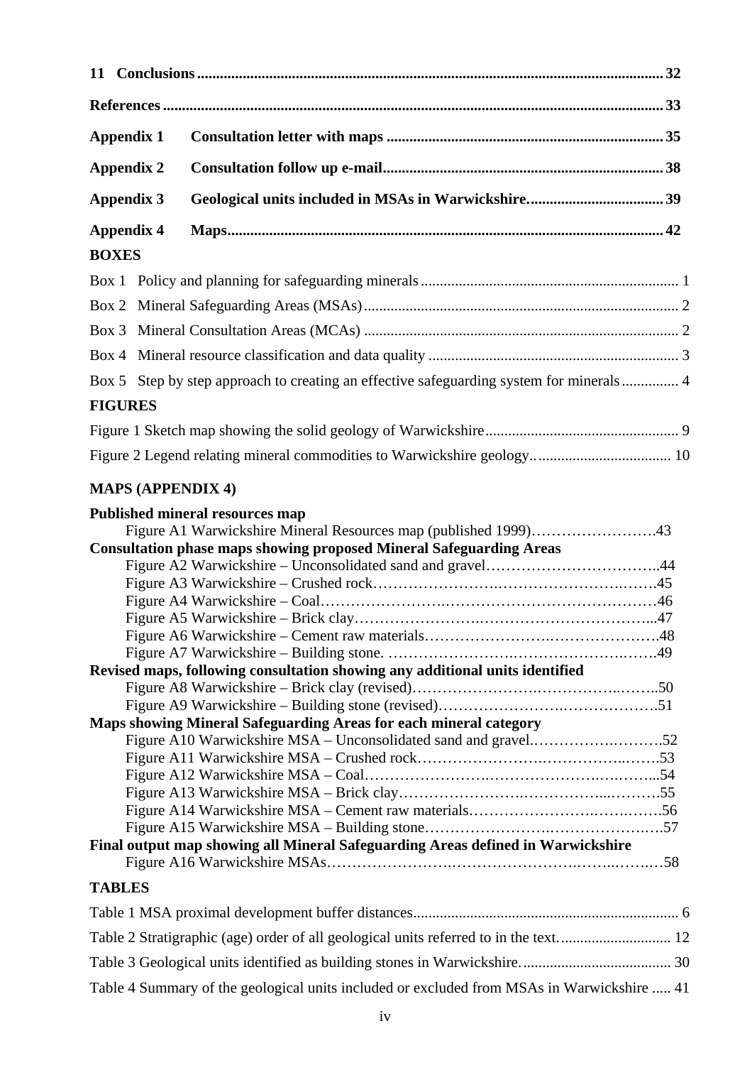**11 Conclusions** .......... **32**

**References** .......... **33**

**Appendix 1 Consultation letter with maps** .......... **35**

**Appendix 2 Consultation follow up e-mail** .......... **38**

**Appendix 3 Geological units included in MSAs in Warwickshire.** .......... **39**

**Appendix 4 Maps** .......... **42**

## BOXES

Box 1 Policy and planning for safeguarding minerals .......... 1

Box 2 Mineral Safeguarding Areas (MSAs) .......... 2

Box 3 Mineral Consultation Areas (MCAs) .......... 2

Box 4 Mineral resource classification and data quality .......... 3

Box 5 Step by step approach to creating an effective safeguarding system for minerals .......... 4

## FIGURES

Figure 1 Sketch map showing the solid geology of Warwickshire .......... 9

Figure 2 Legend relating mineral commodities to Warwickshire geology. .......... 10

## MAPS (APPENDIX 4)

**Published mineral resources map**

Figure A1 Warwickshire Mineral Resources map (published 1999) .......... 43

**Consultation phase maps showing proposed Mineral Safeguarding Areas**

Figure A2 Warwickshire – Unconsolidated sand and gravel .......... 44

Figure A3 Warwickshire – Crushed rock .......... 45

Figure A4 Warwickshire – Coal .......... 46

Figure A5 Warwickshire – Brick clay .......... 47

Figure A6 Warwickshire – Cement raw materials .......... 48

Figure A7 Warwickshire – Building stone. .......... 49

**Revised maps, following consultation showing any additional units identified**

Figure A8 Warwickshire – Brick clay (revised) .......... 50

Figure A9 Warwickshire – Building stone (revised) .......... 51

**Maps showing Mineral Safeguarding Areas for each mineral category**

Figure A10 Warwickshire MSA – Unconsolidated sand and gravel. .......... 52

Figure A11 Warwickshire MSA – Crushed rock .......... 53

Figure A12 Warwickshire MSA – Coal .......... 54

Figure A13 Warwickshire MSA – Brick clay .......... 55

Figure A14 Warwickshire MSA – Cement raw materials .......... 56

Figure A15 Warwickshire MSA – Building stone .......... 57

**Final output map showing all Mineral Safeguarding Areas defined in Warwickshire**

Figure A16 Warwickshire MSAs .......... 58

## TABLES

Table 1 MSA proximal development buffer distances .......... 6

Table 2 Stratigraphic (age) order of all geological units referred to in the text. .......... 12

Table 3 Geological units identified as building stones in Warwickshire. .......... 30

Table 4 Summary of the geological units included or excluded from MSAs in Warwickshire .......... 41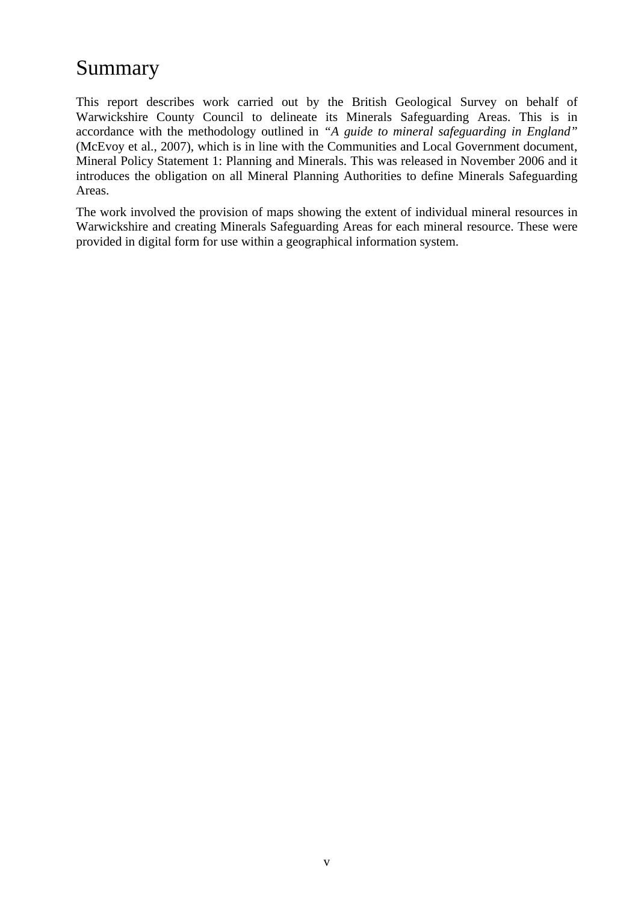# Summary

This report describes work carried out by the British Geological Survey on behalf of Warwickshire County Council to delineate its Minerals Safeguarding Areas. This is in accordance with the methodology outlined in "*A guide to mineral safeguarding in England*" (McEvoy et al., 2007), which is in line with the Communities and Local Government document, Mineral Policy Statement 1: Planning and Minerals. This was released in November 2006 and it introduces the obligation on all Mineral Planning Authorities to define Minerals Safeguarding Areas.

The work involved the provision of maps showing the extent of individual mineral resources in Warwickshire and creating Minerals Safeguarding Areas for each mineral resource. These were provided in digital form for use within a geographical information system.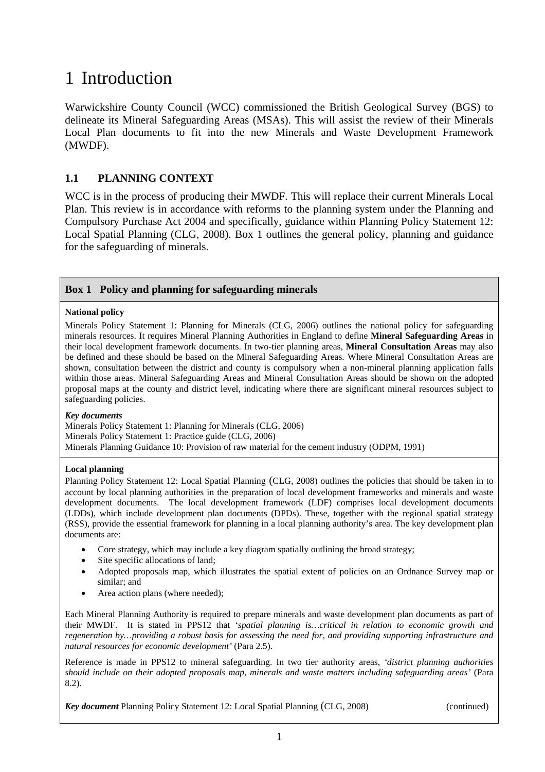# 1 Introduction

Warwickshire County Council (WCC) commissioned the British Geological Survey (BGS) to delineate its Mineral Safeguarding Areas (MSAs). This will assist the review of their Minerals Local Plan documents to fit into the new Minerals and Waste Development Framework (MWDF).

## 1.1 PLANNING CONTEXT

WCC is in the process of producing their MWDF. This will replace their current Minerals Local Plan. This review is in accordance with reforms to the planning system under the Planning and Compulsory Purchase Act 2004 and specifically, guidance within Planning Policy Statement 12: Local Spatial Planning (CLG, 2008). Box 1 outlines the general policy, planning and guidance for the safeguarding of minerals.

### Box 1 Policy and planning for safeguarding minerals

**National policy**

Minerals Policy Statement 1: Planning for Minerals (CLG, 2006) outlines the national policy for safeguarding minerals resources. It requires Mineral Planning Authorities in England to define **Mineral Safeguarding Areas** in their local development framework documents. In two-tier planning areas, **Mineral Consultation Areas** may also be defined and these should be based on the Mineral Safeguarding Areas. Where Mineral Consultation Areas are shown, consultation between the district and county is compulsory when a non-mineral planning application falls within those areas. Mineral Safeguarding Areas and Mineral Consultation Areas should be shown on the adopted proposal maps at the county and district level, indicating where there are significant mineral resources subject to safeguarding policies.

***Key documents***

Minerals Policy Statement 1: Planning for Minerals (CLG, 2006)
Minerals Policy Statement 1: Practice guide (CLG, 2006)
Minerals Planning Guidance 10: Provision of raw material for the cement industry (ODPM, 1991)

**Local planning**

Planning Policy Statement 12: Local Spatial Planning (CLG, 2008) outlines the policies that should be taken in to account by local planning authorities in the preparation of local development frameworks and minerals and waste development documents. The local development framework (LDF) comprises local development documents (LDDs), which include development plan documents (DPDs). These, together with the regional spatial strategy (RSS), provide the essential framework for planning in a local planning authority's area. The key development plan documents are:

- Core strategy, which may include a key diagram spatially outlining the broad strategy;
- Site specific allocations of land;
- Adopted proposals map, which illustrates the spatial extent of policies on an Ordnance Survey map or similar; and
- Area action plans (where needed);

Each Mineral Planning Authority is required to prepare minerals and waste development plan documents as part of their MWDF. It is stated in PPS12 that *'spatial planning is…critical in relation to economic growth and regeneration by…providing a robust basis for assessing the need for, and providing supporting infrastructure and natural resources for economic development'* (Para 2.5).

Reference is made in PPS12 to mineral safeguarding. In two tier authority areas, *'district planning authorities should include on their adopted proposals map, minerals and waste matters including safeguarding areas'* (Para 8.2).

***Key document*** Planning Policy Statement 12: Local Spatial Planning (CLG, 2008) (continued)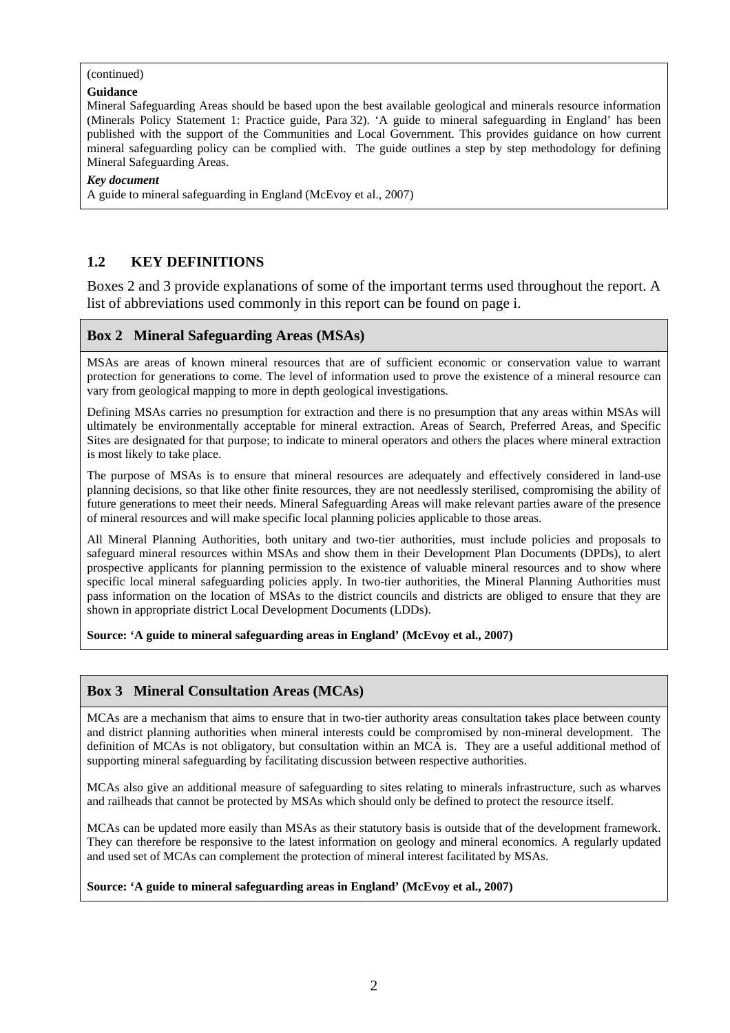(continued)

**Guidance**

Mineral Safeguarding Areas should be based upon the best available geological and minerals resource information (Minerals Policy Statement 1: Practice guide, Para 32). 'A guide to mineral safeguarding in England' has been published with the support of the Communities and Local Government. This provides guidance on how current mineral safeguarding policy can be complied with. The guide outlines a step by step methodology for defining Mineral Safeguarding Areas.

***Key document***

A guide to mineral safeguarding in England (McEvoy et al., 2007)

## 1.2 KEY DEFINITIONS

Boxes 2 and 3 provide explanations of some of the important terms used throughout the report. A list of abbreviations used commonly in this report can be found on page i.

### Box 2 Mineral Safeguarding Areas (MSAs)

MSAs are areas of known mineral resources that are of sufficient economic or conservation value to warrant protection for generations to come. The level of information used to prove the existence of a mineral resource can vary from geological mapping to more in depth geological investigations.

Defining MSAs carries no presumption for extraction and there is no presumption that any areas within MSAs will ultimately be environmentally acceptable for mineral extraction. Areas of Search, Preferred Areas, and Specific Sites are designated for that purpose; to indicate to mineral operators and others the places where mineral extraction is most likely to take place.

The purpose of MSAs is to ensure that mineral resources are adequately and effectively considered in land-use planning decisions, so that like other finite resources, they are not needlessly sterilised, compromising the ability of future generations to meet their needs. Mineral Safeguarding Areas will make relevant parties aware of the presence of mineral resources and will make specific local planning policies applicable to those areas.

All Mineral Planning Authorities, both unitary and two-tier authorities, must include policies and proposals to safeguard mineral resources within MSAs and show them in their Development Plan Documents (DPDs), to alert prospective applicants for planning permission to the existence of valuable mineral resources and to show where specific local mineral safeguarding policies apply. In two-tier authorities, the Mineral Planning Authorities must pass information on the location of MSAs to the district councils and districts are obliged to ensure that they are shown in appropriate district Local Development Documents (LDDs).

**Source: 'A guide to mineral safeguarding areas in England' (McEvoy et al., 2007)**

### Box 3 Mineral Consultation Areas (MCAs)

MCAs are a mechanism that aims to ensure that in two-tier authority areas consultation takes place between county and district planning authorities when mineral interests could be compromised by non-mineral development. The definition of MCAs is not obligatory, but consultation within an MCA is. They are a useful additional method of supporting mineral safeguarding by facilitating discussion between respective authorities.

MCAs also give an additional measure of safeguarding to sites relating to minerals infrastructure, such as wharves and railheads that cannot be protected by MSAs which should only be defined to protect the resource itself.

MCAs can be updated more easily than MSAs as their statutory basis is outside that of the development framework. They can therefore be responsive to the latest information on geology and mineral economics. A regularly updated and used set of MCAs can complement the protection of mineral interest facilitated by MSAs.

**Source: 'A guide to mineral safeguarding areas in England' (McEvoy et al., 2007)**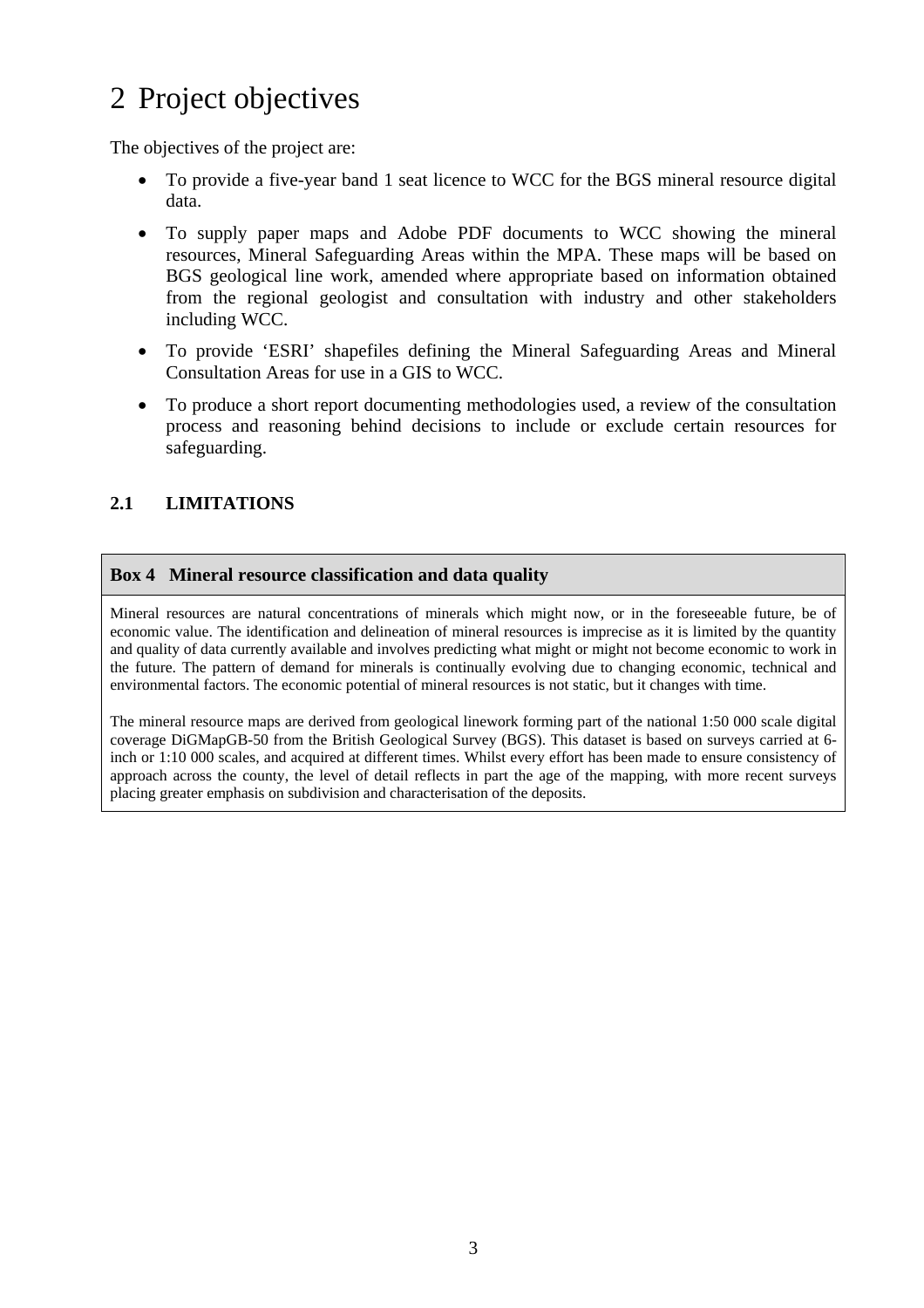# 2 Project objectives

The objectives of the project are:

- To provide a five-year band 1 seat licence to WCC for the BGS mineral resource digital data.
- To supply paper maps and Adobe PDF documents to WCC showing the mineral resources, Mineral Safeguarding Areas within the MPA. These maps will be based on BGS geological line work, amended where appropriate based on information obtained from the regional geologist and consultation with industry and other stakeholders including WCC.
- To provide 'ESRI' shapefiles defining the Mineral Safeguarding Areas and Mineral Consultation Areas for use in a GIS to WCC.
- To produce a short report documenting methodologies used, a review of the consultation process and reasoning behind decisions to include or exclude certain resources for safeguarding.

## 2.1 LIMITATIONS

**Box 4 Mineral resource classification and data quality**

Mineral resources are natural concentrations of minerals which might now, or in the foreseeable future, be of economic value. The identification and delineation of mineral resources is imprecise as it is limited by the quantity and quality of data currently available and involves predicting what might or might not become economic to work in the future. The pattern of demand for minerals is continually evolving due to changing economic, technical and environmental factors. The economic potential of mineral resources is not static, but it changes with time.

The mineral resource maps are derived from geological linework forming part of the national 1:50 000 scale digital coverage DiGMapGB-50 from the British Geological Survey (BGS). This dataset is based on surveys carried at 6-inch or 1:10 000 scales, and acquired at different times. Whilst every effort has been made to ensure consistency of approach across the county, the level of detail reflects in part the age of the mapping, with more recent surveys placing greater emphasis on subdivision and characterisation of the deposits.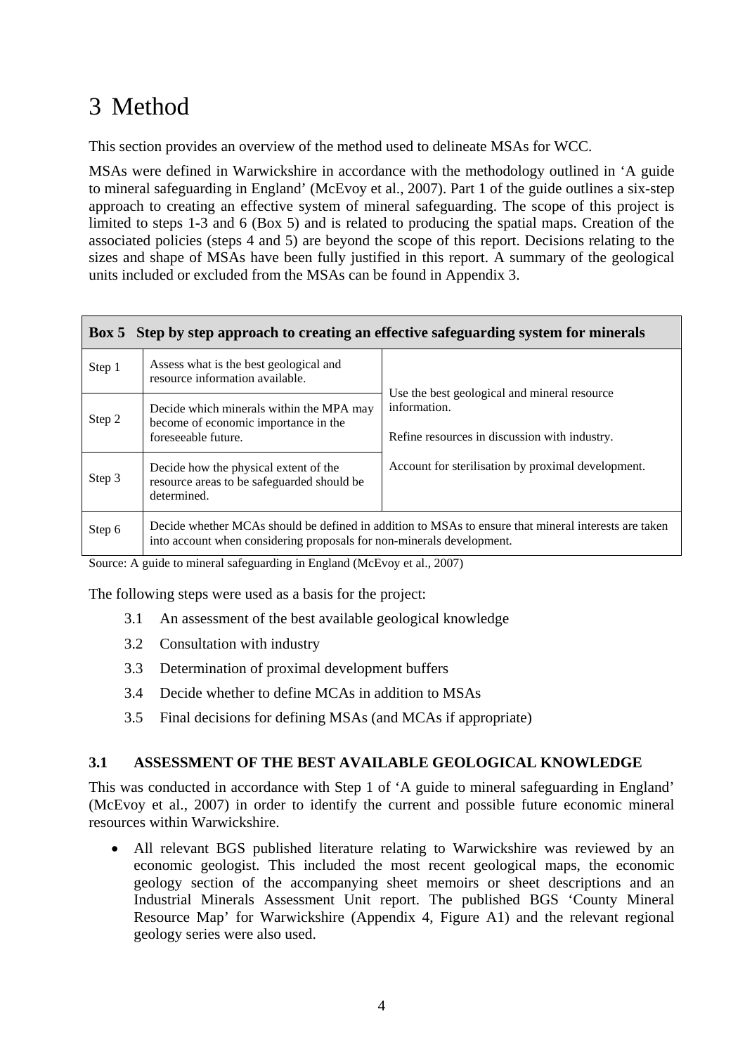# 3 Method

This section provides an overview of the method used to delineate MSAs for WCC.

MSAs were defined in Warwickshire in accordance with the methodology outlined in 'A guide to mineral safeguarding in England' (McEvoy et al., 2007). Part 1 of the guide outlines a six-step approach to creating an effective system of mineral safeguarding. The scope of this project is limited to steps 1-3 and 6 (Box 5) and is related to producing the spatial maps. Creation of the associated policies (steps 4 and 5) are beyond the scope of this report. Decisions relating to the sizes and shape of MSAs have been fully justified in this report. A summary of the geological units included or excluded from the MSAs can be found in Appendix 3.

**Box 5 Step by step approach to creating an effective safeguarding system for minerals**

| Step | Description | |
|---|---|---|
| Step 1 | Assess what is the best geological and resource information available. | Use the best geological and mineral resource information.<br><br>Refine resources in discussion with industry.<br><br>Account for sterilisation by proximal development. |
| Step 2 | Decide which minerals within the MPA may become of economic importance in the foreseeable future. | |
| Step 3 | Decide how the physical extent of the resource areas to be safeguarded should be determined. | |
| Step 6 | Decide whether MCAs should be defined in addition to MSAs to ensure that mineral interests are taken into account when considering proposals for non-minerals development. | |

Source: A guide to mineral safeguarding in England (McEvoy et al., 2007)

The following steps were used as a basis for the project:

- 3.1 An assessment of the best available geological knowledge
- 3.2 Consultation with industry
- 3.3 Determination of proximal development buffers
- 3.4 Decide whether to define MCAs in addition to MSAs
- 3.5 Final decisions for defining MSAs (and MCAs if appropriate)

### 3.1 ASSESSMENT OF THE BEST AVAILABLE GEOLOGICAL KNOWLEDGE

This was conducted in accordance with Step 1 of 'A guide to mineral safeguarding in England' (McEvoy et al., 2007) in order to identify the current and possible future economic mineral resources within Warwickshire.

- All relevant BGS published literature relating to Warwickshire was reviewed by an economic geologist. This included the most recent geological maps, the economic geology section of the accompanying sheet memoirs or sheet descriptions and an Industrial Minerals Assessment Unit report. The published BGS 'County Mineral Resource Map' for Warwickshire (Appendix 4, Figure A1) and the relevant regional geology series were also used.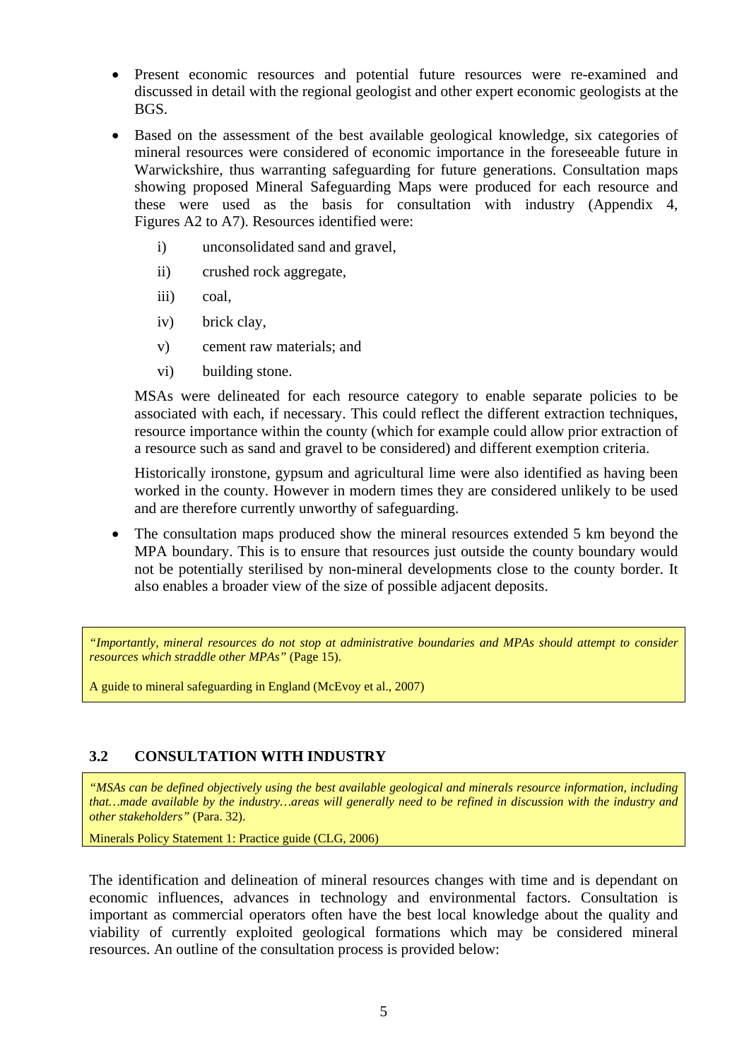- Present economic resources and potential future resources were re-examined and discussed in detail with the regional geologist and other expert economic geologists at the BGS.

- Based on the assessment of the best available geological knowledge, six categories of mineral resources were considered of economic importance in the foreseeable future in Warwickshire, thus warranting safeguarding for future generations. Consultation maps showing proposed Mineral Safeguarding Maps were produced for each resource and these were used as the basis for consultation with industry (Appendix 4, Figures A2 to A7). Resources identified were:

  i) unconsolidated sand and gravel,

  ii) crushed rock aggregate,

  iii) coal,

  iv) brick clay,

  v) cement raw materials; and

  vi) building stone.

  MSAs were delineated for each resource category to enable separate policies to be associated with each, if necessary. This could reflect the different extraction techniques, resource importance within the county (which for example could allow prior extraction of a resource such as sand and gravel to be considered) and different exemption criteria.

  Historically ironstone, gypsum and agricultural lime were also identified as having been worked in the county. However in modern times they are considered unlikely to be used and are therefore currently unworthy of safeguarding.

- The consultation maps produced show the mineral resources extended 5 km beyond the MPA boundary. This is to ensure that resources just outside the county boundary would not be potentially sterilised by non-mineral developments close to the county border. It also enables a broader view of the size of possible adjacent deposits.

> *"Importantly, mineral resources do not stop at administrative boundaries and MPAs should attempt to consider resources which straddle other MPAs"* (Page 15).
>
> A guide to mineral safeguarding in England (McEvoy et al., 2007)

## 3.2 CONSULTATION WITH INDUSTRY

> *"MSAs can be defined objectively using the best available geological and minerals resource information, including that…made available by the industry…areas will generally need to be refined in discussion with the industry and other stakeholders"* (Para. 32).
>
> Minerals Policy Statement 1: Practice guide (CLG, 2006)

The identification and delineation of mineral resources changes with time and is dependant on economic influences, advances in technology and environmental factors. Consultation is important as commercial operators often have the best local knowledge about the quality and viability of currently exploited geological formations which may be considered mineral resources. An outline of the consultation process is provided below: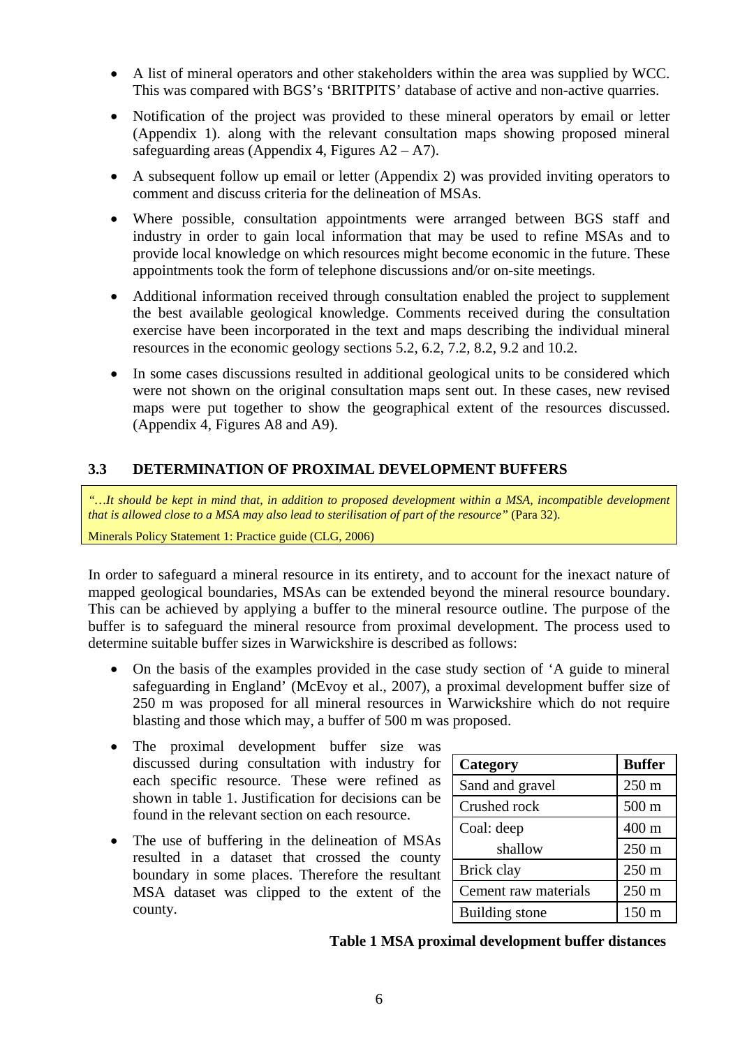- A list of mineral operators and other stakeholders within the area was supplied by WCC. This was compared with BGS's 'BRITPITS' database of active and non-active quarries.
- Notification of the project was provided to these mineral operators by email or letter (Appendix 1). along with the relevant consultation maps showing proposed mineral safeguarding areas (Appendix 4, Figures A2 – A7).
- A subsequent follow up email or letter (Appendix 2) was provided inviting operators to comment and discuss criteria for the delineation of MSAs.
- Where possible, consultation appointments were arranged between BGS staff and industry in order to gain local information that may be used to refine MSAs and to provide local knowledge on which resources might become economic in the future. These appointments took the form of telephone discussions and/or on-site meetings.
- Additional information received through consultation enabled the project to supplement the best available geological knowledge. Comments received during the consultation exercise have been incorporated in the text and maps describing the individual mineral resources in the economic geology sections 5.2, 6.2, 7.2, 8.2, 9.2 and 10.2.
- In some cases discussions resulted in additional geological units to be considered which were not shown on the original consultation maps sent out. In these cases, new revised maps were put together to show the geographical extent of the resources discussed. (Appendix 4, Figures A8 and A9).

## 3.3 DETERMINATION OF PROXIMAL DEVELOPMENT BUFFERS

> *"…It should be kept in mind that, in addition to proposed development within a MSA, incompatible development that is allowed close to a MSA may also lead to sterilisation of part of the resource"* (Para 32).
>
> Minerals Policy Statement 1: Practice guide (CLG, 2006)

In order to safeguard a mineral resource in its entirety, and to account for the inexact nature of mapped geological boundaries, MSAs can be extended beyond the mineral resource boundary. This can be achieved by applying a buffer to the mineral resource outline. The purpose of the buffer is to safeguard the mineral resource from proximal development. The process used to determine suitable buffer sizes in Warwickshire is described as follows:

- On the basis of the examples provided in the case study section of 'A guide to mineral safeguarding in England' (McEvoy et al., 2007), a proximal development buffer size of 250 m was proposed for all mineral resources in Warwickshire which do not require blasting and those which may, a buffer of 500 m was proposed.
- The proximal development buffer size was discussed during consultation with industry for each specific resource. These were refined as shown in table 1. Justification for decisions can be found in the relevant section on each resource.
- The use of buffering in the delineation of MSAs resulted in a dataset that crossed the county boundary in some places. Therefore the resultant MSA dataset was clipped to the extent of the county.

| Category | Buffer |
|---|---|
| Sand and gravel | 250 m |
| Crushed rock | 500 m |
| Coal: deep | 400 m |
| shallow | 250 m |
| Brick clay | 250 m |
| Cement raw materials | 250 m |
| Building stone | 150 m |

**Table 1 MSA proximal development buffer distances**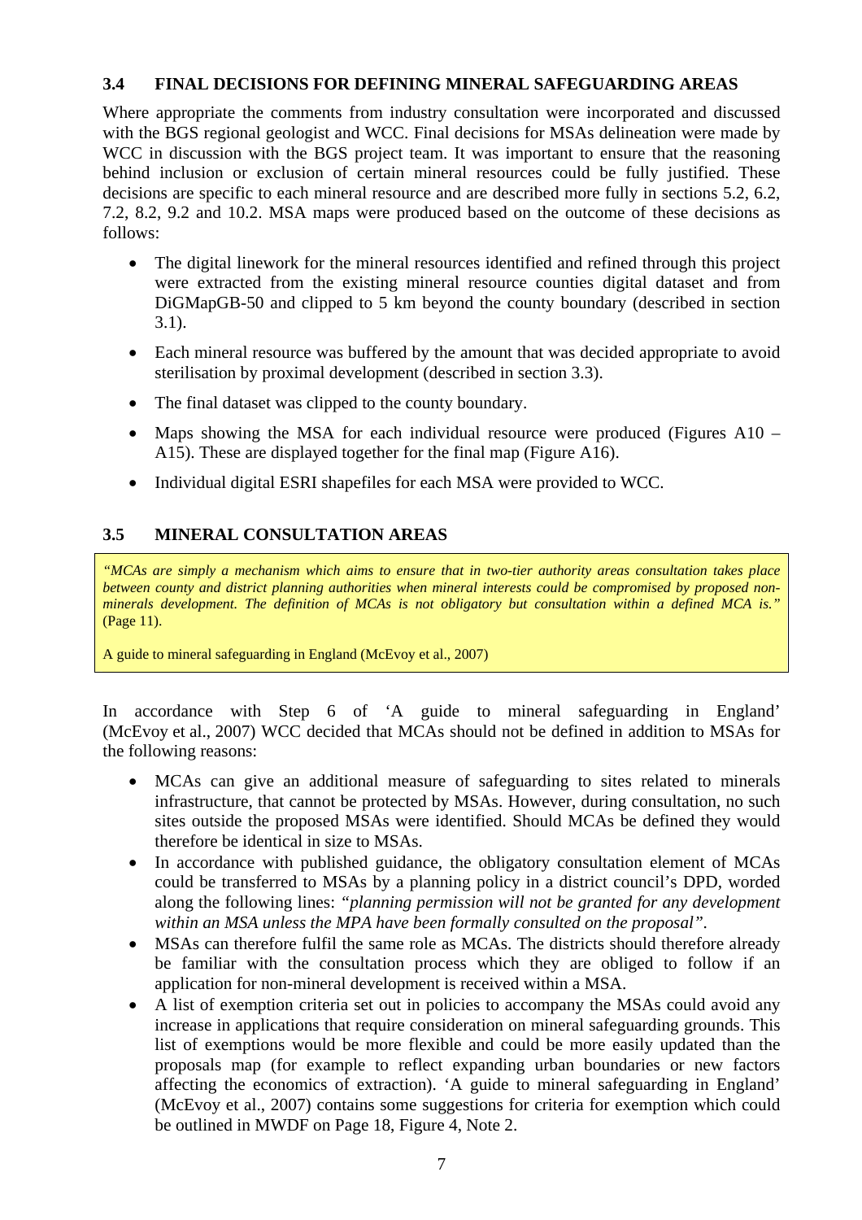### 3.4 FINAL DECISIONS FOR DEFINING MINERAL SAFEGUARDING AREAS

Where appropriate the comments from industry consultation were incorporated and discussed with the BGS regional geologist and WCC. Final decisions for MSAs delineation were made by WCC in discussion with the BGS project team. It was important to ensure that the reasoning behind inclusion or exclusion of certain mineral resources could be fully justified. These decisions are specific to each mineral resource and are described more fully in sections 5.2, 6.2, 7.2, 8.2, 9.2 and 10.2. MSA maps were produced based on the outcome of these decisions as follows:

- The digital linework for the mineral resources identified and refined through this project were extracted from the existing mineral resource counties digital dataset and from DiGMapGB-50 and clipped to 5 km beyond the county boundary (described in section 3.1).
- Each mineral resource was buffered by the amount that was decided appropriate to avoid sterilisation by proximal development (described in section 3.3).
- The final dataset was clipped to the county boundary.
- Maps showing the MSA for each individual resource were produced (Figures A10 – A15). These are displayed together for the final map (Figure A16).
- Individual digital ESRI shapefiles for each MSA were provided to WCC.

### 3.5 MINERAL CONSULTATION AREAS

> *"MCAs are simply a mechanism which aims to ensure that in two-tier authority areas consultation takes place between county and district planning authorities when mineral interests could be compromised by proposed non-minerals development. The definition of MCAs is not obligatory but consultation within a defined MCA is."* (Page 11).
>
> A guide to mineral safeguarding in England (McEvoy et al., 2007)

In accordance with Step 6 of 'A guide to mineral safeguarding in England' (McEvoy et al., 2007) WCC decided that MCAs should not be defined in addition to MSAs for the following reasons:

- MCAs can give an additional measure of safeguarding to sites related to minerals infrastructure, that cannot be protected by MSAs. However, during consultation, no such sites outside the proposed MSAs were identified. Should MCAs be defined they would therefore be identical in size to MSAs.
- In accordance with published guidance, the obligatory consultation element of MCAs could be transferred to MSAs by a planning policy in a district council's DPD, worded along the following lines: *"planning permission will not be granted for any development within an MSA unless the MPA have been formally consulted on the proposal"*.
- MSAs can therefore fulfil the same role as MCAs. The districts should therefore already be familiar with the consultation process which they are obliged to follow if an application for non-mineral development is received within a MSA.
- A list of exemption criteria set out in policies to accompany the MSAs could avoid any increase in applications that require consideration on mineral safeguarding grounds. This list of exemptions would be more flexible and could be more easily updated than the proposals map (for example to reflect expanding urban boundaries or new factors affecting the economics of extraction). 'A guide to mineral safeguarding in England' (McEvoy et al., 2007) contains some suggestions for criteria for exemption which could be outlined in MWDF on Page 18, Figure 4, Note 2.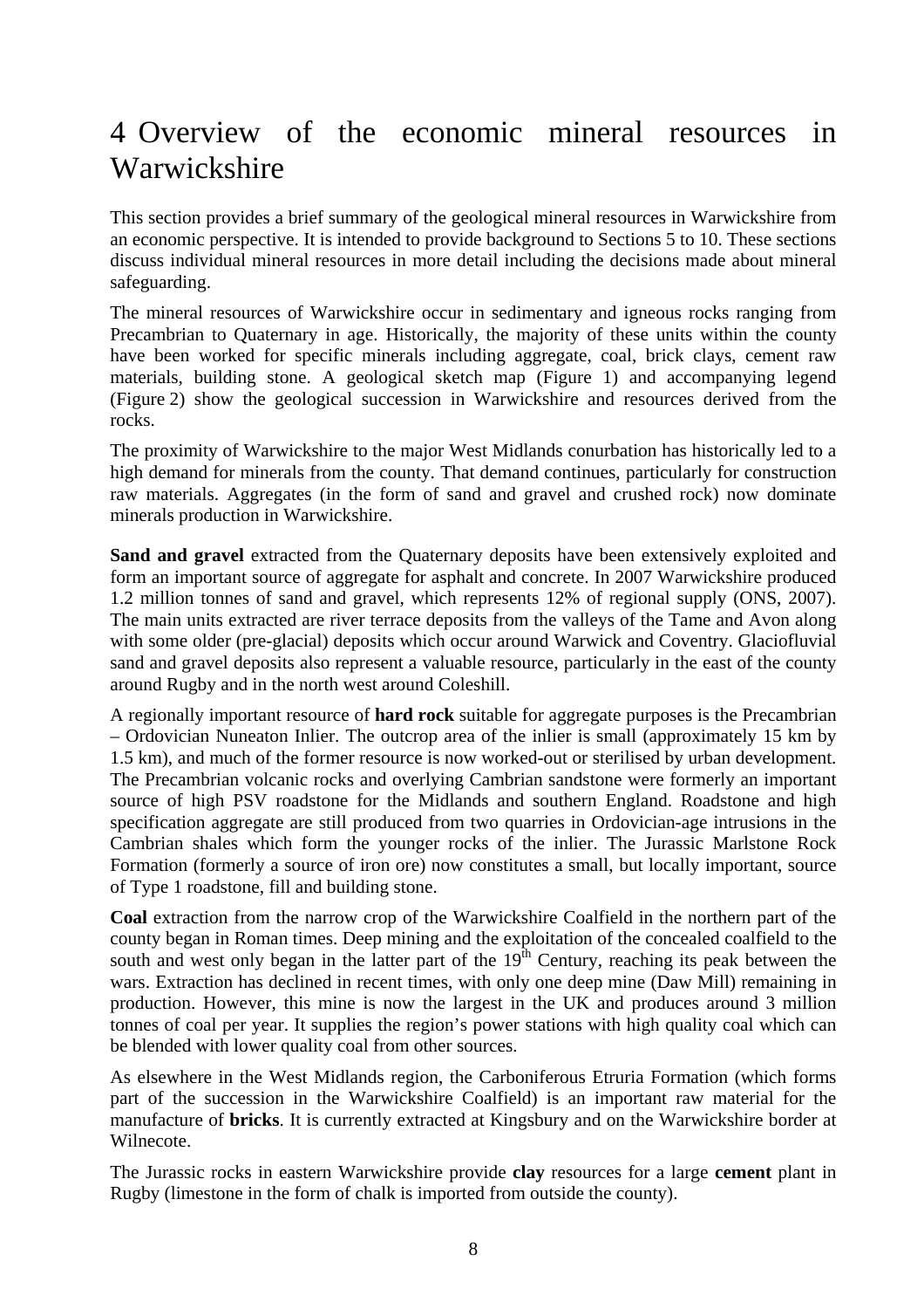# 4 Overview of the economic mineral resources in Warwickshire

This section provides a brief summary of the geological mineral resources in Warwickshire from an economic perspective. It is intended to provide background to Sections 5 to 10. These sections discuss individual mineral resources in more detail including the decisions made about mineral safeguarding.

The mineral resources of Warwickshire occur in sedimentary and igneous rocks ranging from Precambrian to Quaternary in age. Historically, the majority of these units within the county have been worked for specific minerals including aggregate, coal, brick clays, cement raw materials, building stone. A geological sketch map (Figure 1) and accompanying legend (Figure 2) show the geological succession in Warwickshire and resources derived from the rocks.

The proximity of Warwickshire to the major West Midlands conurbation has historically led to a high demand for minerals from the county. That demand continues, particularly for construction raw materials. Aggregates (in the form of sand and gravel and crushed rock) now dominate minerals production in Warwickshire.

**Sand and gravel** extracted from the Quaternary deposits have been extensively exploited and form an important source of aggregate for asphalt and concrete. In 2007 Warwickshire produced 1.2 million tonnes of sand and gravel, which represents 12% of regional supply (ONS, 2007). The main units extracted are river terrace deposits from the valleys of the Tame and Avon along with some older (pre-glacial) deposits which occur around Warwick and Coventry. Glaciofluvial sand and gravel deposits also represent a valuable resource, particularly in the east of the county around Rugby and in the north west around Coleshill.

A regionally important resource of **hard rock** suitable for aggregate purposes is the Precambrian – Ordovician Nuneaton Inlier. The outcrop area of the inlier is small (approximately 15 km by 1.5 km), and much of the former resource is now worked-out or sterilised by urban development. The Precambrian volcanic rocks and overlying Cambrian sandstone were formerly an important source of high PSV roadstone for the Midlands and southern England. Roadstone and high specification aggregate are still produced from two quarries in Ordovician-age intrusions in the Cambrian shales which form the younger rocks of the inlier. The Jurassic Marlstone Rock Formation (formerly a source of iron ore) now constitutes a small, but locally important, source of Type 1 roadstone, fill and building stone.

**Coal** extraction from the narrow crop of the Warwickshire Coalfield in the northern part of the county began in Roman times. Deep mining and the exploitation of the concealed coalfield to the south and west only began in the latter part of the 19th Century, reaching its peak between the wars. Extraction has declined in recent times, with only one deep mine (Daw Mill) remaining in production. However, this mine is now the largest in the UK and produces around 3 million tonnes of coal per year. It supplies the region's power stations with high quality coal which can be blended with lower quality coal from other sources.

As elsewhere in the West Midlands region, the Carboniferous Etruria Formation (which forms part of the succession in the Warwickshire Coalfield) is an important raw material for the manufacture of **bricks**. It is currently extracted at Kingsbury and on the Warwickshire border at Wilnecote.

The Jurassic rocks in eastern Warwickshire provide **clay** resources for a large **cement** plant in Rugby (limestone in the form of chalk is imported from outside the county).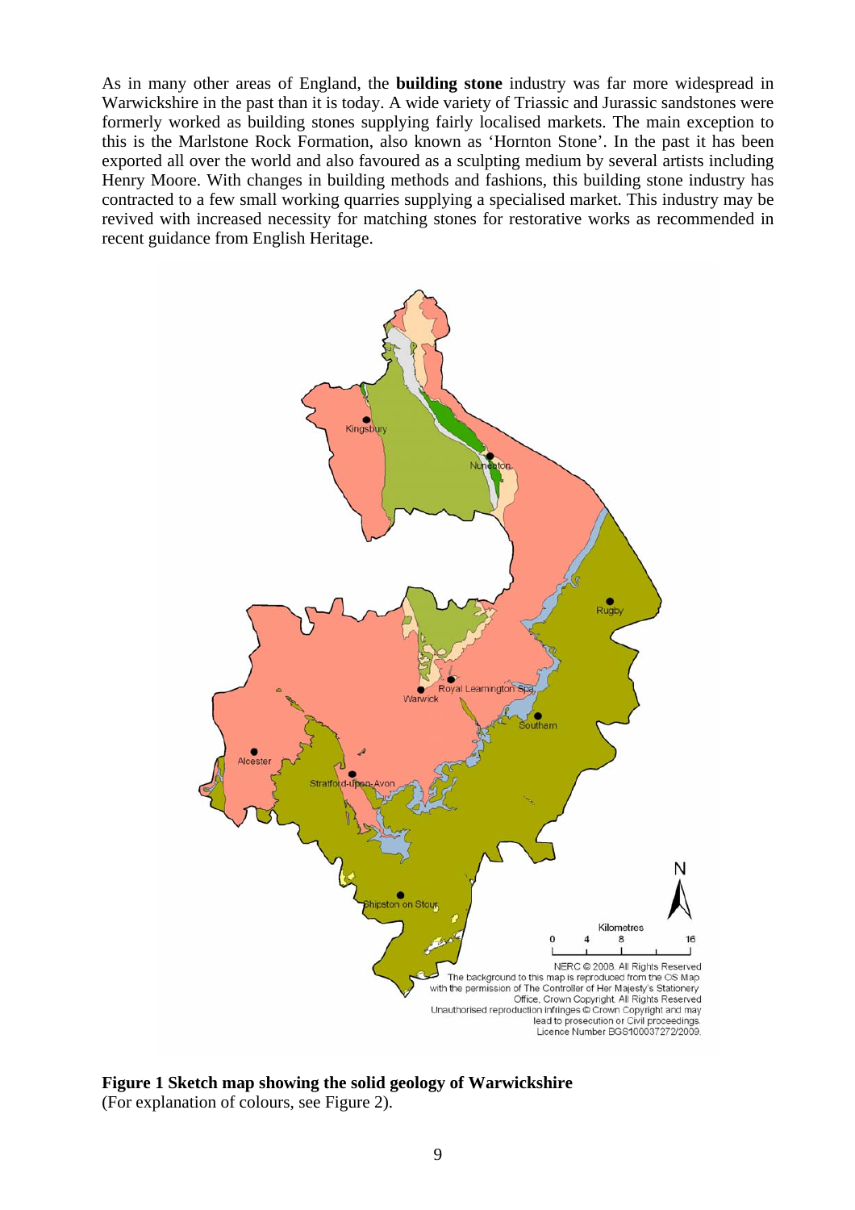As in many other areas of England, the **building stone** industry was far more widespread in Warwickshire in the past than it is today. A wide variety of Triassic and Jurassic sandstones were formerly worked as building stones supplying fairly localised markets. The main exception to this is the Marlstone Rock Formation, also known as 'Hornton Stone'. In the past it has been exported all over the world and also favoured as a sculpting medium by several artists including Henry Moore. With changes in building methods and fashions, this building stone industry has contracted to a few small working quarries supplying a specialised market. This industry may be revived with increased necessity for matching stones for restorative works as recommended in recent guidance from English Heritage.

**Figure 1 Sketch map showing the solid geology of Warwickshire**
(For explanation of colours, see Figure 2).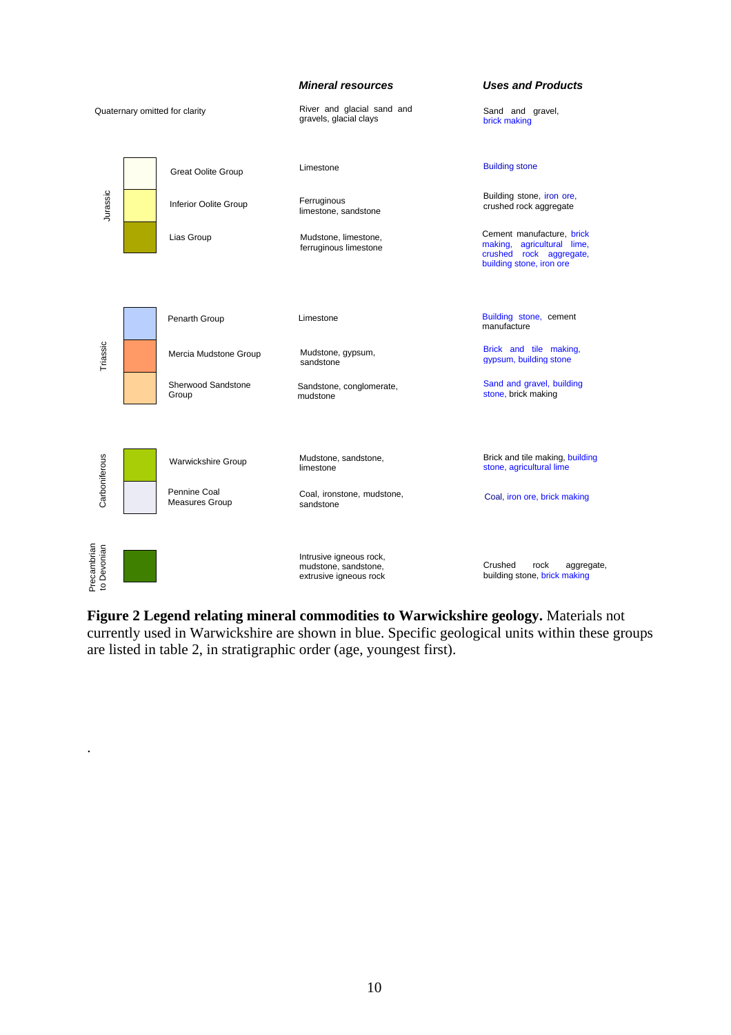| Period | Group | *Mineral resources* | *Uses and Products* |
|---|---|---|---|
| Quaternary omitted for clarity | | River and glacial sand and gravels, glacial clays | Sand and gravel, brick making |
| Jurassic | Great Oolite Group | Limestone | Building stone |
| | Inferior Oolite Group | Ferruginous limestone, sandstone | Building stone, iron ore, crushed rock aggregate |
| | Lias Group | Mudstone, limestone, ferruginous limestone | Cement manufacture, brick making, agricultural lime, crushed rock aggregate, building stone, iron ore |
| Triassic | Penarth Group | Limestone | Building stone, cement manufacture |
| | Mercia Mudstone Group | Mudstone, gypsum, sandstone | Brick and tile making, gypsum, building stone |
| | Sherwood Sandstone Group | Sandstone, conglomerate, mudstone | Sand and gravel, building stone, brick making |
| Carboniferous | Warwickshire Group | Mudstone, sandstone, limestone | Brick and tile making, building stone, agricultural lime |
| | Pennine Coal Measures Group | Coal, ironstone, mudstone, sandstone | Coal, iron ore, brick making |
| Precambrian to Devonian | | Intrusive igneous rock, mudstone, sandstone, extrusive igneous rock | Crushed rock aggregate, building stone, brick making |

**Figure 2 Legend relating mineral commodities to Warwickshire geology.** Materials not currently used in Warwickshire are shown in blue. Specific geological units within these groups are listed in table 2, in stratigraphic order (age, youngest first).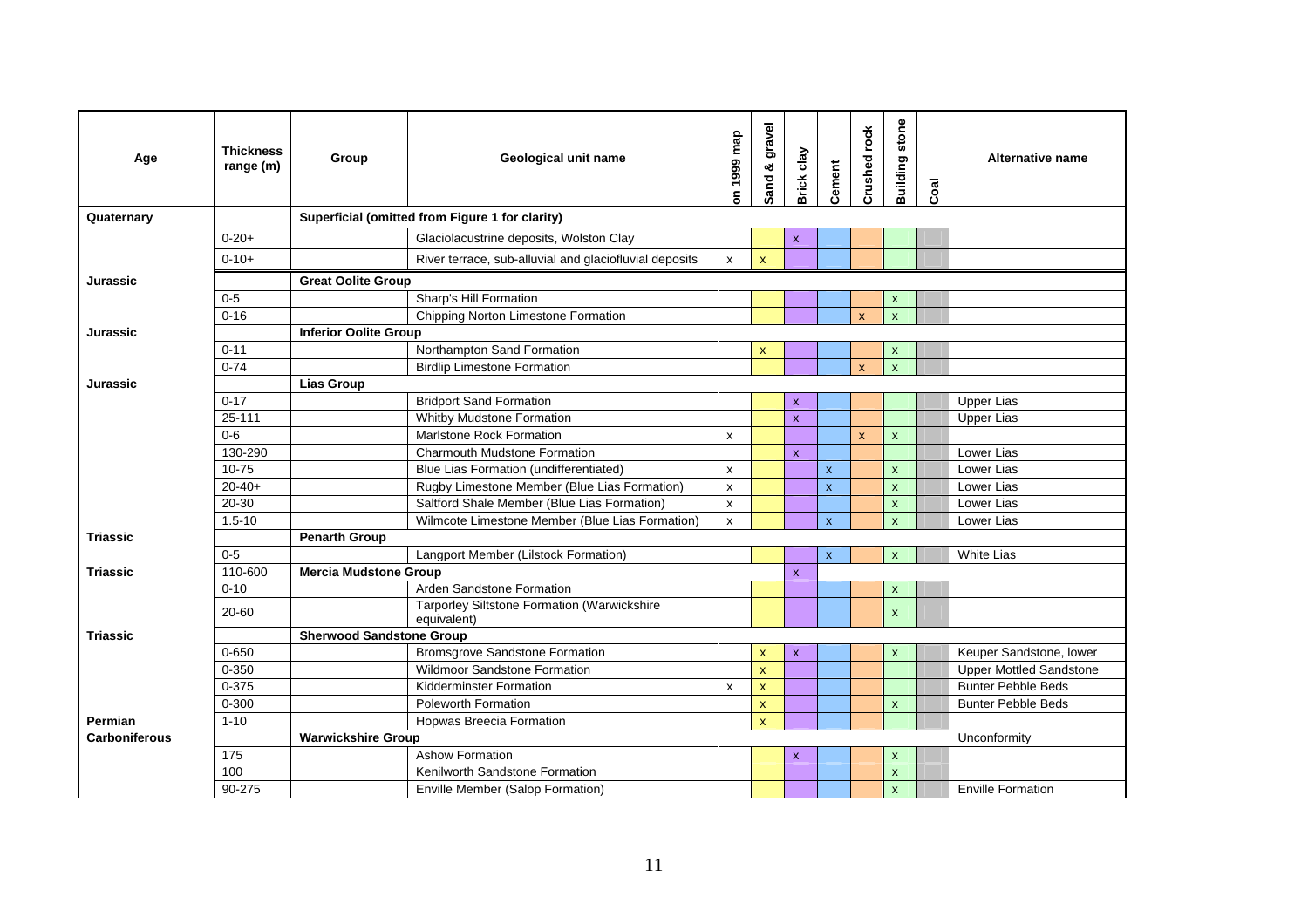| Age | Thickness range (m) | Group | Geological unit name | on 1999 map | Sand & gravel | Brick clay | Cement | Crushed rock | Building stone | Coal | Alternative name |
|---|---|---|---|---|---|---|---|---|---|---|---|
| **Quaternary** | | **Superficial (omitted from Figure 1 for clarity)** | | | | | | | | | |
| | 0-20+ | | Glaciolacustrine deposits, Wolston Clay | | | x | | | | | |
| | 0-10+ | | River terrace, sub-alluvial and glaciofluvial deposits | x | x | | | | | | |
| **Jurassic** | | **Great Oolite Group** | | | | | | | | | |
| | 0-5 | | Sharp's Hill Formation | | | | | | x | | |
| | 0-16 | | Chipping Norton Limestone Formation | | | | | x | x | | |
| **Jurassic** | | **Inferior Oolite Group** | | | | | | | | | |
| | 0-11 | | Northampton Sand Formation | | x | | | | x | | |
| | 0-74 | | Birdlip Limestone Formation | | | | | x | x | | |
| **Jurassic** | | **Lias Group** | | | | | | | | | |
| | 0-17 | | Bridport Sand Formation | | | x | | | | | Upper Lias |
| | 25-111 | | Whitby Mudstone Formation | | | x | | | | | Upper Lias |
| | 0-6 | | Marlstone Rock Formation | x | | | | x | x | | |
| | 130-290 | | Charmouth Mudstone Formation | | | x | | | | | Lower Lias |
| | 10-75 | | Blue Lias Formation (undifferentiated) | x | | | x | | x | | Lower Lias |
| | 20-40+ | | Rugby Limestone Member (Blue Lias Formation) | x | | | x | | x | | Lower Lias |
| | 20-30 | | Saltford Shale Member (Blue Lias Formation) | x | | | | | x | | Lower Lias |
| | 1.5-10 | | Wilmcote Limestone Member (Blue Lias Formation) | x | | | x | | x | | Lower Lias |
| **Triassic** | | **Penarth Group** | | | | | | | | | |
| | 0-5 | | Langport Member (Lilstock Formation) | | | | x | | x | | White Lias |
| **Triassic** | 110-600 | **Mercia Mudstone Group** | | | | x | | | | | |
| | 0-10 | | Arden Sandstone Formation | | | | | | x | | |
| | 20-60 | | Tarporley Siltstone Formation (Warwickshire equivalent) | | | | | | x | | |
| **Triassic** | | **Sherwood Sandstone Group** | | | | | | | | | |
| | 0-650 | | Bromsgrove Sandstone Formation | | x | x | | | x | | Keuper Sandstone, lower |
| | 0-350 | | Wildmoor Sandstone Formation | | x | | | | | | Upper Mottled Sandstone |
| | 0-375 | | Kidderminster Formation | x | x | | | | | | Bunter Pebble Beds |
| | 0-300 | | Poleworth Formation | | x | | | | x | | Bunter Pebble Beds |
| **Permian** | 1-10 | | Hopwas Breecia Formation | | x | | | | | | |
| **Carboniferous** | | **Warwickshire Group** | | | | | | | | | Unconformity |
| | 175 | | Ashow Formation | | | x | | | x | | |
| | 100 | | Kenilworth Sandstone Formation | | | | | | x | | |
| | 90-275 | | Enville Member (Salop Formation) | | | | | | x | | Enville Formation |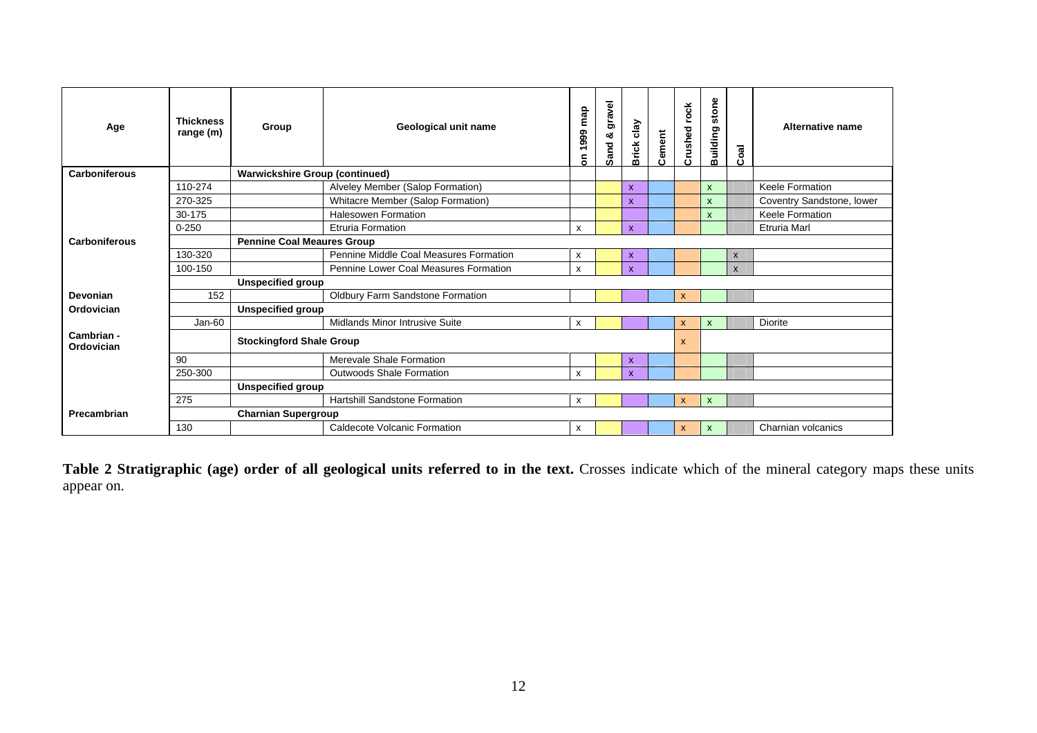| Age | Thickness range (m) | Group | Geological unit name | on 1999 map | Sand & gravel | Brick clay | Cement | Crushed rock | Building stone | Coal | Alternative name |
|---|---|---|---|---|---|---|---|---|---|---|---|
| **Carboniferous** | | **Warwickshire Group (continued)** | | | | | | | | | |
| | 110-274 | | Alveley Member (Salop Formation) | | | x | | | x | | Keele Formation |
| | 270-325 | | Whitacre Member (Salop Formation) | | | x | | | x | | Coventry Sandstone, lower |
| | 30-175 | | Halesowen Formation | | | | | | x | | Keele Formation |
| | 0-250 | | Etruria Formation | x | | x | | | | | Etruria Marl |
| **Carboniferous** | | **Pennine Coal Meaures Group** | | | | | | | | | |
| | 130-320 | | Pennine Middle Coal Measures Formation | x | | x | | | | x | |
| | 100-150 | | Pennine Lower Coal Measures Formation | x | | x | | | | x | |
| | | **Unspecified group** | | | | | | | | | |
| **Devonian** | 152 | | Oldbury Farm Sandstone Formation | | | | | x | | | |
| **Ordovician** | | **Unspecified group** | | | | | | | | | |
| | Jan-60 | | Midlands Minor Intrusive Suite | x | | | | x | x | | Diorite |
| **Cambrian - Ordovician** | | **Stockingford Shale Group** | | | | | | x | | | |
| | 90 | | Merevale Shale Formation | | | x | | | | | |
| | 250-300 | | Outwoods Shale Formation | x | | x | | | | | |
| | | **Unspecified group** | | | | | | | | | |
| | 275 | | Hartshill Sandstone Formation | x | | | | x | x | | |
| **Precambrian** | | **Charnian Supergroup** | | | | | | | | | |
| | 130 | | Caldecote Volcanic Formation | x | | | | x | x | | Charnian volcanics |

**Table 2 Stratigraphic (age) order of all geological units referred to in the text.** Crosses indicate which of the mineral category maps these units appear on.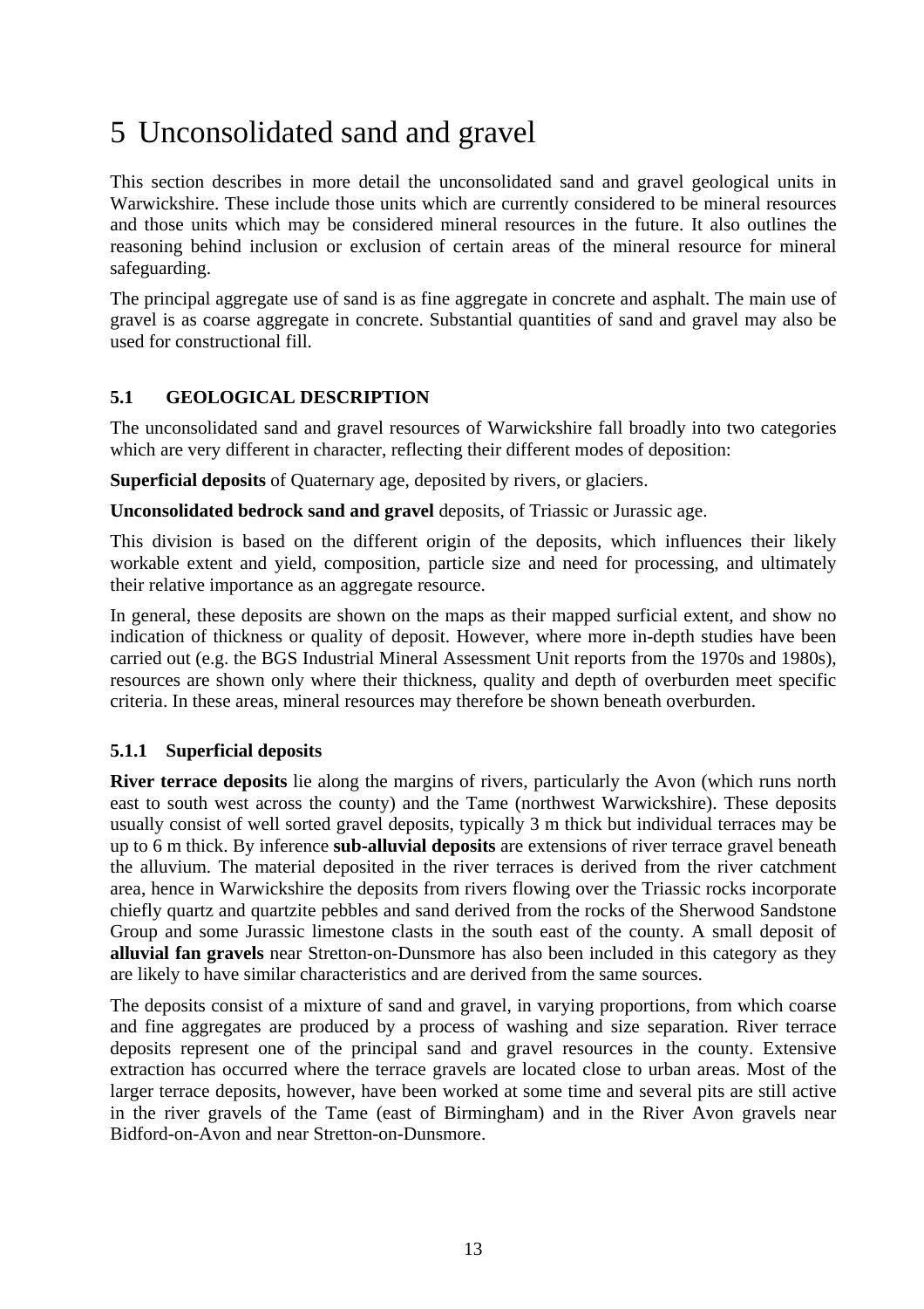# 5 Unconsolidated sand and gravel

This section describes in more detail the unconsolidated sand and gravel geological units in Warwickshire. These include those units which are currently considered to be mineral resources and those units which may be considered mineral resources in the future. It also outlines the reasoning behind inclusion or exclusion of certain areas of the mineral resource for mineral safeguarding.

The principal aggregate use of sand is as fine aggregate in concrete and asphalt. The main use of gravel is as coarse aggregate in concrete. Substantial quantities of sand and gravel may also be used for constructional fill.

## 5.1 GEOLOGICAL DESCRIPTION

The unconsolidated sand and gravel resources of Warwickshire fall broadly into two categories which are very different in character, reflecting their different modes of deposition:

**Superficial deposits** of Quaternary age, deposited by rivers, or glaciers.

**Unconsolidated bedrock sand and gravel** deposits, of Triassic or Jurassic age.

This division is based on the different origin of the deposits, which influences their likely workable extent and yield, composition, particle size and need for processing, and ultimately their relative importance as an aggregate resource.

In general, these deposits are shown on the maps as their mapped surficial extent, and show no indication of thickness or quality of deposit. However, where more in-depth studies have been carried out (e.g. the BGS Industrial Mineral Assessment Unit reports from the 1970s and 1980s), resources are shown only where their thickness, quality and depth of overburden meet specific criteria. In these areas, mineral resources may therefore be shown beneath overburden.

### 5.1.1 Superficial deposits

**River terrace deposits** lie along the margins of rivers, particularly the Avon (which runs north east to south west across the county) and the Tame (northwest Warwickshire). These deposits usually consist of well sorted gravel deposits, typically 3 m thick but individual terraces may be up to 6 m thick. By inference **sub-alluvial deposits** are extensions of river terrace gravel beneath the alluvium. The material deposited in the river terraces is derived from the river catchment area, hence in Warwickshire the deposits from rivers flowing over the Triassic rocks incorporate chiefly quartz and quartzite pebbles and sand derived from the rocks of the Sherwood Sandstone Group and some Jurassic limestone clasts in the south east of the county. A small deposit of **alluvial fan gravels** near Stretton-on-Dunsmore has also been included in this category as they are likely to have similar characteristics and are derived from the same sources.

The deposits consist of a mixture of sand and gravel, in varying proportions, from which coarse and fine aggregates are produced by a process of washing and size separation. River terrace deposits represent one of the principal sand and gravel resources in the county. Extensive extraction has occurred where the terrace gravels are located close to urban areas. Most of the larger terrace deposits, however, have been worked at some time and several pits are still active in the river gravels of the Tame (east of Birmingham) and in the River Avon gravels near Bidford-on-Avon and near Stretton-on-Dunsmore.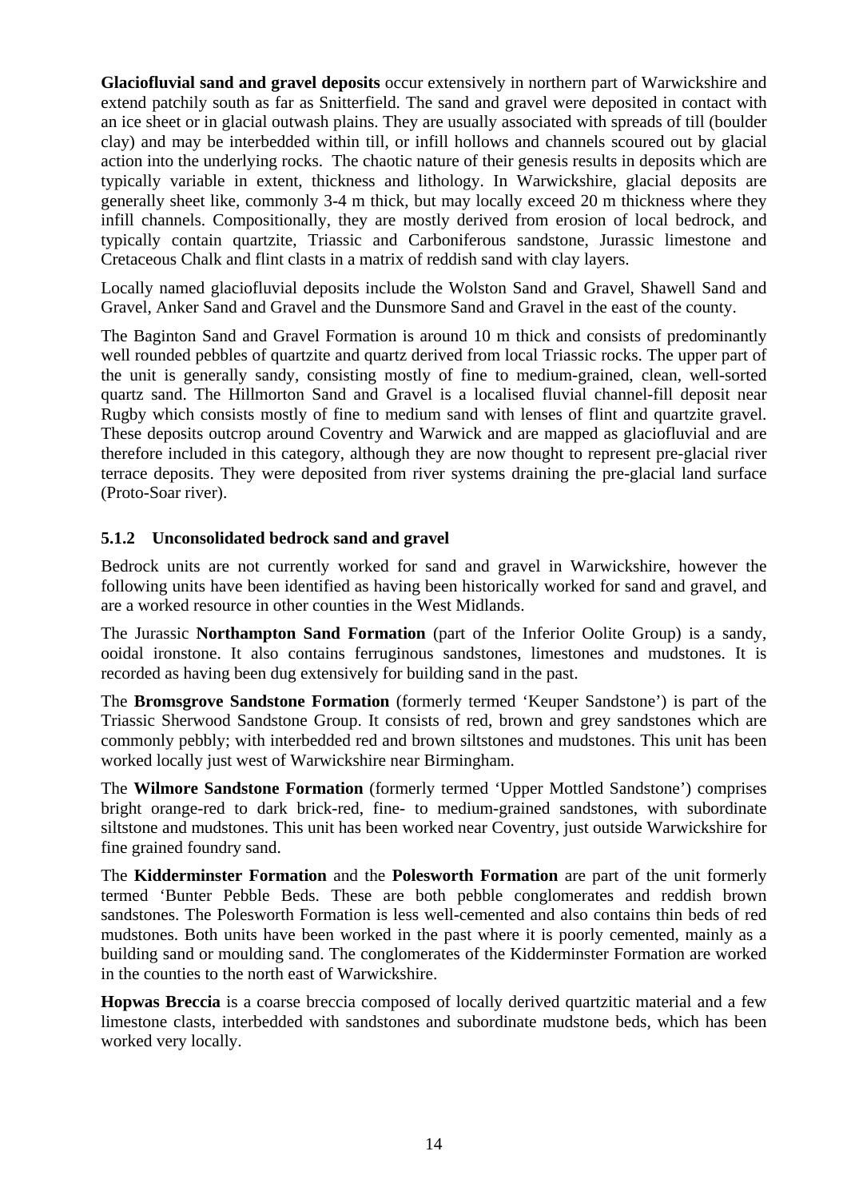**Glaciofluvial sand and gravel deposits** occur extensively in northern part of Warwickshire and extend patchily south as far as Snitterfield. The sand and gravel were deposited in contact with an ice sheet or in glacial outwash plains. They are usually associated with spreads of till (boulder clay) and may be interbedded within till, or infill hollows and channels scoured out by glacial action into the underlying rocks. The chaotic nature of their genesis results in deposits which are typically variable in extent, thickness and lithology. In Warwickshire, glacial deposits are generally sheet like, commonly 3-4 m thick, but may locally exceed 20 m thickness where they infill channels. Compositionally, they are mostly derived from erosion of local bedrock, and typically contain quartzite, Triassic and Carboniferous sandstone, Jurassic limestone and Cretaceous Chalk and flint clasts in a matrix of reddish sand with clay layers.

Locally named glaciofluvial deposits include the Wolston Sand and Gravel, Shawell Sand and Gravel, Anker Sand and Gravel and the Dunsmore Sand and Gravel in the east of the county.

The Baginton Sand and Gravel Formation is around 10 m thick and consists of predominantly well rounded pebbles of quartzite and quartz derived from local Triassic rocks. The upper part of the unit is generally sandy, consisting mostly of fine to medium-grained, clean, well-sorted quartz sand. The Hillmorton Sand and Gravel is a localised fluvial channel-fill deposit near Rugby which consists mostly of fine to medium sand with lenses of flint and quartzite gravel. These deposits outcrop around Coventry and Warwick and are mapped as glaciofluvial and are therefore included in this category, although they are now thought to represent pre-glacial river terrace deposits. They were deposited from river systems draining the pre-glacial land surface (Proto-Soar river).

### 5.1.2 Unconsolidated bedrock sand and gravel

Bedrock units are not currently worked for sand and gravel in Warwickshire, however the following units have been identified as having been historically worked for sand and gravel, and are a worked resource in other counties in the West Midlands.

The Jurassic **Northampton Sand Formation** (part of the Inferior Oolite Group) is a sandy, ooidal ironstone. It also contains ferruginous sandstones, limestones and mudstones. It is recorded as having been dug extensively for building sand in the past.

The **Bromsgrove Sandstone Formation** (formerly termed 'Keuper Sandstone') is part of the Triassic Sherwood Sandstone Group. It consists of red, brown and grey sandstones which are commonly pebbly; with interbedded red and brown siltstones and mudstones. This unit has been worked locally just west of Warwickshire near Birmingham.

The **Wilmore Sandstone Formation** (formerly termed 'Upper Mottled Sandstone') comprises bright orange-red to dark brick-red, fine- to medium-grained sandstones, with subordinate siltstone and mudstones. This unit has been worked near Coventry, just outside Warwickshire for fine grained foundry sand.

The **Kidderminster Formation** and the **Polesworth Formation** are part of the unit formerly termed 'Bunter Pebble Beds. These are both pebble conglomerates and reddish brown sandstones. The Polesworth Formation is less well-cemented and also contains thin beds of red mudstones. Both units have been worked in the past where it is poorly cemented, mainly as a building sand or moulding sand. The conglomerates of the Kidderminster Formation are worked in the counties to the north east of Warwickshire.

**Hopwas Breccia** is a coarse breccia composed of locally derived quartzitic material and a few limestone clasts, interbedded with sandstones and subordinate mudstone beds, which has been worked very locally.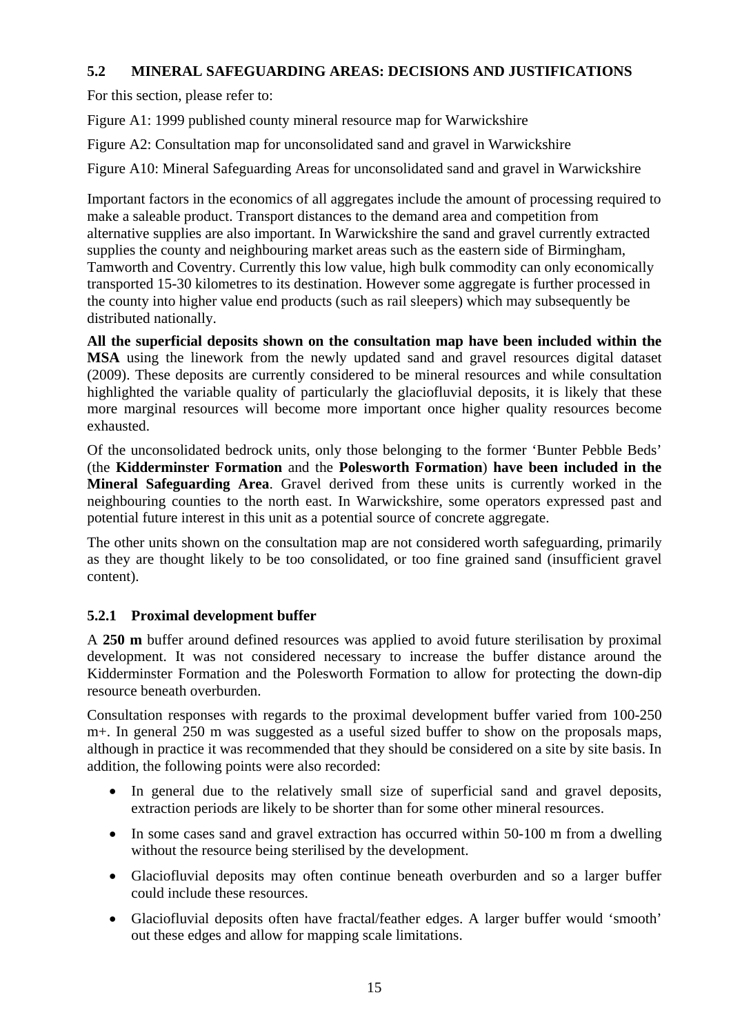## 5.2 MINERAL SAFEGUARDING AREAS: DECISIONS AND JUSTIFICATIONS

For this section, please refer to:

Figure A1: 1999 published county mineral resource map for Warwickshire

Figure A2: Consultation map for unconsolidated sand and gravel in Warwickshire

Figure A10: Mineral Safeguarding Areas for unconsolidated sand and gravel in Warwickshire

Important factors in the economics of all aggregates include the amount of processing required to make a saleable product. Transport distances to the demand area and competition from alternative supplies are also important. In Warwickshire the sand and gravel currently extracted supplies the county and neighbouring market areas such as the eastern side of Birmingham, Tamworth and Coventry. Currently this low value, high bulk commodity can only economically transported 15-30 kilometres to its destination. However some aggregate is further processed in the county into higher value end products (such as rail sleepers) which may subsequently be distributed nationally.

**All the superficial deposits shown on the consultation map have been included within the MSA** using the linework from the newly updated sand and gravel resources digital dataset (2009). These deposits are currently considered to be mineral resources and while consultation highlighted the variable quality of particularly the glaciofluvial deposits, it is likely that these more marginal resources will become more important once higher quality resources become exhausted.

Of the unconsolidated bedrock units, only those belonging to the former 'Bunter Pebble Beds' (the **Kidderminster Formation** and the **Polesworth Formation**) **have been included in the Mineral Safeguarding Area**. Gravel derived from these units is currently worked in the neighbouring counties to the north east. In Warwickshire, some operators expressed past and potential future interest in this unit as a potential source of concrete aggregate.

The other units shown on the consultation map are not considered worth safeguarding, primarily as they are thought likely to be too consolidated, or too fine grained sand (insufficient gravel content).

### 5.2.1 Proximal development buffer

A **250 m** buffer around defined resources was applied to avoid future sterilisation by proximal development. It was not considered necessary to increase the buffer distance around the Kidderminster Formation and the Polesworth Formation to allow for protecting the down-dip resource beneath overburden.

Consultation responses with regards to the proximal development buffer varied from 100-250 m+. In general 250 m was suggested as a useful sized buffer to show on the proposals maps, although in practice it was recommended that they should be considered on a site by site basis. In addition, the following points were also recorded:

- In general due to the relatively small size of superficial sand and gravel deposits, extraction periods are likely to be shorter than for some other mineral resources.
- In some cases sand and gravel extraction has occurred within 50-100 m from a dwelling without the resource being sterilised by the development.
- Glaciofluvial deposits may often continue beneath overburden and so a larger buffer could include these resources.
- Glaciofluvial deposits often have fractal/feather edges. A larger buffer would 'smooth' out these edges and allow for mapping scale limitations.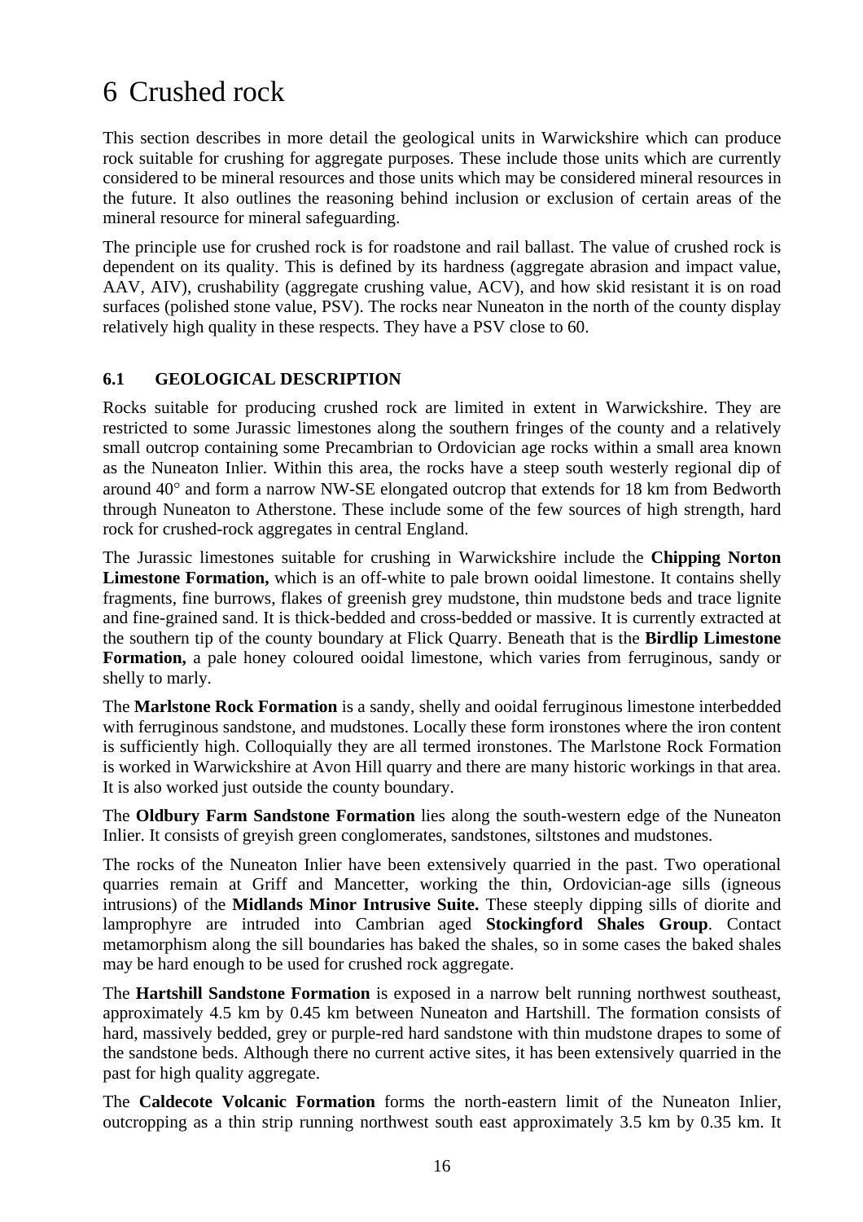# 6 Crushed rock

This section describes in more detail the geological units in Warwickshire which can produce rock suitable for crushing for aggregate purposes. These include those units which are currently considered to be mineral resources and those units which may be considered mineral resources in the future. It also outlines the reasoning behind inclusion or exclusion of certain areas of the mineral resource for mineral safeguarding.

The principle use for crushed rock is for roadstone and rail ballast. The value of crushed rock is dependent on its quality. This is defined by its hardness (aggregate abrasion and impact value, AAV, AIV), crushability (aggregate crushing value, ACV), and how skid resistant it is on road surfaces (polished stone value, PSV). The rocks near Nuneaton in the north of the county display relatively high quality in these respects. They have a PSV close to 60.

## 6.1 GEOLOGICAL DESCRIPTION

Rocks suitable for producing crushed rock are limited in extent in Warwickshire. They are restricted to some Jurassic limestones along the southern fringes of the county and a relatively small outcrop containing some Precambrian to Ordovician age rocks within a small area known as the Nuneaton Inlier. Within this area, the rocks have a steep south westerly regional dip of around 40° and form a narrow NW-SE elongated outcrop that extends for 18 km from Bedworth through Nuneaton to Atherstone. These include some of the few sources of high strength, hard rock for crushed-rock aggregates in central England.

The Jurassic limestones suitable for crushing in Warwickshire include the **Chipping Norton Limestone Formation,** which is an off-white to pale brown ooidal limestone. It contains shelly fragments, fine burrows, flakes of greenish grey mudstone, thin mudstone beds and trace lignite and fine-grained sand. It is thick-bedded and cross-bedded or massive. It is currently extracted at the southern tip of the county boundary at Flick Quarry. Beneath that is the **Birdlip Limestone Formation,** a pale honey coloured ooidal limestone, which varies from ferruginous, sandy or shelly to marly.

The **Marlstone Rock Formation** is a sandy, shelly and ooidal ferruginous limestone interbedded with ferruginous sandstone, and mudstones. Locally these form ironstones where the iron content is sufficiently high. Colloquially they are all termed ironstones. The Marlstone Rock Formation is worked in Warwickshire at Avon Hill quarry and there are many historic workings in that area. It is also worked just outside the county boundary.

The **Oldbury Farm Sandstone Formation** lies along the south-western edge of the Nuneaton Inlier. It consists of greyish green conglomerates, sandstones, siltstones and mudstones.

The rocks of the Nuneaton Inlier have been extensively quarried in the past. Two operational quarries remain at Griff and Mancetter, working the thin, Ordovician-age sills (igneous intrusions) of the **Midlands Minor Intrusive Suite.** These steeply dipping sills of diorite and lamprophyre are intruded into Cambrian aged **Stockingford Shales Group**. Contact metamorphism along the sill boundaries has baked the shales, so in some cases the baked shales may be hard enough to be used for crushed rock aggregate.

The **Hartshill Sandstone Formation** is exposed in a narrow belt running northwest southeast, approximately 4.5 km by 0.45 km between Nuneaton and Hartshill. The formation consists of hard, massively bedded, grey or purple-red hard sandstone with thin mudstone drapes to some of the sandstone beds. Although there no current active sites, it has been extensively quarried in the past for high quality aggregate.

The **Caldecote Volcanic Formation** forms the north-eastern limit of the Nuneaton Inlier, outcropping as a thin strip running northwest south east approximately 3.5 km by 0.35 km. It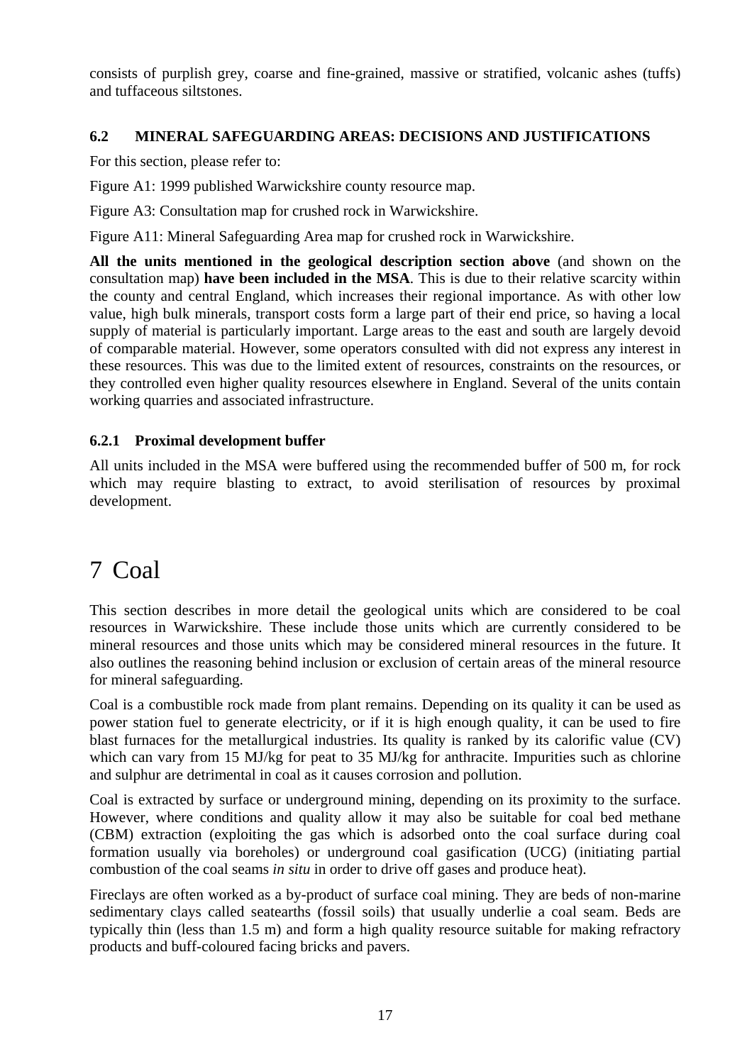consists of purplish grey, coarse and fine-grained, massive or stratified, volcanic ashes (tuffs) and tuffaceous siltstones.

### 6.2 MINERAL SAFEGUARDING AREAS: DECISIONS AND JUSTIFICATIONS

For this section, please refer to:

Figure A1: 1999 published Warwickshire county resource map.

Figure A3: Consultation map for crushed rock in Warwickshire.

Figure A11: Mineral Safeguarding Area map for crushed rock in Warwickshire.

**All the units mentioned in the geological description section above** (and shown on the consultation map) **have been included in the MSA**. This is due to their relative scarcity within the county and central England, which increases their regional importance. As with other low value, high bulk minerals, transport costs form a large part of their end price, so having a local supply of material is particularly important. Large areas to the east and south are largely devoid of comparable material. However, some operators consulted with did not express any interest in these resources. This was due to the limited extent of resources, constraints on the resources, or they controlled even higher quality resources elsewhere in England. Several of the units contain working quarries and associated infrastructure.

#### 6.2.1 Proximal development buffer

All units included in the MSA were buffered using the recommended buffer of 500 m, for rock which may require blasting to extract, to avoid sterilisation of resources by proximal development.

# 7 Coal

This section describes in more detail the geological units which are considered to be coal resources in Warwickshire. These include those units which are currently considered to be mineral resources and those units which may be considered mineral resources in the future. It also outlines the reasoning behind inclusion or exclusion of certain areas of the mineral resource for mineral safeguarding.

Coal is a combustible rock made from plant remains. Depending on its quality it can be used as power station fuel to generate electricity, or if it is high enough quality, it can be used to fire blast furnaces for the metallurgical industries. Its quality is ranked by its calorific value (CV) which can vary from 15 MJ/kg for peat to 35 MJ/kg for anthracite. Impurities such as chlorine and sulphur are detrimental in coal as it causes corrosion and pollution.

Coal is extracted by surface or underground mining, depending on its proximity to the surface. However, where conditions and quality allow it may also be suitable for coal bed methane (CBM) extraction (exploiting the gas which is adsorbed onto the coal surface during coal formation usually via boreholes) or underground coal gasification (UCG) (initiating partial combustion of the coal seams *in situ* in order to drive off gases and produce heat).

Fireclays are often worked as a by-product of surface coal mining. They are beds of non-marine sedimentary clays called seatearths (fossil soils) that usually underlie a coal seam. Beds are typically thin (less than 1.5 m) and form a high quality resource suitable for making refractory products and buff-coloured facing bricks and pavers.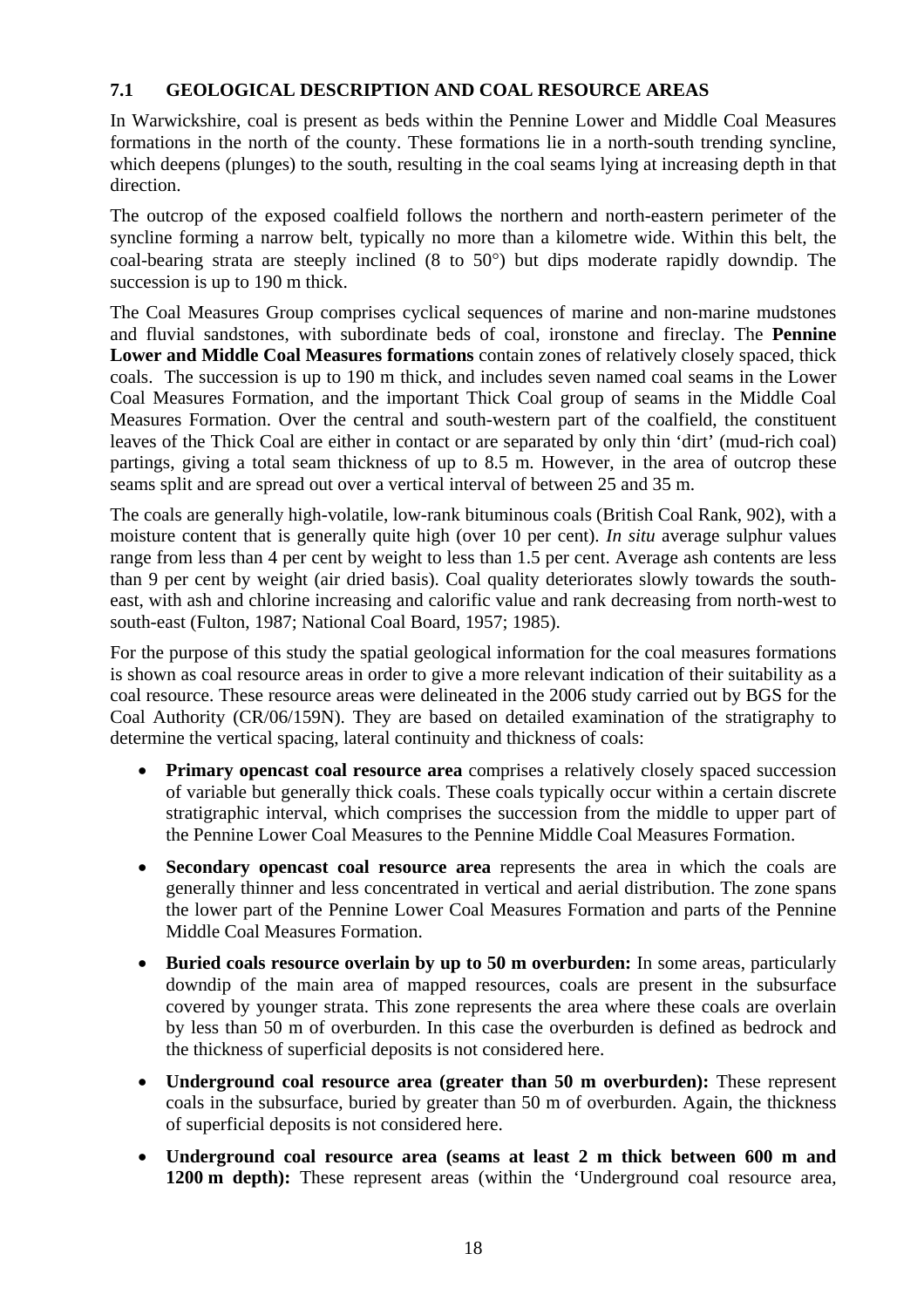## 7.1 GEOLOGICAL DESCRIPTION AND COAL RESOURCE AREAS

In Warwickshire, coal is present as beds within the Pennine Lower and Middle Coal Measures formations in the north of the county. These formations lie in a north-south trending syncline, which deepens (plunges) to the south, resulting in the coal seams lying at increasing depth in that direction.

The outcrop of the exposed coalfield follows the northern and north-eastern perimeter of the syncline forming a narrow belt, typically no more than a kilometre wide. Within this belt, the coal-bearing strata are steeply inclined (8 to 50°) but dips moderate rapidly downdip. The succession is up to 190 m thick.

The Coal Measures Group comprises cyclical sequences of marine and non-marine mudstones and fluvial sandstones, with subordinate beds of coal, ironstone and fireclay. The **Pennine Lower and Middle Coal Measures formations** contain zones of relatively closely spaced, thick coals. The succession is up to 190 m thick, and includes seven named coal seams in the Lower Coal Measures Formation, and the important Thick Coal group of seams in the Middle Coal Measures Formation. Over the central and south-western part of the coalfield, the constituent leaves of the Thick Coal are either in contact or are separated by only thin 'dirt' (mud-rich coal) partings, giving a total seam thickness of up to 8.5 m. However, in the area of outcrop these seams split and are spread out over a vertical interval of between 25 and 35 m.

The coals are generally high-volatile, low-rank bituminous coals (British Coal Rank, 902), with a moisture content that is generally quite high (over 10 per cent). *In situ* average sulphur values range from less than 4 per cent by weight to less than 1.5 per cent. Average ash contents are less than 9 per cent by weight (air dried basis). Coal quality deteriorates slowly towards the south-east, with ash and chlorine increasing and calorific value and rank decreasing from north-west to south-east (Fulton, 1987; National Coal Board, 1957; 1985).

For the purpose of this study the spatial geological information for the coal measures formations is shown as coal resource areas in order to give a more relevant indication of their suitability as a coal resource. These resource areas were delineated in the 2006 study carried out by BGS for the Coal Authority (CR/06/159N). They are based on detailed examination of the stratigraphy to determine the vertical spacing, lateral continuity and thickness of coals:

- **Primary opencast coal resource area** comprises a relatively closely spaced succession of variable but generally thick coals. These coals typically occur within a certain discrete stratigraphic interval, which comprises the succession from the middle to upper part of the Pennine Lower Coal Measures to the Pennine Middle Coal Measures Formation.
- **Secondary opencast coal resource area** represents the area in which the coals are generally thinner and less concentrated in vertical and aerial distribution. The zone spans the lower part of the Pennine Lower Coal Measures Formation and parts of the Pennine Middle Coal Measures Formation.
- **Buried coals resource overlain by up to 50 m overburden:** In some areas, particularly downdip of the main area of mapped resources, coals are present in the subsurface covered by younger strata. This zone represents the area where these coals are overlain by less than 50 m of overburden. In this case the overburden is defined as bedrock and the thickness of superficial deposits is not considered here.
- **Underground coal resource area (greater than 50 m overburden):** These represent coals in the subsurface, buried by greater than 50 m of overburden. Again, the thickness of superficial deposits is not considered here.
- **Underground coal resource area (seams at least 2 m thick between 600 m and 1200 m depth):** These represent areas (within the 'Underground coal resource area,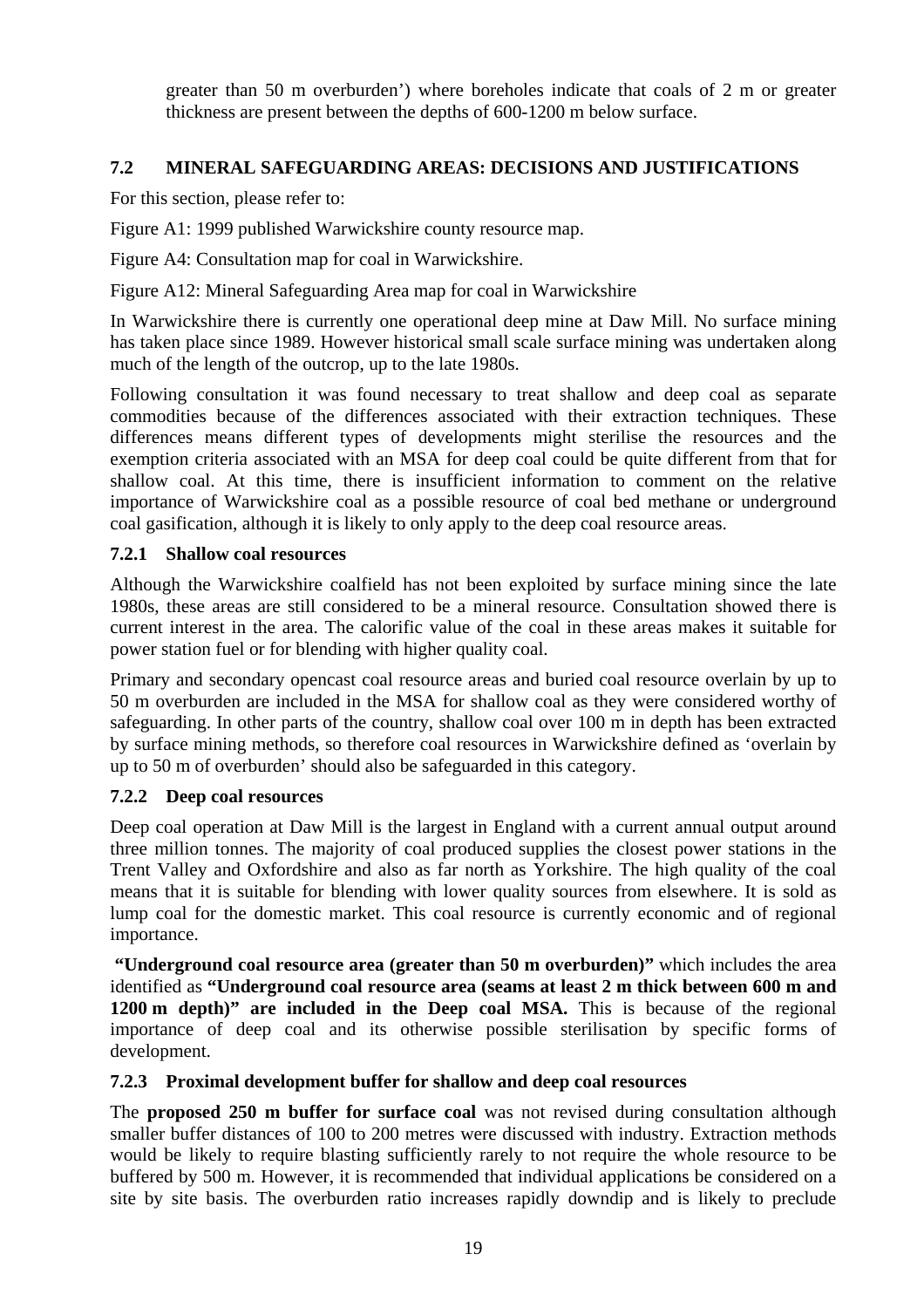greater than 50 m overburden') where boreholes indicate that coals of 2 m or greater thickness are present between the depths of 600-1200 m below surface.

## 7.2 MINERAL SAFEGUARDING AREAS: DECISIONS AND JUSTIFICATIONS

For this section, please refer to:

Figure A1: 1999 published Warwickshire county resource map.

Figure A4: Consultation map for coal in Warwickshire.

Figure A12: Mineral Safeguarding Area map for coal in Warwickshire

In Warwickshire there is currently one operational deep mine at Daw Mill. No surface mining has taken place since 1989. However historical small scale surface mining was undertaken along much of the length of the outcrop, up to the late 1980s.

Following consultation it was found necessary to treat shallow and deep coal as separate commodities because of the differences associated with their extraction techniques. These differences means different types of developments might sterilise the resources and the exemption criteria associated with an MSA for deep coal could be quite different from that for shallow coal. At this time, there is insufficient information to comment on the relative importance of Warwickshire coal as a possible resource of coal bed methane or underground coal gasification, although it is likely to only apply to the deep coal resource areas.

### 7.2.1 Shallow coal resources

Although the Warwickshire coalfield has not been exploited by surface mining since the late 1980s, these areas are still considered to be a mineral resource. Consultation showed there is current interest in the area. The calorific value of the coal in these areas makes it suitable for power station fuel or for blending with higher quality coal.

Primary and secondary opencast coal resource areas and buried coal resource overlain by up to 50 m overburden are included in the MSA for shallow coal as they were considered worthy of safeguarding. In other parts of the country, shallow coal over 100 m in depth has been extracted by surface mining methods, so therefore coal resources in Warwickshire defined as 'overlain by up to 50 m of overburden' should also be safeguarded in this category.

### 7.2.2 Deep coal resources

Deep coal operation at Daw Mill is the largest in England with a current annual output around three million tonnes. The majority of coal produced supplies the closest power stations in the Trent Valley and Oxfordshire and also as far north as Yorkshire. The high quality of the coal means that it is suitable for blending with lower quality sources from elsewhere. It is sold as lump coal for the domestic market. This coal resource is currently economic and of regional importance.

**"Underground coal resource area (greater than 50 m overburden)"** which includes the area identified as **"Underground coal resource area (seams at least 2 m thick between 600 m and 1200 m depth)" are included in the Deep coal MSA.** This is because of the regional importance of deep coal and its otherwise possible sterilisation by specific forms of development.

### 7.2.3 Proximal development buffer for shallow and deep coal resources

The **proposed 250 m buffer for surface coal** was not revised during consultation although smaller buffer distances of 100 to 200 metres were discussed with industry. Extraction methods would be likely to require blasting sufficiently rarely to not require the whole resource to be buffered by 500 m. However, it is recommended that individual applications be considered on a site by site basis. The overburden ratio increases rapidly downdip and is likely to preclude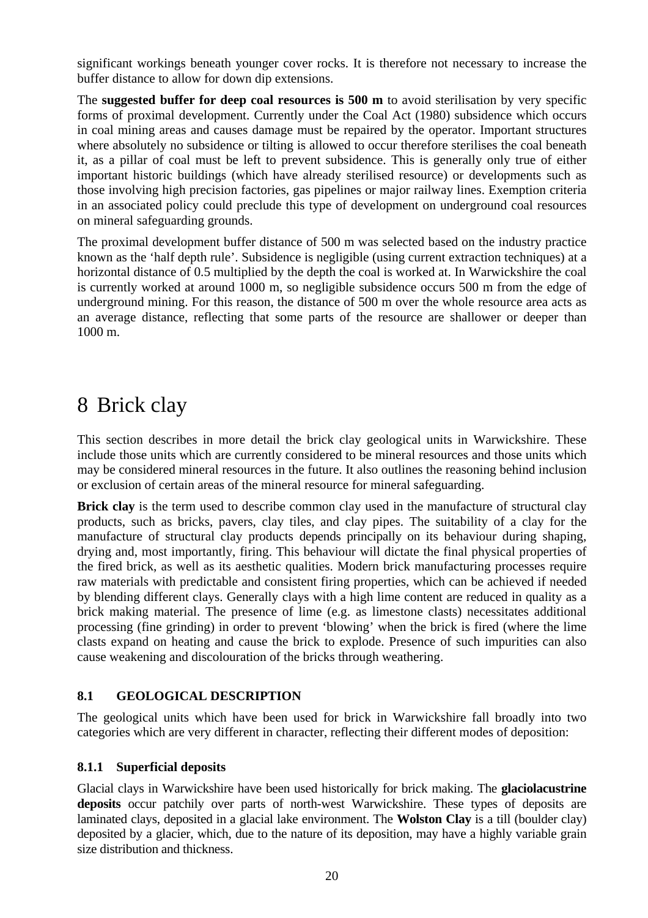significant workings beneath younger cover rocks. It is therefore not necessary to increase the buffer distance to allow for down dip extensions.

The **suggested buffer for deep coal resources is 500 m** to avoid sterilisation by very specific forms of proximal development. Currently under the Coal Act (1980) subsidence which occurs in coal mining areas and causes damage must be repaired by the operator. Important structures where absolutely no subsidence or tilting is allowed to occur therefore sterilises the coal beneath it, as a pillar of coal must be left to prevent subsidence. This is generally only true of either important historic buildings (which have already sterilised resource) or developments such as those involving high precision factories, gas pipelines or major railway lines. Exemption criteria in an associated policy could preclude this type of development on underground coal resources on mineral safeguarding grounds.

The proximal development buffer distance of 500 m was selected based on the industry practice known as the 'half depth rule'. Subsidence is negligible (using current extraction techniques) at a horizontal distance of 0.5 multiplied by the depth the coal is worked at. In Warwickshire the coal is currently worked at around 1000 m, so negligible subsidence occurs 500 m from the edge of underground mining. For this reason, the distance of 500 m over the whole resource area acts as an average distance, reflecting that some parts of the resource are shallower or deeper than 1000 m.

# 8 Brick clay

This section describes in more detail the brick clay geological units in Warwickshire. These include those units which are currently considered to be mineral resources and those units which may be considered mineral resources in the future. It also outlines the reasoning behind inclusion or exclusion of certain areas of the mineral resource for mineral safeguarding.

**Brick clay** is the term used to describe common clay used in the manufacture of structural clay products, such as bricks, pavers, clay tiles, and clay pipes. The suitability of a clay for the manufacture of structural clay products depends principally on its behaviour during shaping, drying and, most importantly, firing. This behaviour will dictate the final physical properties of the fired brick, as well as its aesthetic qualities. Modern brick manufacturing processes require raw materials with predictable and consistent firing properties, which can be achieved if needed by blending different clays. Generally clays with a high lime content are reduced in quality as a brick making material. The presence of lime (e.g. as limestone clasts) necessitates additional processing (fine grinding) in order to prevent 'blowing' when the brick is fired (where the lime clasts expand on heating and cause the brick to explode. Presence of such impurities can also cause weakening and discolouration of the bricks through weathering.

## 8.1 GEOLOGICAL DESCRIPTION

The geological units which have been used for brick in Warwickshire fall broadly into two categories which are very different in character, reflecting their different modes of deposition:

### 8.1.1 Superficial deposits

Glacial clays in Warwickshire have been used historically for brick making. The **glaciolacustrine deposits** occur patchily over parts of north-west Warwickshire. These types of deposits are laminated clays, deposited in a glacial lake environment. The **Wolston Clay** is a till (boulder clay) deposited by a glacier, which, due to the nature of its deposition, may have a highly variable grain size distribution and thickness.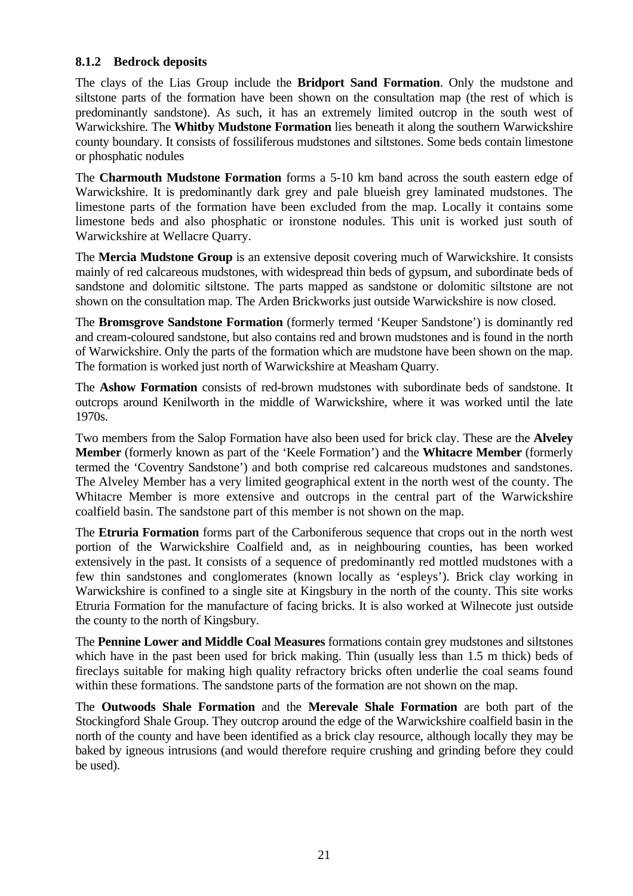### 8.1.2 Bedrock deposits

The clays of the Lias Group include the **Bridport Sand Formation**. Only the mudstone and siltstone parts of the formation have been shown on the consultation map (the rest of which is predominantly sandstone). As such, it has an extremely limited outcrop in the south west of Warwickshire. The **Whitby Mudstone Formation** lies beneath it along the southern Warwickshire county boundary. It consists of fossiliferous mudstones and siltstones. Some beds contain limestone or phosphatic nodules

The **Charmouth Mudstone Formation** forms a 5-10 km band across the south eastern edge of Warwickshire. It is predominantly dark grey and pale blueish grey laminated mudstones. The limestone parts of the formation have been excluded from the map. Locally it contains some limestone beds and also phosphatic or ironstone nodules. This unit is worked just south of Warwickshire at Wellacre Quarry.

The **Mercia Mudstone Group** is an extensive deposit covering much of Warwickshire. It consists mainly of red calcareous mudstones, with widespread thin beds of gypsum, and subordinate beds of sandstone and dolomitic siltstone. The parts mapped as sandstone or dolomitic siltstone are not shown on the consultation map. The Arden Brickworks just outside Warwickshire is now closed.

The **Bromsgrove Sandstone Formation** (formerly termed 'Keuper Sandstone') is dominantly red and cream-coloured sandstone, but also contains red and brown mudstones and is found in the north of Warwickshire. Only the parts of the formation which are mudstone have been shown on the map. The formation is worked just north of Warwickshire at Measham Quarry.

The **Ashow Formation** consists of red-brown mudstones with subordinate beds of sandstone. It outcrops around Kenilworth in the middle of Warwickshire, where it was worked until the late 1970s.

Two members from the Salop Formation have also been used for brick clay. These are the **Alveley Member** (formerly known as part of the 'Keele Formation') and the **Whitacre Member** (formerly termed the 'Coventry Sandstone') and both comprise red calcareous mudstones and sandstones. The Alveley Member has a very limited geographical extent in the north west of the county. The Whitacre Member is more extensive and outcrops in the central part of the Warwickshire coalfield basin. The sandstone part of this member is not shown on the map.

The **Etruria Formation** forms part of the Carboniferous sequence that crops out in the north west portion of the Warwickshire Coalfield and, as in neighbouring counties, has been worked extensively in the past. It consists of a sequence of predominantly red mottled mudstones with a few thin sandstones and conglomerates (known locally as 'espleys'). Brick clay working in Warwickshire is confined to a single site at Kingsbury in the north of the county. This site works Etruria Formation for the manufacture of facing bricks. It is also worked at Wilnecote just outside the county to the north of Kingsbury.

The **Pennine Lower and Middle Coal Measures** formations contain grey mudstones and siltstones which have in the past been used for brick making. Thin (usually less than 1.5 m thick) beds of fireclays suitable for making high quality refractory bricks often underlie the coal seams found within these formations. The sandstone parts of the formation are not shown on the map.

The **Outwoods Shale Formation** and the **Merevale Shale Formation** are both part of the Stockingford Shale Group. They outcrop around the edge of the Warwickshire coalfield basin in the north of the county and have been identified as a brick clay resource, although locally they may be baked by igneous intrusions (and would therefore require crushing and grinding before they could be used).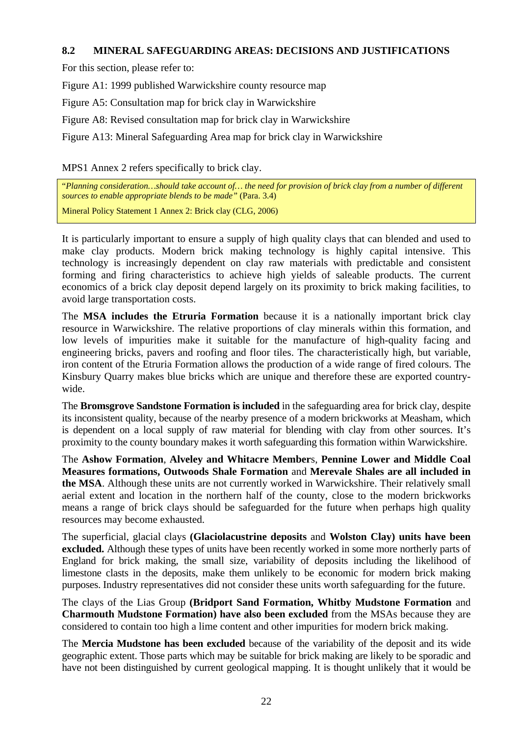### 8.2 MINERAL SAFEGUARDING AREAS: DECISIONS AND JUSTIFICATIONS

For this section, please refer to:

Figure A1: 1999 published Warwickshire county resource map

Figure A5: Consultation map for brick clay in Warwickshire

Figure A8: Revised consultation map for brick clay in Warwickshire

Figure A13: Mineral Safeguarding Area map for brick clay in Warwickshire

MPS1 Annex 2 refers specifically to brick clay.

> "*Planning consideration…should take account of… the need for provision of brick clay from a number of different sources to enable appropriate blends to be made"* (Para. 3.4)
>
> Mineral Policy Statement 1 Annex 2: Brick clay (CLG, 2006)

It is particularly important to ensure a supply of high quality clays that can blended and used to make clay products. Modern brick making technology is highly capital intensive. This technology is increasingly dependent on clay raw materials with predictable and consistent forming and firing characteristics to achieve high yields of saleable products. The current economics of a brick clay deposit depend largely on its proximity to brick making facilities, to avoid large transportation costs.

The **MSA includes the Etruria Formation** because it is a nationally important brick clay resource in Warwickshire. The relative proportions of clay minerals within this formation, and low levels of impurities make it suitable for the manufacture of high-quality facing and engineering bricks, pavers and roofing and floor tiles. The characteristically high, but variable, iron content of the Etruria Formation allows the production of a wide range of fired colours. The Kinsbury Quarry makes blue bricks which are unique and therefore these are exported country-wide.

The **Bromsgrove Sandstone Formation is included** in the safeguarding area for brick clay, despite its inconsistent quality, because of the nearby presence of a modern brickworks at Measham, which is dependent on a local supply of raw material for blending with clay from other sources. It's proximity to the county boundary makes it worth safeguarding this formation within Warwickshire.

The **Ashow Formation**, **Alveley and Whitacre Member**s, **Pennine Lower and Middle Coal Measures formations, Outwoods Shale Formation** and **Merevale Shales are all included in the MSA**. Although these units are not currently worked in Warwickshire. Their relatively small aerial extent and location in the northern half of the county, close to the modern brickworks means a range of brick clays should be safeguarded for the future when perhaps high quality resources may become exhausted.

The superficial, glacial clays **(Glaciolacustrine deposits** and **Wolston Clay) units have been excluded.** Although these types of units have been recently worked in some more northerly parts of England for brick making, the small size, variability of deposits including the likelihood of limestone clasts in the deposits, make them unlikely to be economic for modern brick making purposes. Industry representatives did not consider these units worth safeguarding for the future.

The clays of the Lias Group **(Bridport Sand Formation, Whitby Mudstone Formation** and **Charmouth Mudstone Formation) have also been excluded** from the MSAs because they are considered to contain too high a lime content and other impurities for modern brick making.

The **Mercia Mudstone has been excluded** because of the variability of the deposit and its wide geographic extent. Those parts which may be suitable for brick making are likely to be sporadic and have not been distinguished by current geological mapping. It is thought unlikely that it would be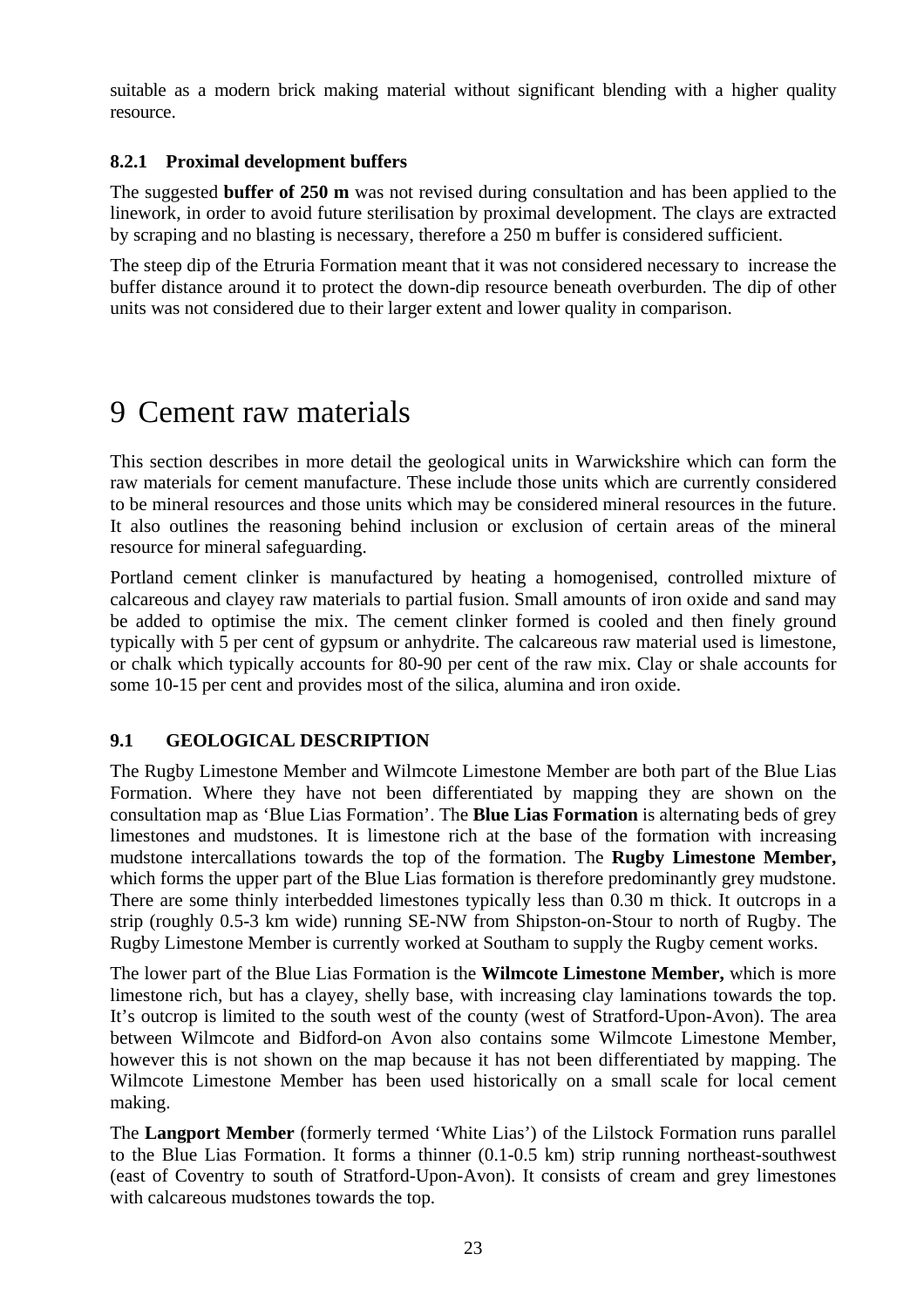suitable as a modern brick making material without significant blending with a higher quality resource.

### 8.2.1 Proximal development buffers

The suggested **buffer of 250 m** was not revised during consultation and has been applied to the linework, in order to avoid future sterilisation by proximal development. The clays are extracted by scraping and no blasting is necessary, therefore a 250 m buffer is considered sufficient.

The steep dip of the Etruria Formation meant that it was not considered necessary to increase the buffer distance around it to protect the down-dip resource beneath overburden. The dip of other units was not considered due to their larger extent and lower quality in comparison.

# 9 Cement raw materials

This section describes in more detail the geological units in Warwickshire which can form the raw materials for cement manufacture. These include those units which are currently considered to be mineral resources and those units which may be considered mineral resources in the future. It also outlines the reasoning behind inclusion or exclusion of certain areas of the mineral resource for mineral safeguarding.

Portland cement clinker is manufactured by heating a homogenised, controlled mixture of calcareous and clayey raw materials to partial fusion. Small amounts of iron oxide and sand may be added to optimise the mix. The cement clinker formed is cooled and then finely ground typically with 5 per cent of gypsum or anhydrite. The calcareous raw material used is limestone, or chalk which typically accounts for 80-90 per cent of the raw mix. Clay or shale accounts for some 10-15 per cent and provides most of the silica, alumina and iron oxide.

## 9.1 GEOLOGICAL DESCRIPTION

The Rugby Limestone Member and Wilmcote Limestone Member are both part of the Blue Lias Formation. Where they have not been differentiated by mapping they are shown on the consultation map as 'Blue Lias Formation'. The **Blue Lias Formation** is alternating beds of grey limestones and mudstones. It is limestone rich at the base of the formation with increasing mudstone intercallations towards the top of the formation. The **Rugby Limestone Member,** which forms the upper part of the Blue Lias formation is therefore predominantly grey mudstone. There are some thinly interbedded limestones typically less than 0.30 m thick. It outcrops in a strip (roughly 0.5-3 km wide) running SE-NW from Shipston-on-Stour to north of Rugby. The Rugby Limestone Member is currently worked at Southam to supply the Rugby cement works.

The lower part of the Blue Lias Formation is the **Wilmcote Limestone Member,** which is more limestone rich, but has a clayey, shelly base, with increasing clay laminations towards the top. It's outcrop is limited to the south west of the county (west of Stratford-Upon-Avon). The area between Wilmcote and Bidford-on Avon also contains some Wilmcote Limestone Member, however this is not shown on the map because it has not been differentiated by mapping. The Wilmcote Limestone Member has been used historically on a small scale for local cement making.

The **Langport Member** (formerly termed 'White Lias') of the Lilstock Formation runs parallel to the Blue Lias Formation. It forms a thinner (0.1-0.5 km) strip running northeast-southwest (east of Coventry to south of Stratford-Upon-Avon). It consists of cream and grey limestones with calcareous mudstones towards the top.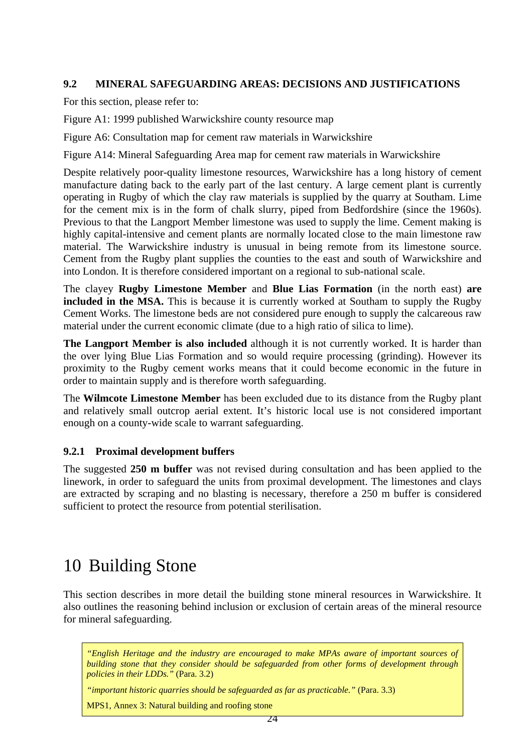### 9.2 MINERAL SAFEGUARDING AREAS: DECISIONS AND JUSTIFICATIONS

For this section, please refer to:

Figure A1: 1999 published Warwickshire county resource map

Figure A6: Consultation map for cement raw materials in Warwickshire

Figure A14: Mineral Safeguarding Area map for cement raw materials in Warwickshire

Despite relatively poor-quality limestone resources, Warwickshire has a long history of cement manufacture dating back to the early part of the last century. A large cement plant is currently operating in Rugby of which the clay raw materials is supplied by the quarry at Southam. Lime for the cement mix is in the form of chalk slurry, piped from Bedfordshire (since the 1960s). Previous to that the Langport Member limestone was used to supply the lime. Cement making is highly capital-intensive and cement plants are normally located close to the main limestone raw material. The Warwickshire industry is unusual in being remote from its limestone source. Cement from the Rugby plant supplies the counties to the east and south of Warwickshire and into London. It is therefore considered important on a regional to sub-national scale.

The clayey **Rugby Limestone Member** and **Blue Lias Formation** (in the north east) **are included in the MSA.** This is because it is currently worked at Southam to supply the Rugby Cement Works. The limestone beds are not considered pure enough to supply the calcareous raw material under the current economic climate (due to a high ratio of silica to lime).

**The Langport Member is also included** although it is not currently worked. It is harder than the over lying Blue Lias Formation and so would require processing (grinding). However its proximity to the Rugby cement works means that it could become economic in the future in order to maintain supply and is therefore worth safeguarding.

The **Wilmcote Limestone Member** has been excluded due to its distance from the Rugby plant and relatively small outcrop aerial extent. It's historic local use is not considered important enough on a county-wide scale to warrant safeguarding.

#### 9.2.1 Proximal development buffers

The suggested **250 m buffer** was not revised during consultation and has been applied to the linework, in order to safeguard the units from proximal development. The limestones and clays are extracted by scraping and no blasting is necessary, therefore a 250 m buffer is considered sufficient to protect the resource from potential sterilisation.

# 10 Building Stone

This section describes in more detail the building stone mineral resources in Warwickshire. It also outlines the reasoning behind inclusion or exclusion of certain areas of the mineral resource for mineral safeguarding.

> *"English Heritage and the industry are encouraged to make MPAs aware of important sources of building stone that they consider should be safeguarded from other forms of development through policies in their LDDs."* (Para. 3.2)
>
> *"important historic quarries should be safeguarded as far as practicable."* (Para. 3.3)
>
> MPS1, Annex 3: Natural building and roofing stone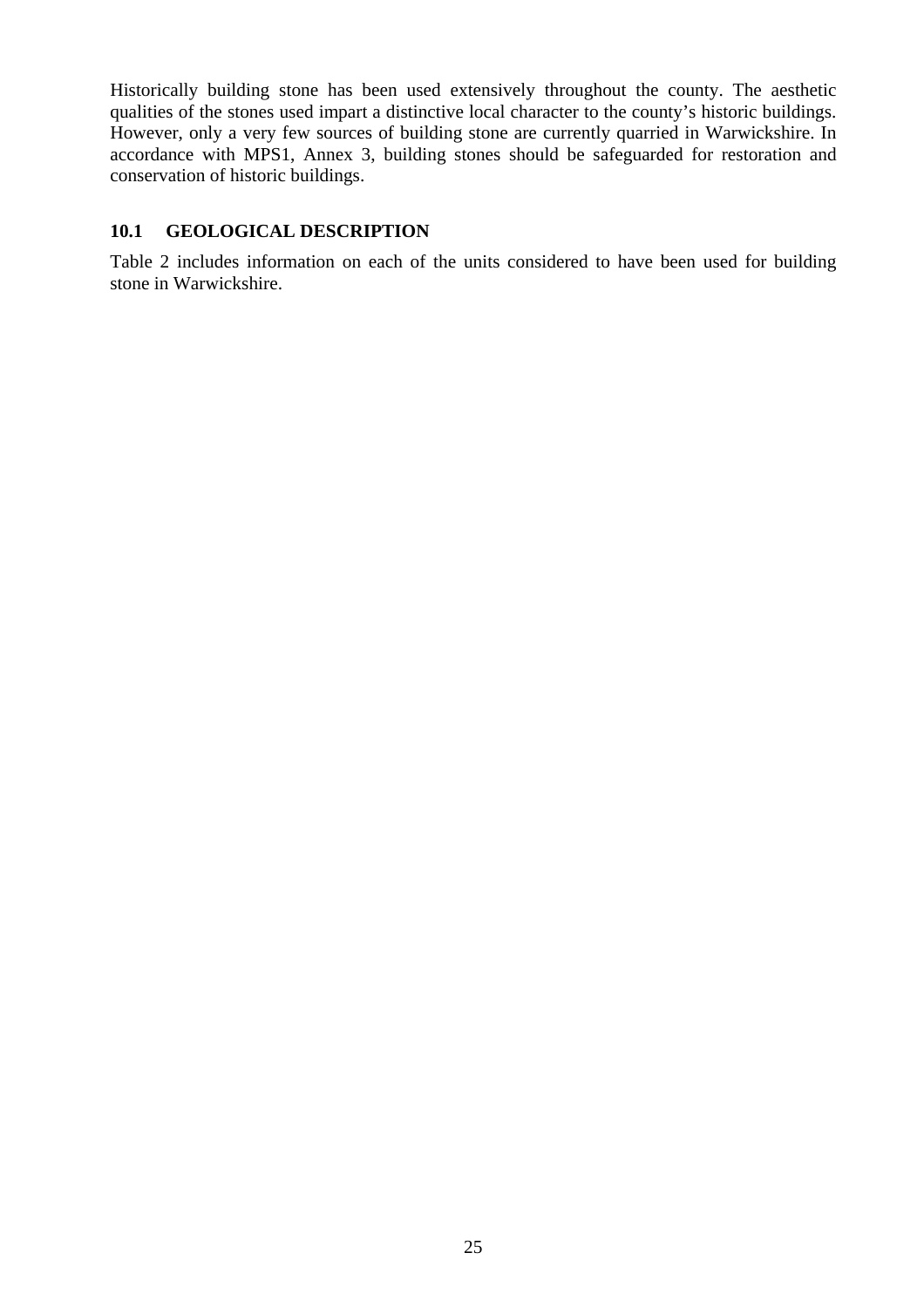Historically building stone has been used extensively throughout the county. The aesthetic qualities of the stones used impart a distinctive local character to the county's historic buildings. However, only a very few sources of building stone are currently quarried in Warwickshire. In accordance with MPS1, Annex 3, building stones should be safeguarded for restoration and conservation of historic buildings.

## 10.1 GEOLOGICAL DESCRIPTION

Table 2 includes information on each of the units considered to have been used for building stone in Warwickshire.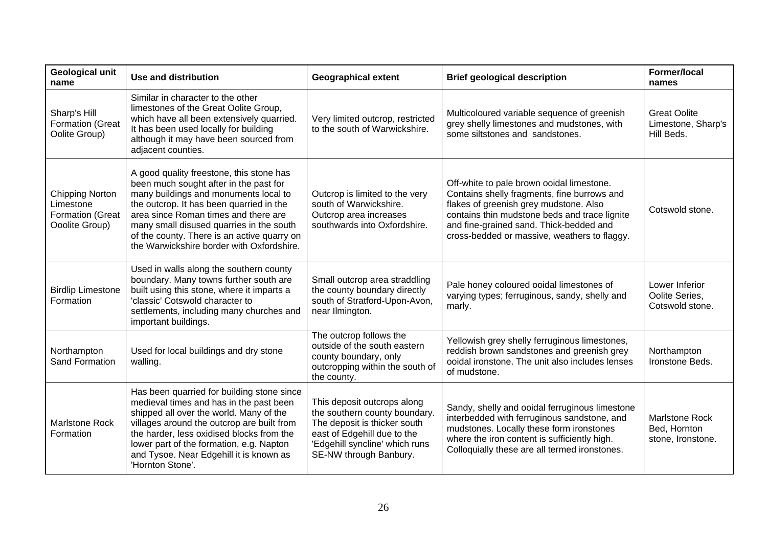| Geological unit name | Use and distribution | Geographical extent | Brief geological description | Former/local names |
|---|---|---|---|---|
| Sharp's Hill Formation (Great Oolite Group) | Similar in character to the other limestones of the Great Oolite Group, which have all been extensively quarried. It has been used locally for building although it may have been sourced from adjacent counties. | Very limited outcrop, restricted to the south of Warwickshire. | Multicoloured variable sequence of greenish grey shelly limestones and mudstones, with some siltstones and sandstones. | Great Oolite Limestone, Sharp's Hill Beds. |
| Chipping Norton Limestone Formation (Great Ooolite Group) | A good quality freestone, this stone has been much sought after in the past for many buildings and monuments local to the outcrop. It has been quarried in the area since Roman times and there are many small disused quarries in the south of the county. There is an active quarry on the Warwickshire border with Oxfordshire. | Outcrop is limited to the very south of Warwickshire. Outcrop area increases southwards into Oxfordshire. | Off-white to pale brown ooidal limestone. Contains shelly fragments, fine burrows and flakes of greenish grey mudstone. Also contains thin mudstone beds and trace lignite and fine-grained sand. Thick-bedded and cross-bedded or massive, weathers to flaggy. | Cotswold stone. |
| Birdlip Limestone Formation | Used in walls along the southern county boundary. Many towns further south are built using this stone, where it imparts a 'classic' Cotswold character to settlements, including many churches and important buildings. | Small outcrop area straddling the county boundary directly south of Stratford-Upon-Avon, near Ilmington. | Pale honey coloured ooidal limestones of varying types; ferruginous, sandy, shelly and marly. | Lower Inferior Oolite Series, Cotswold stone. |
| Northampton Sand Formation | Used for local buildings and dry stone walling. | The outcrop follows the outside of the south eastern county boundary, only outcropping within the south of the county. | Yellowish grey shelly ferruginous limestones, reddish brown sandstones and greenish grey ooidal ironstone. The unit also includes lenses of mudstone. | Northampton Ironstone Beds. |
| Marlstone Rock Formation | Has been quarried for building stone since medieval times and has in the past been shipped all over the world. Many of the villages around the outcrop are built from the harder, less oxidised blocks from the lower part of the formation, e.g. Napton and Tysoe. Near Edgehill it is known as 'Hornton Stone'. | This deposit outcrops along the southern county boundary. The deposit is thicker south east of Edgehill due to the 'Edgehill syncline' which runs SE-NW through Banbury. | Sandy, shelly and ooidal ferruginous limestone interbedded with ferruginous sandstone, and mudstones. Locally these form ironstones where the iron content is sufficiently high. Colloquially these are all termed ironstones. | Marlstone Rock Bed, Hornton stone, Ironstone. |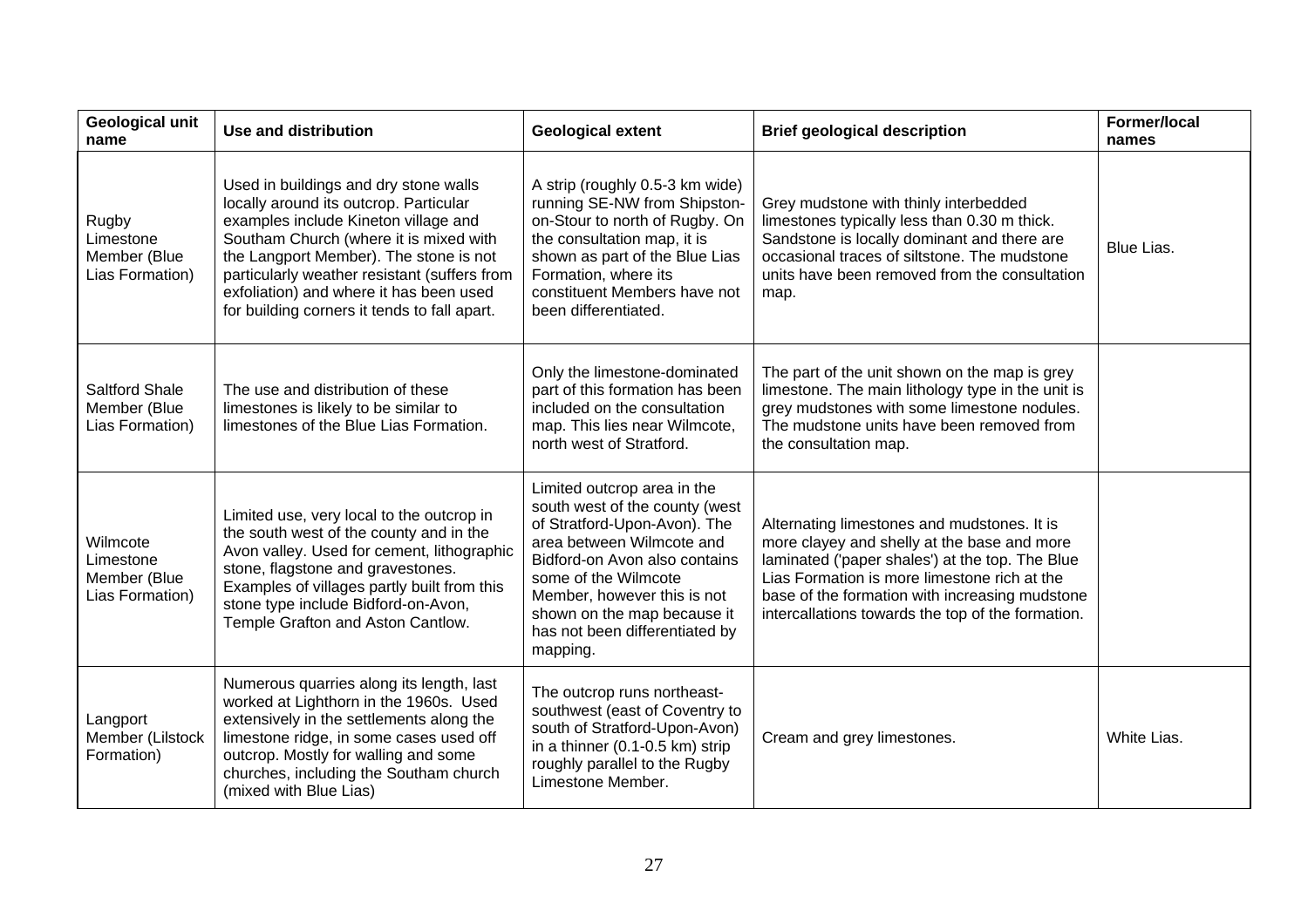| Geological unit name | Use and distribution | Geological extent | Brief geological description | Former/local names |
|---|---|---|---|---|
| Rugby Limestone Member (Blue Lias Formation) | Used in buildings and dry stone walls locally around its outcrop. Particular examples include Kineton village and Southam Church (where it is mixed with the Langport Member). The stone is not particularly weather resistant (suffers from exfoliation) and where it has been used for building corners it tends to fall apart. | A strip (roughly 0.5-3 km wide) running SE-NW from Shipston-on-Stour to north of Rugby. On the consultation map, it is shown as part of the Blue Lias Formation, where its constituent Members have not been differentiated. | Grey mudstone with thinly interbedded limestones typically less than 0.30 m thick. Sandstone is locally dominant and there are occasional traces of siltstone. The mudstone units have been removed from the consultation map. | Blue Lias. |
| Saltford Shale Member (Blue Lias Formation) | The use and distribution of these limestones is likely to be similar to limestones of the Blue Lias Formation. | Only the limestone-dominated part of this formation has been included on the consultation map. This lies near Wilmcote, north west of Stratford. | The part of the unit shown on the map is grey limestone. The main lithology type in the unit is grey mudstones with some limestone nodules. The mudstone units have been removed from the consultation map. | |
| Wilmcote Limestone Member (Blue Lias Formation) | Limited use, very local to the outcrop in the south west of the county and in the Avon valley. Used for cement, lithographic stone, flagstone and gravestones. Examples of villages partly built from this stone type include Bidford-on-Avon, Temple Grafton and Aston Cantlow. | Limited outcrop area in the south west of the county (west of Stratford-Upon-Avon). The area between Wilmcote and Bidford-on Avon also contains some of the Wilmcote Member, however this is not shown on the map because it has not been differentiated by mapping. | Alternating limestones and mudstones. It is more clayey and shelly at the base and more laminated ('paper shales') at the top. The Blue Lias Formation is more limestone rich at the base of the formation with increasing mudstone intercallations towards the top of the formation. | |
| Langport Member (Lilstock Formation) | Numerous quarries along its length, last worked at Lighthorn in the 1960s. Used extensively in the settlements along the limestone ridge, in some cases used off outcrop. Mostly for walling and some churches, including the Southam church (mixed with Blue Lias) | The outcrop runs northeast-southwest (east of Coventry to south of Stratford-Upon-Avon) in a thinner (0.1-0.5 km) strip roughly parallel to the Rugby Limestone Member. | Cream and grey limestones. | White Lias. |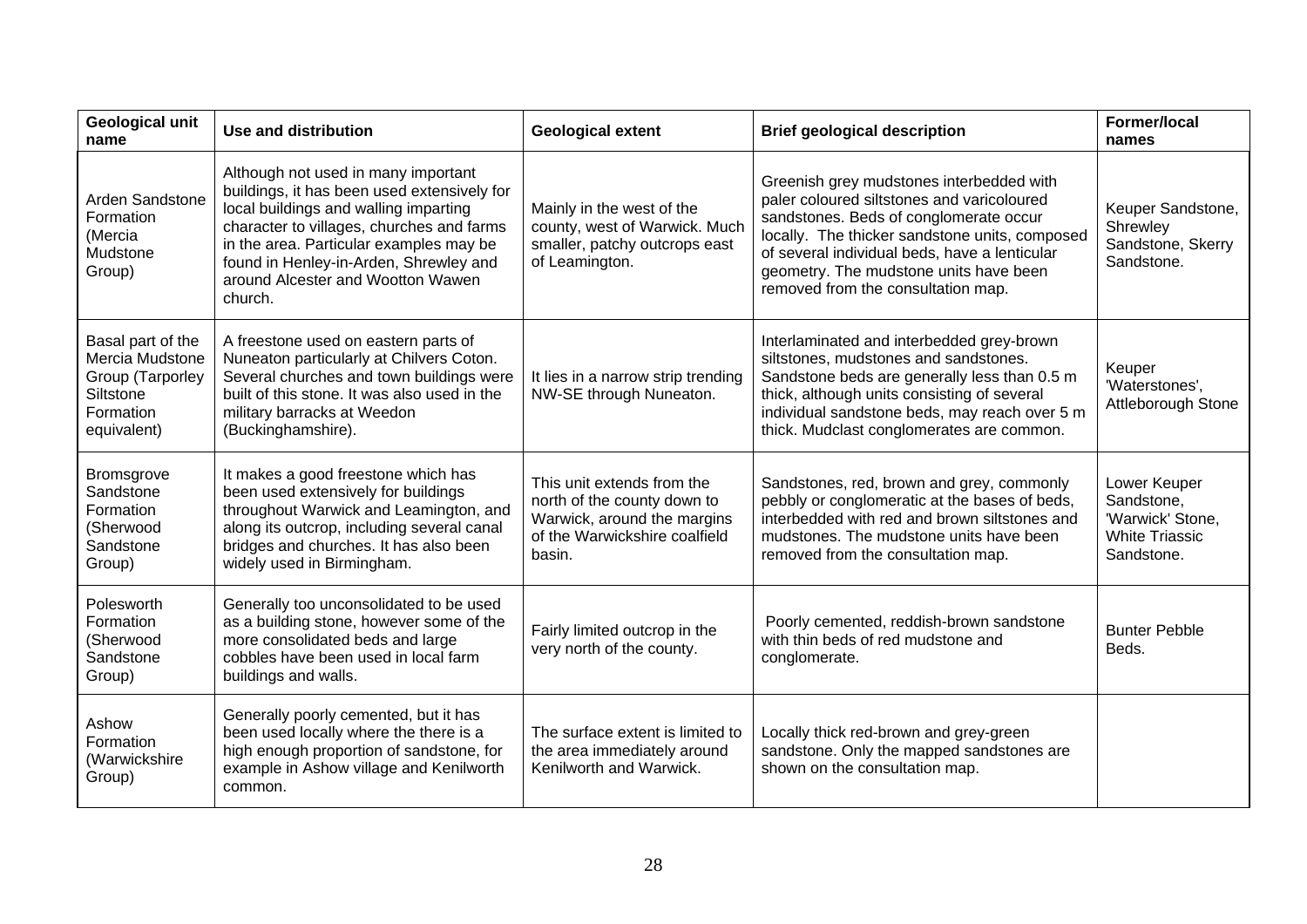| Geological unit name | Use and distribution | Geological extent | Brief geological description | Former/local names |
|---|---|---|---|---|
| Arden Sandstone Formation (Mercia Mudstone Group) | Although not used in many important buildings, it has been used extensively for local buildings and walling imparting character to villages, churches and farms in the area. Particular examples may be found in Henley-in-Arden, Shrewley and around Alcester and Wootton Wawen church. | Mainly in the west of the county, west of Warwick. Much smaller, patchy outcrops east of Leamington. | Greenish grey mudstones interbedded with paler coloured siltstones and varicoloured sandstones. Beds of conglomerate occur locally. The thicker sandstone units, composed of several individual beds, have a lenticular geometry. The mudstone units have been removed from the consultation map. | Keuper Sandstone, Shrewley Sandstone, Skerry Sandstone. |
| Basal part of the Mercia Mudstone Group (Tarporley Siltstone Formation equivalent) | A freestone used on eastern parts of Nuneaton particularly at Chilvers Coton. Several churches and town buildings were built of this stone. It was also used in the military barracks at Weedon (Buckinghamshire). | It lies in a narrow strip trending NW-SE through Nuneaton. | Interlaminated and interbedded grey-brown siltstones, mudstones and sandstones. Sandstone beds are generally less than 0.5 m thick, although units consisting of several individual sandstone beds, may reach over 5 m thick. Mudclast conglomerates are common. | Keuper 'Waterstones', Attleborough Stone |
| Bromsgrove Sandstone Formation (Sherwood Sandstone Group) | It makes a good freestone which has been used extensively for buildings throughout Warwick and Leamington, and along its outcrop, including several canal bridges and churches. It has also been widely used in Birmingham. | This unit extends from the north of the county down to Warwick, around the margins of the Warwickshire coalfield basin. | Sandstones, red, brown and grey, commonly pebbly or conglomeratic at the bases of beds, interbedded with red and brown siltstones and mudstones. The mudstone units have been removed from the consultation map. | Lower Keuper Sandstone, 'Warwick' Stone, White Triassic Sandstone. |
| Polesworth Formation (Sherwood Sandstone Group) | Generally too unconsolidated to be used as a building stone, however some of the more consolidated beds and large cobbles have been used in local farm buildings and walls. | Fairly limited outcrop in the very north of the county. | Poorly cemented, reddish-brown sandstone with thin beds of red mudstone and conglomerate. | Bunter Pebble Beds. |
| Ashow Formation (Warwickshire Group) | Generally poorly cemented, but it has been used locally where the there is a high enough proportion of sandstone, for example in Ashow village and Kenilworth common. | The surface extent is limited to the area immediately around Kenilworth and Warwick. | Locally thick red-brown and grey-green sandstone. Only the mapped sandstones are shown on the consultation map. | |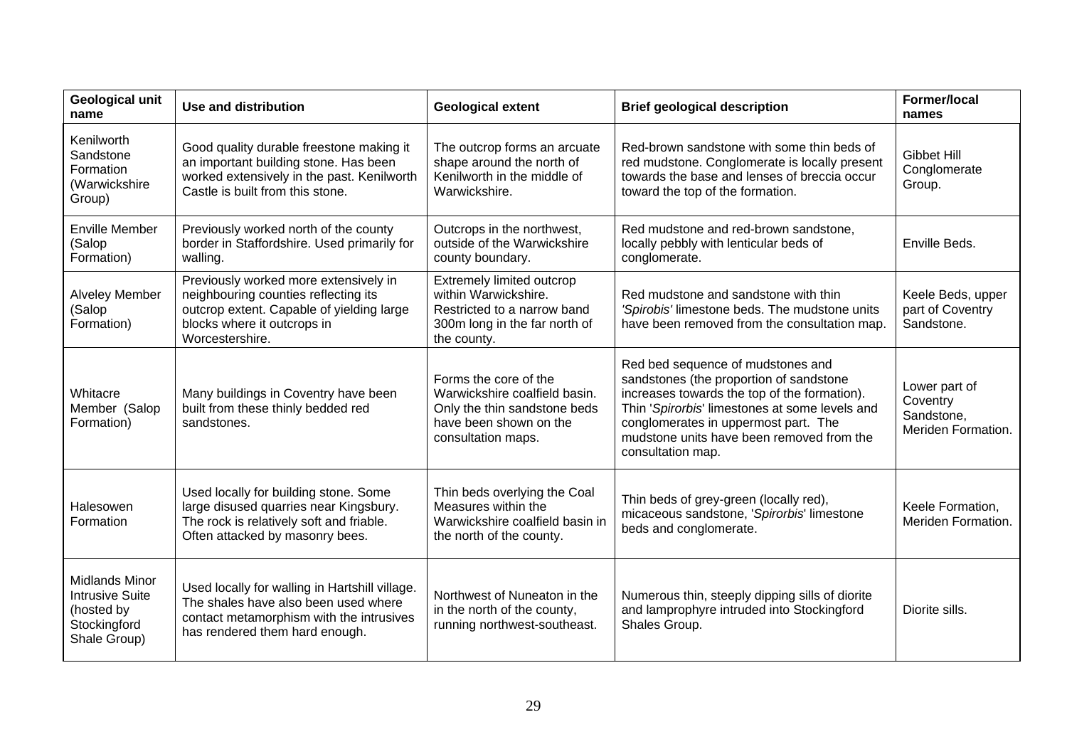| Geological unit name | Use and distribution | Geological extent | Brief geological description | Former/local names |
|---|---|---|---|---|
| Kenilworth Sandstone Formation (Warwickshire Group) | Good quality durable freestone making it an important building stone. Has been worked extensively in the past. Kenilworth Castle is built from this stone. | The outcrop forms an arcuate shape around the north of Kenilworth in the middle of Warwickshire. | Red-brown sandstone with some thin beds of red mudstone. Conglomerate is locally present towards the base and lenses of breccia occur toward the top of the formation. | Gibbet Hill Conglomerate Group. |
| Enville Member (Salop Formation) | Previously worked north of the county border in Staffordshire. Used primarily for walling. | Outcrops in the northwest, outside of the Warwickshire county boundary. | Red mudstone and red-brown sandstone, locally pebbly with lenticular beds of conglomerate. | Enville Beds. |
| Alveley Member (Salop Formation) | Previously worked more extensively in neighbouring counties reflecting its outcrop extent. Capable of yielding large blocks where it outcrops in Worcestershire. | Extremely limited outcrop within Warwickshire. Restricted to a narrow band 300m long in the far north of the county. | Red mudstone and sandstone with thin *'Spirobis'* limestone beds. The mudstone units have been removed from the consultation map. | Keele Beds, upper part of Coventry Sandstone. |
| Whitacre Member (Salop Formation) | Many buildings in Coventry have been built from these thinly bedded red sandstones. | Forms the core of the Warwickshire coalfield basin. Only the thin sandstone beds have been shown on the consultation maps. | Red bed sequence of mudstones and sandstones (the proportion of sandstone increases towards the top of the formation). Thin '*Spirorbis*' limestones at some levels and conglomerates in uppermost part. The mudstone units have been removed from the consultation map. | Lower part of Coventry Sandstone, Meriden Formation. |
| Halesowen Formation | Used locally for building stone. Some large disused quarries near Kingsbury. The rock is relatively soft and friable. Often attacked by masonry bees. | Thin beds overlying the Coal Measures within the Warwickshire coalfield basin in the north of the county. | Thin beds of grey-green (locally red), micaceous sandstone, '*Spirorbis*' limestone beds and conglomerate. | Keele Formation, Meriden Formation. |
| Midlands Minor Intrusive Suite (hosted by Stockingford Shale Group) | Used locally for walling in Hartshill village. The shales have also been used where contact metamorphism with the intrusives has rendered them hard enough. | Northwest of Nuneaton in the in the north of the county, running northwest-southeast. | Numerous thin, steeply dipping sills of diorite and lamprophyre intruded into Stockingford Shales Group. | Diorite sills. |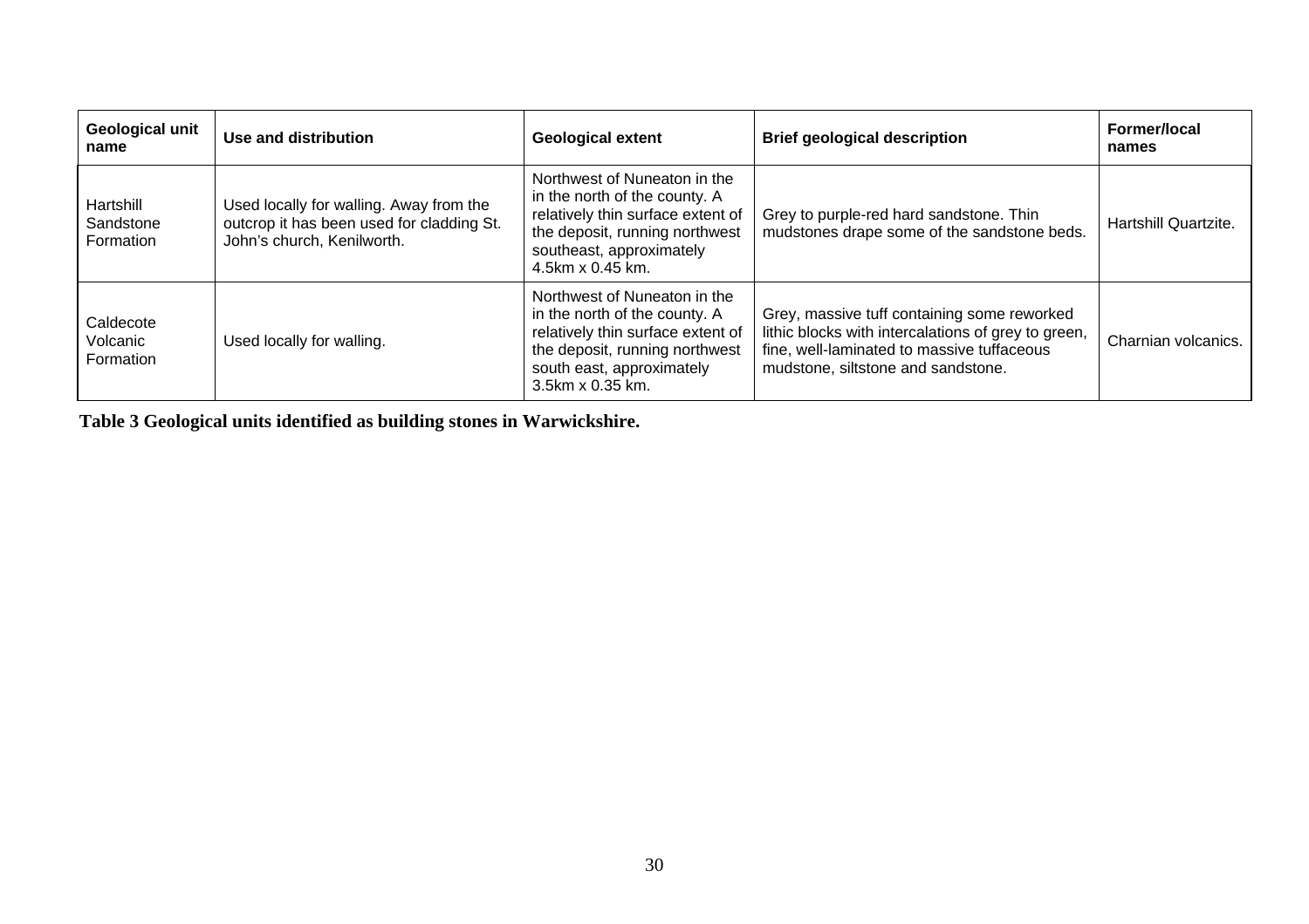| Geological unit name | Use and distribution | Geological extent | Brief geological description | Former/local names |
|---|---|---|---|---|
| Hartshill Sandstone Formation | Used locally for walling. Away from the outcrop it has been used for cladding St. John's church, Kenilworth. | Northwest of Nuneaton in the in the north of the county. A relatively thin surface extent of the deposit, running northwest southeast, approximately 4.5km x 0.45 km. | Grey to purple-red hard sandstone. Thin mudstones drape some of the sandstone beds. | Hartshill Quartzite. |
| Caldecote Volcanic Formation | Used locally for walling. | Northwest of Nuneaton in the in the north of the county. A relatively thin surface extent of the deposit, running northwest south east, approximately 3.5km x 0.35 km. | Grey, massive tuff containing some reworked lithic blocks with intercalations of grey to green, fine, well-laminated to massive tuffaceous mudstone, siltstone and sandstone. | Charnian volcanics. |

**Table 3 Geological units identified as building stones in Warwickshire.**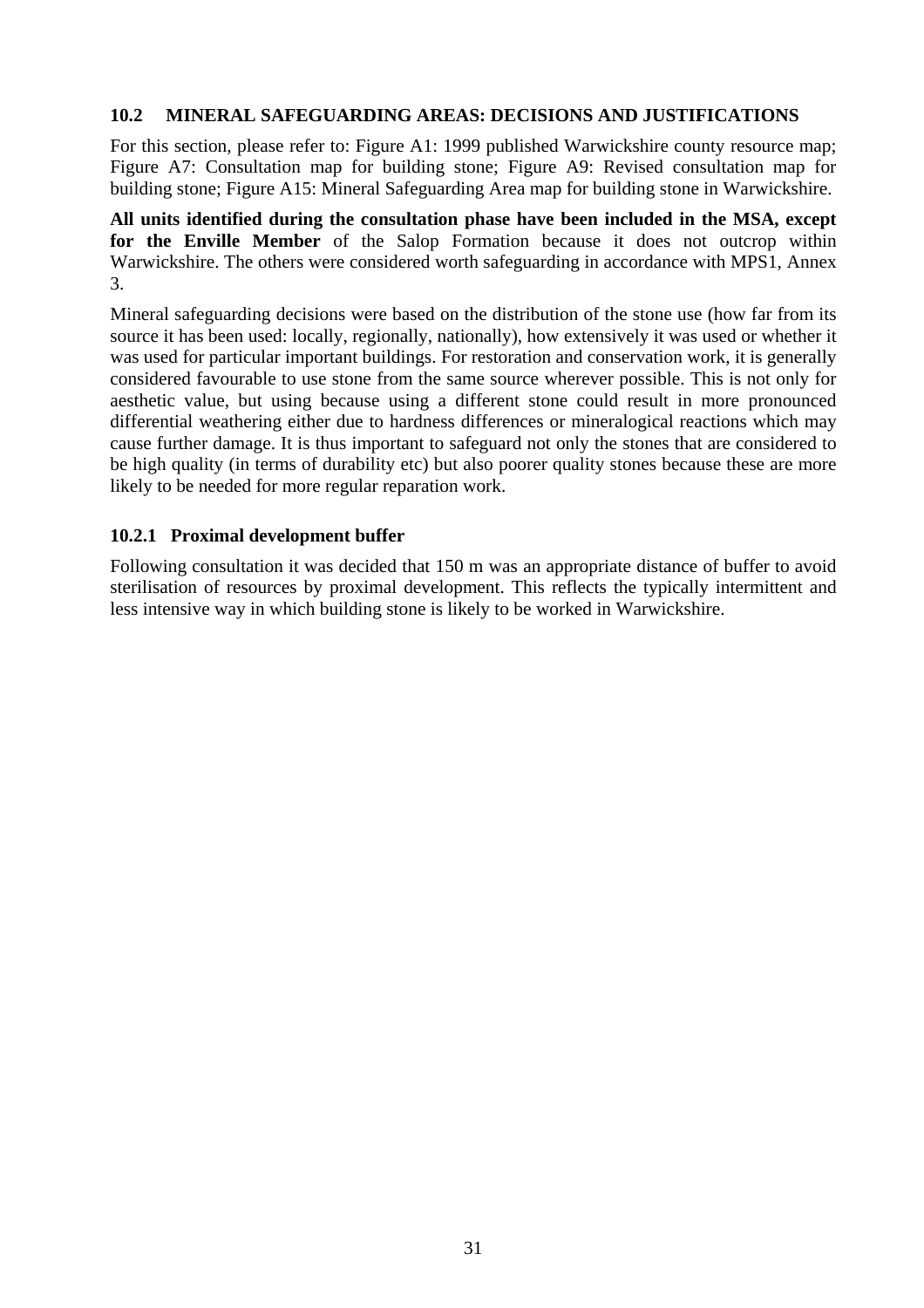## 10.2 MINERAL SAFEGUARDING AREAS: DECISIONS AND JUSTIFICATIONS

For this section, please refer to: Figure A1: 1999 published Warwickshire county resource map; Figure A7: Consultation map for building stone; Figure A9: Revised consultation map for building stone; Figure A15: Mineral Safeguarding Area map for building stone in Warwickshire.

**All units identified during the consultation phase have been included in the MSA, except for the Enville Member** of the Salop Formation because it does not outcrop within Warwickshire. The others were considered worth safeguarding in accordance with MPS1, Annex 3.

Mineral safeguarding decisions were based on the distribution of the stone use (how far from its source it has been used: locally, regionally, nationally), how extensively it was used or whether it was used for particular important buildings. For restoration and conservation work, it is generally considered favourable to use stone from the same source wherever possible. This is not only for aesthetic value, but using because using a different stone could result in more pronounced differential weathering either due to hardness differences or mineralogical reactions which may cause further damage. It is thus important to safeguard not only the stones that are considered to be high quality (in terms of durability etc) but also poorer quality stones because these are more likely to be needed for more regular reparation work.

### 10.2.1 Proximal development buffer

Following consultation it was decided that 150 m was an appropriate distance of buffer to avoid sterilisation of resources by proximal development. This reflects the typically intermittent and less intensive way in which building stone is likely to be worked in Warwickshire.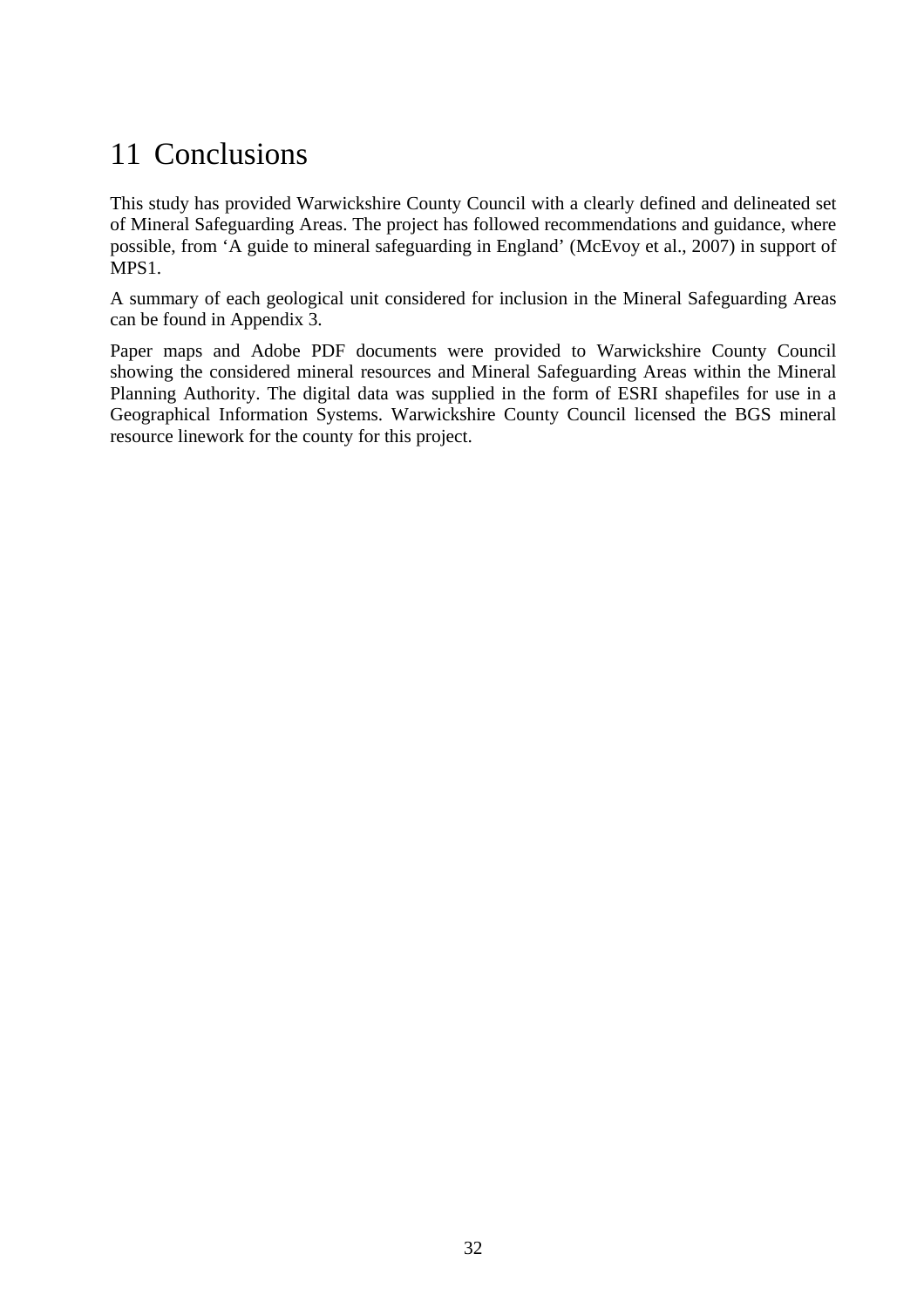# 11 Conclusions

This study has provided Warwickshire County Council with a clearly defined and delineated set of Mineral Safeguarding Areas. The project has followed recommendations and guidance, where possible, from 'A guide to mineral safeguarding in England' (McEvoy et al., 2007) in support of MPS1.

A summary of each geological unit considered for inclusion in the Mineral Safeguarding Areas can be found in Appendix 3.

Paper maps and Adobe PDF documents were provided to Warwickshire County Council showing the considered mineral resources and Mineral Safeguarding Areas within the Mineral Planning Authority. The digital data was supplied in the form of ESRI shapefiles for use in a Geographical Information Systems. Warwickshire County Council licensed the BGS mineral resource linework for the county for this project.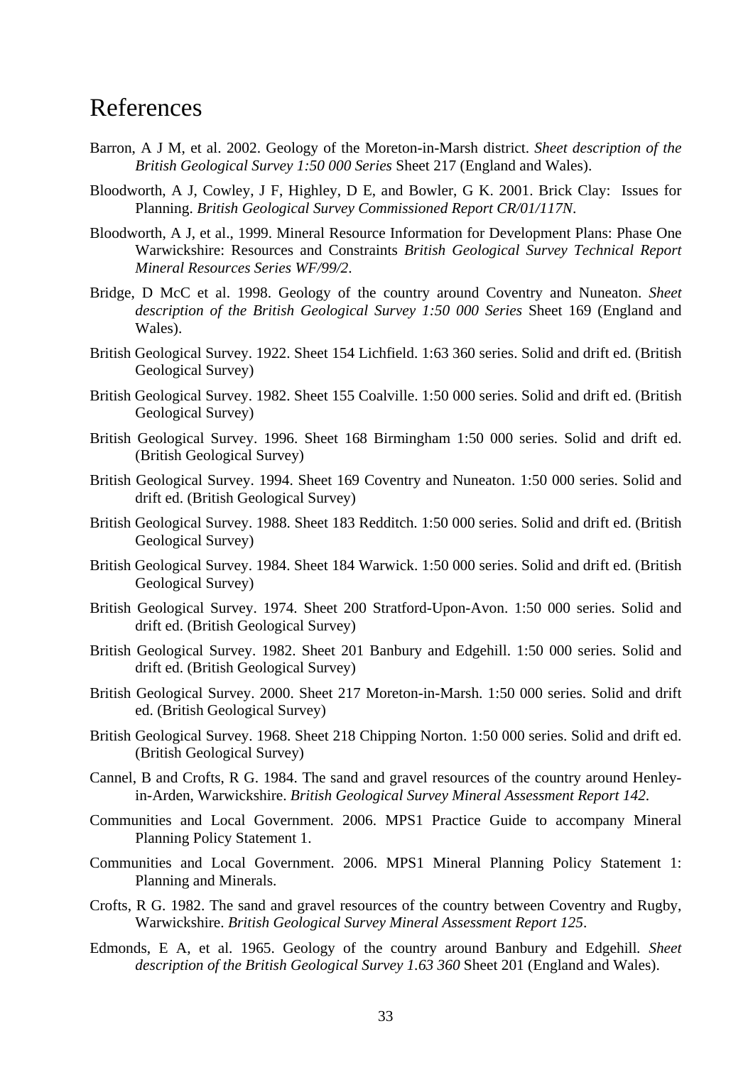# References

Barron, A J M, et al. 2002. Geology of the Moreton-in-Marsh district. *Sheet description of the British Geological Survey 1:50 000 Series* Sheet 217 (England and Wales).

Bloodworth, A J, Cowley, J F, Highley, D E, and Bowler, G K. 2001. Brick Clay: Issues for Planning. *British Geological Survey Commissioned Report CR/01/117N*.

Bloodworth, A J, et al., 1999. Mineral Resource Information for Development Plans: Phase One Warwickshire: Resources and Constraints *British Geological Survey Technical Report Mineral Resources Series WF/99/2*.

Bridge, D McC et al. 1998. Geology of the country around Coventry and Nuneaton. *Sheet description of the British Geological Survey 1:50 000 Series* Sheet 169 (England and Wales).

British Geological Survey. 1922. Sheet 154 Lichfield. 1:63 360 series. Solid and drift ed. (British Geological Survey)

British Geological Survey. 1982. Sheet 155 Coalville. 1:50 000 series. Solid and drift ed. (British Geological Survey)

British Geological Survey. 1996. Sheet 168 Birmingham 1:50 000 series. Solid and drift ed. (British Geological Survey)

British Geological Survey. 1994. Sheet 169 Coventry and Nuneaton. 1:50 000 series. Solid and drift ed. (British Geological Survey)

British Geological Survey. 1988. Sheet 183 Redditch. 1:50 000 series. Solid and drift ed. (British Geological Survey)

British Geological Survey. 1984. Sheet 184 Warwick. 1:50 000 series. Solid and drift ed. (British Geological Survey)

British Geological Survey. 1974. Sheet 200 Stratford-Upon-Avon. 1:50 000 series. Solid and drift ed. (British Geological Survey)

British Geological Survey. 1982. Sheet 201 Banbury and Edgehill. 1:50 000 series. Solid and drift ed. (British Geological Survey)

British Geological Survey. 2000. Sheet 217 Moreton-in-Marsh. 1:50 000 series. Solid and drift ed. (British Geological Survey)

British Geological Survey. 1968. Sheet 218 Chipping Norton. 1:50 000 series. Solid and drift ed. (British Geological Survey)

Cannel, B and Crofts, R G. 1984. The sand and gravel resources of the country around Henley-in-Arden, Warwickshire. *British Geological Survey Mineral Assessment Report 142*.

Communities and Local Government. 2006. MPS1 Practice Guide to accompany Mineral Planning Policy Statement 1.

Communities and Local Government. 2006. MPS1 Mineral Planning Policy Statement 1: Planning and Minerals.

Crofts, R G. 1982. The sand and gravel resources of the country between Coventry and Rugby, Warwickshire. *British Geological Survey Mineral Assessment Report 125*.

Edmonds, E A, et al. 1965. Geology of the country around Banbury and Edgehill. *Sheet description of the British Geological Survey 1.63 360* Sheet 201 (England and Wales).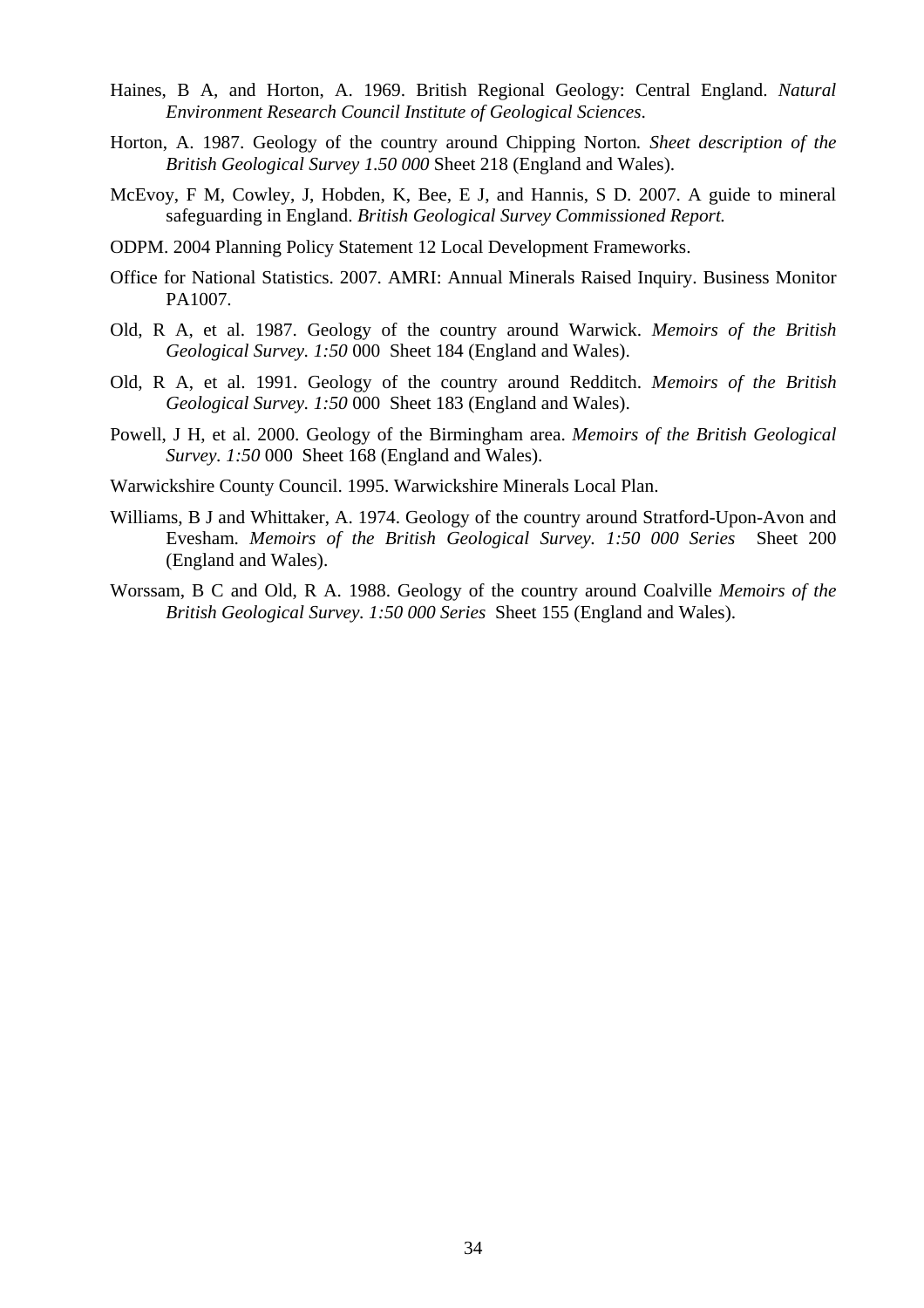Haines, B A, and Horton, A. 1969. British Regional Geology: Central England. *Natural Environment Research Council Institute of Geological Sciences*.

Horton, A. 1987. Geology of the country around Chipping Norton. *Sheet description of the British Geological Survey 1.50 000* Sheet 218 (England and Wales).

McEvoy, F M, Cowley, J, Hobden, K, Bee, E J, and Hannis, S D. 2007. A guide to mineral safeguarding in England. *British Geological Survey Commissioned Report.*

ODPM. 2004 Planning Policy Statement 12 Local Development Frameworks.

Office for National Statistics. 2007. AMRI: Annual Minerals Raised Inquiry. Business Monitor PA1007.

Old, R A, et al. 1987. Geology of the country around Warwick. *Memoirs of the British Geological Survey. 1:50* 000 Sheet 184 (England and Wales).

Old, R A, et al. 1991. Geology of the country around Redditch. *Memoirs of the British Geological Survey. 1:50* 000 Sheet 183 (England and Wales).

Powell, J H, et al. 2000. Geology of the Birmingham area. *Memoirs of the British Geological Survey. 1:50* 000 Sheet 168 (England and Wales).

Warwickshire County Council. 1995. Warwickshire Minerals Local Plan.

Williams, B J and Whittaker, A. 1974. Geology of the country around Stratford-Upon-Avon and Evesham. *Memoirs of the British Geological Survey. 1:50 000 Series* Sheet 200 (England and Wales).

Worssam, B C and Old, R A. 1988. Geology of the country around Coalville *Memoirs of the British Geological Survey. 1:50 000 Series* Sheet 155 (England and Wales).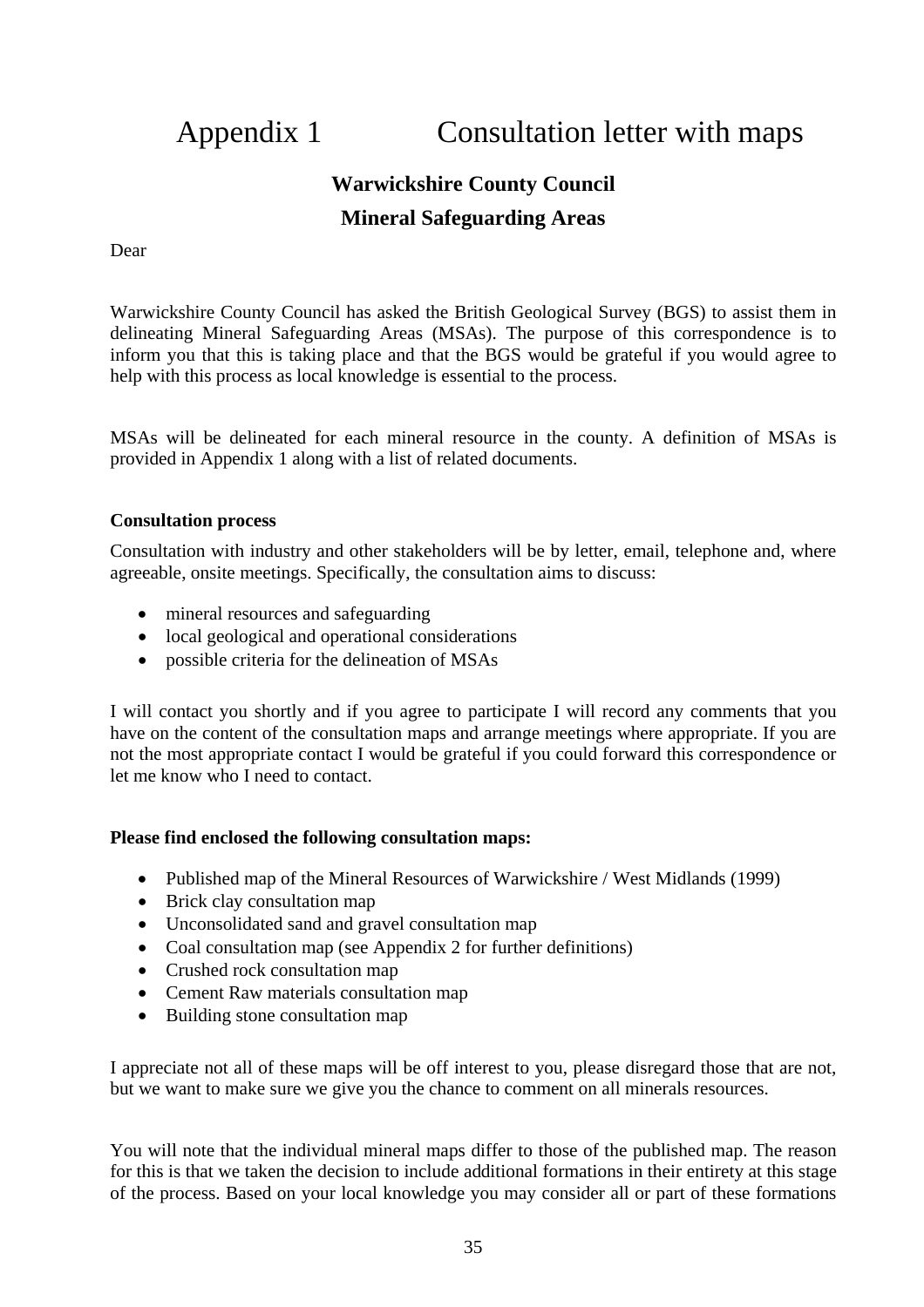# Appendix 1 Consultation letter with maps

## Warwickshire County Council

## Mineral Safeguarding Areas

Dear

Warwickshire County Council has asked the British Geological Survey (BGS) to assist them in delineating Mineral Safeguarding Areas (MSAs). The purpose of this correspondence is to inform you that this is taking place and that the BGS would be grateful if you would agree to help with this process as local knowledge is essential to the process.

MSAs will be delineated for each mineral resource in the county. A definition of MSAs is provided in Appendix 1 along with a list of related documents.

**Consultation process**

Consultation with industry and other stakeholders will be by letter, email, telephone and, where agreeable, onsite meetings. Specifically, the consultation aims to discuss:

- mineral resources and safeguarding
- local geological and operational considerations
- possible criteria for the delineation of MSAs

I will contact you shortly and if you agree to participate I will record any comments that you have on the content of the consultation maps and arrange meetings where appropriate. If you are not the most appropriate contact I would be grateful if you could forward this correspondence or let me know who I need to contact.

**Please find enclosed the following consultation maps:**

- Published map of the Mineral Resources of Warwickshire / West Midlands (1999)
- Brick clay consultation map
- Unconsolidated sand and gravel consultation map
- Coal consultation map (see Appendix 2 for further definitions)
- Crushed rock consultation map
- Cement Raw materials consultation map
- Building stone consultation map

I appreciate not all of these maps will be off interest to you, please disregard those that are not, but we want to make sure we give you the chance to comment on all minerals resources.

You will note that the individual mineral maps differ to those of the published map. The reason for this is that we taken the decision to include additional formations in their entirety at this stage of the process. Based on your local knowledge you may consider all or part of these formations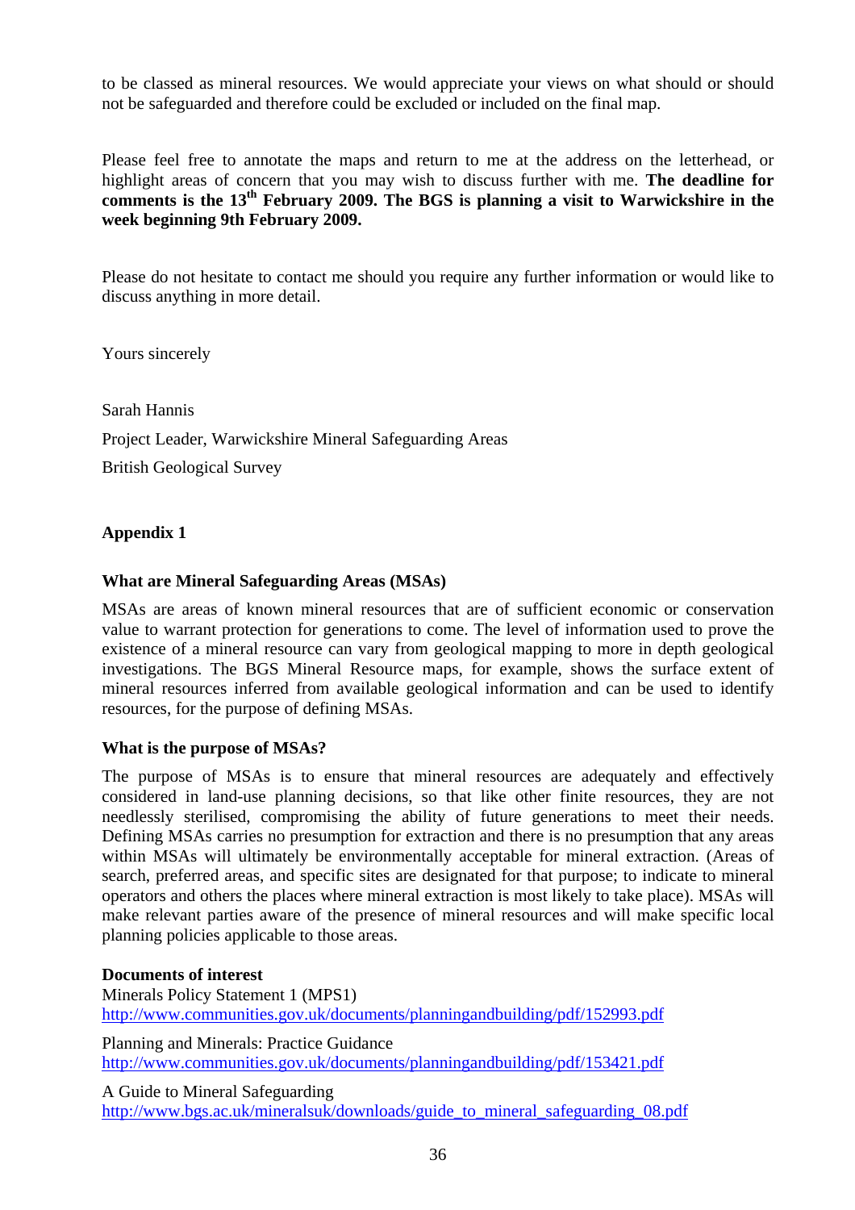to be classed as mineral resources. We would appreciate your views on what should or should not be safeguarded and therefore could be excluded or included on the final map.

Please feel free to annotate the maps and return to me at the address on the letterhead, or highlight areas of concern that you may wish to discuss further with me. **The deadline for comments is the 13th February 2009. The BGS is planning a visit to Warwickshire in the week beginning 9th February 2009.**

Please do not hesitate to contact me should you require any further information or would like to discuss anything in more detail.

Yours sincerely

Sarah Hannis

Project Leader, Warwickshire Mineral Safeguarding Areas

British Geological Survey

## Appendix 1

### What are Mineral Safeguarding Areas (MSAs)

MSAs are areas of known mineral resources that are of sufficient economic or conservation value to warrant protection for generations to come. The level of information used to prove the existence of a mineral resource can vary from geological mapping to more in depth geological investigations. The BGS Mineral Resource maps, for example, shows the surface extent of mineral resources inferred from available geological information and can be used to identify resources, for the purpose of defining MSAs.

### What is the purpose of MSAs?

The purpose of MSAs is to ensure that mineral resources are adequately and effectively considered in land-use planning decisions, so that like other finite resources, they are not needlessly sterilised, compromising the ability of future generations to meet their needs. Defining MSAs carries no presumption for extraction and there is no presumption that any areas within MSAs will ultimately be environmentally acceptable for mineral extraction. (Areas of search, preferred areas, and specific sites are designated for that purpose; to indicate to mineral operators and others the places where mineral extraction is most likely to take place). MSAs will make relevant parties aware of the presence of mineral resources and will make specific local planning policies applicable to those areas.

### Documents of interest

Minerals Policy Statement 1 (MPS1)
http://www.communities.gov.uk/documents/planningandbuilding/pdf/152993.pdf

Planning and Minerals: Practice Guidance
http://www.communities.gov.uk/documents/planningandbuilding/pdf/153421.pdf

A Guide to Mineral Safeguarding
http://www.bgs.ac.uk/mineralsuk/downloads/guide_to_mineral_safeguarding_08.pdf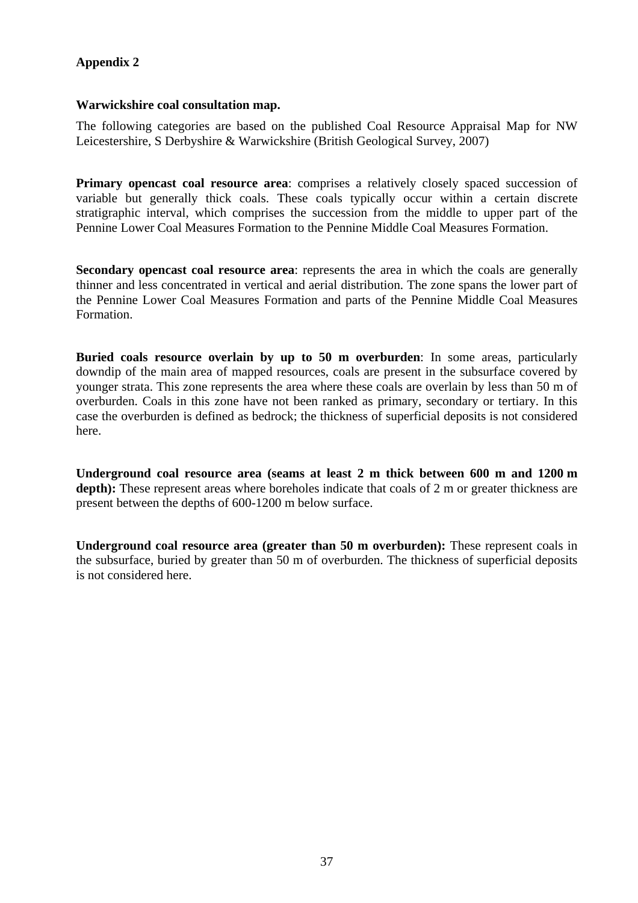## Appendix 2

**Warwickshire coal consultation map.**

The following categories are based on the published Coal Resource Appraisal Map for NW Leicestershire, S Derbyshire & Warwickshire (British Geological Survey, 2007)

**Primary opencast coal resource area**: comprises a relatively closely spaced succession of variable but generally thick coals. These coals typically occur within a certain discrete stratigraphic interval, which comprises the succession from the middle to upper part of the Pennine Lower Coal Measures Formation to the Pennine Middle Coal Measures Formation.

**Secondary opencast coal resource area**: represents the area in which the coals are generally thinner and less concentrated in vertical and aerial distribution. The zone spans the lower part of the Pennine Lower Coal Measures Formation and parts of the Pennine Middle Coal Measures Formation.

**Buried coals resource overlain by up to 50 m overburden**: In some areas, particularly downdip of the main area of mapped resources, coals are present in the subsurface covered by younger strata. This zone represents the area where these coals are overlain by less than 50 m of overburden. Coals in this zone have not been ranked as primary, secondary or tertiary. In this case the overburden is defined as bedrock; the thickness of superficial deposits is not considered here.

**Underground coal resource area (seams at least 2 m thick between 600 m and 1200 m depth):** These represent areas where boreholes indicate that coals of 2 m or greater thickness are present between the depths of 600-1200 m below surface.

**Underground coal resource area (greater than 50 m overburden):** These represent coals in the subsurface, buried by greater than 50 m of overburden. The thickness of superficial deposits is not considered here.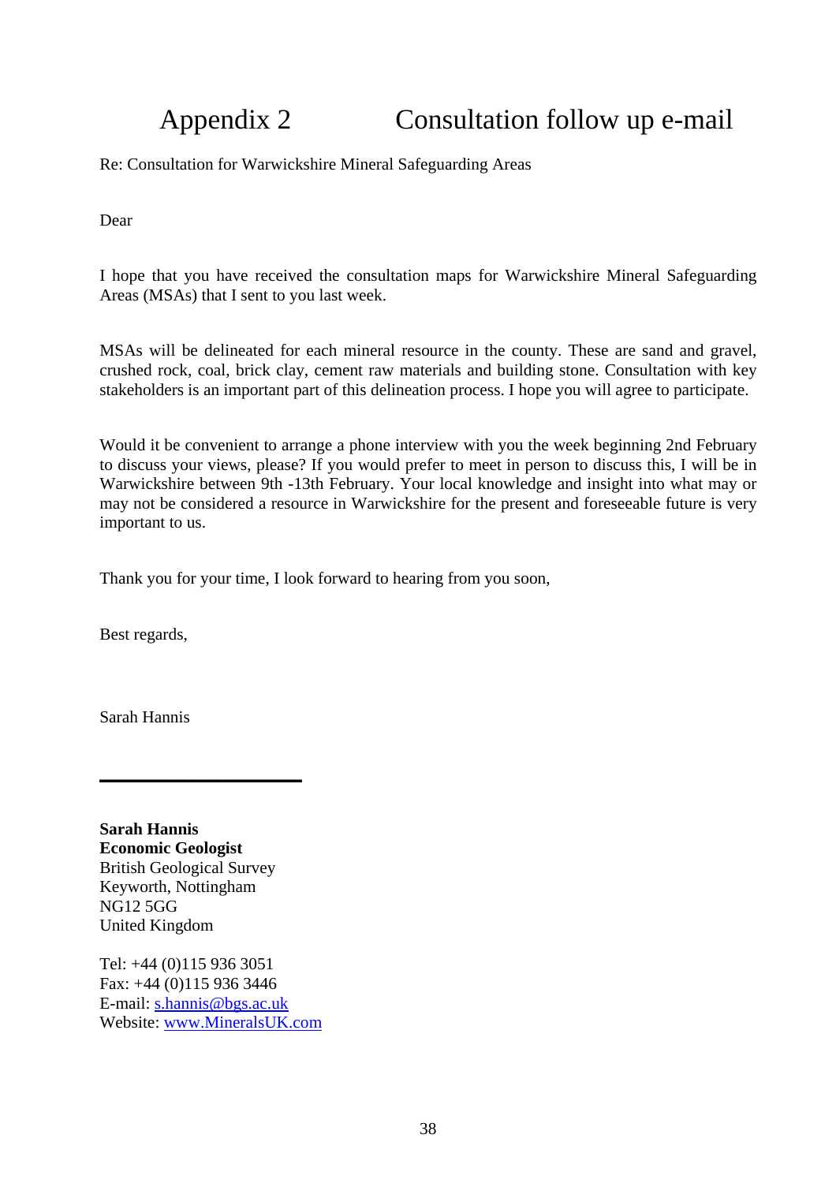# Appendix 2 Consultation follow up e-mail

Re: Consultation for Warwickshire Mineral Safeguarding Areas

Dear

I hope that you have received the consultation maps for Warwickshire Mineral Safeguarding Areas (MSAs) that I sent to you last week.

MSAs will be delineated for each mineral resource in the county. These are sand and gravel, crushed rock, coal, brick clay, cement raw materials and building stone. Consultation with key stakeholders is an important part of this delineation process. I hope you will agree to participate.

Would it be convenient to arrange a phone interview with you the week beginning 2nd February to discuss your views, please? If you would prefer to meet in person to discuss this, I will be in Warwickshire between 9th -13th February. Your local knowledge and insight into what may or may not be considered a resource in Warwickshire for the present and foreseeable future is very important to us.

Thank you for your time, I look forward to hearing from you soon,

Best regards,

Sarah Hannis

---

**Sarah Hannis**
**Economic Geologist**
British Geological Survey
Keyworth, Nottingham
NG12 5GG
United Kingdom

Tel: +44 (0)115 936 3051
Fax: +44 (0)115 936 3446
E-mail: s.hannis@bgs.ac.uk
Website: www.MineralsUK.com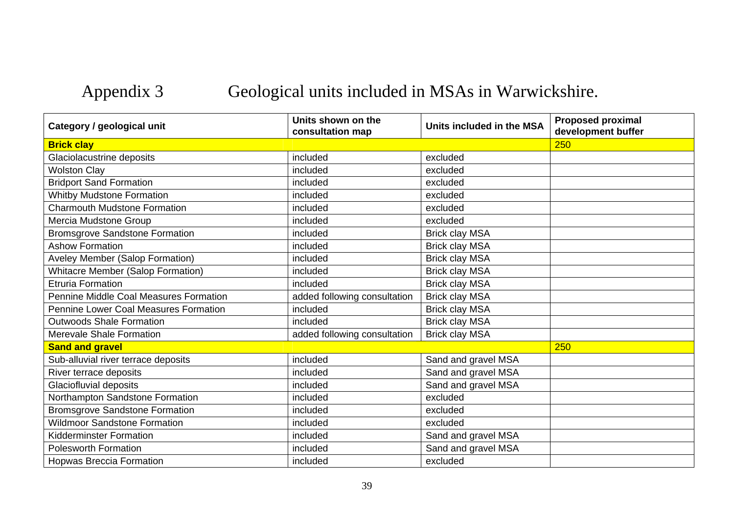# Appendix 3 Geological units included in MSAs in Warwickshire.

| Category / geological unit | Units shown on the consultation map | Units included in the MSA | Proposed proximal development buffer |
|---|---|---|---|
| **Brick clay** | | | 250 |
| Glaciolacustrine deposits | included | excluded | |
| Wolston Clay | included | excluded | |
| Bridport Sand Formation | included | excluded | |
| Whitby Mudstone Formation | included | excluded | |
| Charmouth Mudstone Formation | included | excluded | |
| Mercia Mudstone Group | included | excluded | |
| Bromsgrove Sandstone Formation | included | Brick clay MSA | |
| Ashow Formation | included | Brick clay MSA | |
| Aveley Member (Salop Formation) | included | Brick clay MSA | |
| Whitacre Member (Salop Formation) | included | Brick clay MSA | |
| Etruria Formation | included | Brick clay MSA | |
| Pennine Middle Coal Measures Formation | added following consultation | Brick clay MSA | |
| Pennine Lower Coal Measures Formation | included | Brick clay MSA | |
| Outwoods Shale Formation | included | Brick clay MSA | |
| Merevale Shale Formation | added following consultation | Brick clay MSA | |
| **Sand and gravel** | | | 250 |
| Sub-alluvial river terrace deposits | included | Sand and gravel MSA | |
| River terrace deposits | included | Sand and gravel MSA | |
| Glaciofluvial deposits | included | Sand and gravel MSA | |
| Northampton Sandstone Formation | included | excluded | |
| Bromsgrove Sandstone Formation | included | excluded | |
| Wildmoor Sandstone Formation | included | excluded | |
| Kidderminster Formation | included | Sand and gravel MSA | |
| Polesworth Formation | included | Sand and gravel MSA | |
| Hopwas Breccia Formation | included | excluded | |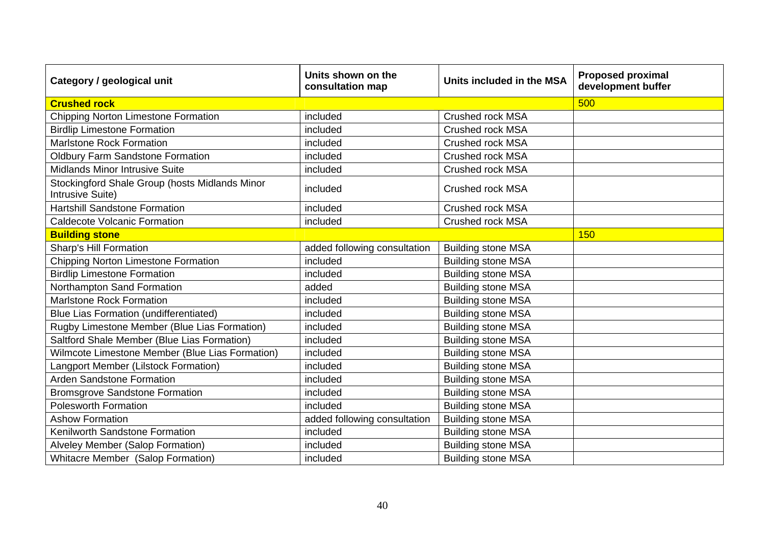| Category / geological unit | Units shown on the consultation map | Units included in the MSA | Proposed proximal development buffer |
|---|---|---|---|
| **Crushed rock** | | | 500 |
| Chipping Norton Limestone Formation | included | Crushed rock MSA | |
| Birdlip Limestone Formation | included | Crushed rock MSA | |
| Marlstone Rock Formation | included | Crushed rock MSA | |
| Oldbury Farm Sandstone Formation | included | Crushed rock MSA | |
| Midlands Minor Intrusive Suite | included | Crushed rock MSA | |
| Stockingford Shale Group (hosts Midlands Minor Intrusive Suite) | included | Crushed rock MSA | |
| Hartshill Sandstone Formation | included | Crushed rock MSA | |
| Caldecote Volcanic Formation | included | Crushed rock MSA | |
| **Building stone** | | | 150 |
| Sharp's Hill Formation | added following consultation | Building stone MSA | |
| Chipping Norton Limestone Formation | included | Building stone MSA | |
| Birdlip Limestone Formation | included | Building stone MSA | |
| Northampton Sand Formation | added | Building stone MSA | |
| Marlstone Rock Formation | included | Building stone MSA | |
| Blue Lias Formation (undifferentiated) | included | Building stone MSA | |
| Rugby Limestone Member (Blue Lias Formation) | included | Building stone MSA | |
| Saltford Shale Member (Blue Lias Formation) | included | Building stone MSA | |
| Wilmcote Limestone Member (Blue Lias Formation) | included | Building stone MSA | |
| Langport Member (Lilstock Formation) | included | Building stone MSA | |
| Arden Sandstone Formation | included | Building stone MSA | |
| Bromsgrove Sandstone Formation | included | Building stone MSA | |
| Polesworth Formation | included | Building stone MSA | |
| Ashow Formation | added following consultation | Building stone MSA | |
| Kenilworth Sandstone Formation | included | Building stone MSA | |
| Alveley Member (Salop Formation) | included | Building stone MSA | |
| Whitacre Member (Salop Formation) | included | Building stone MSA | |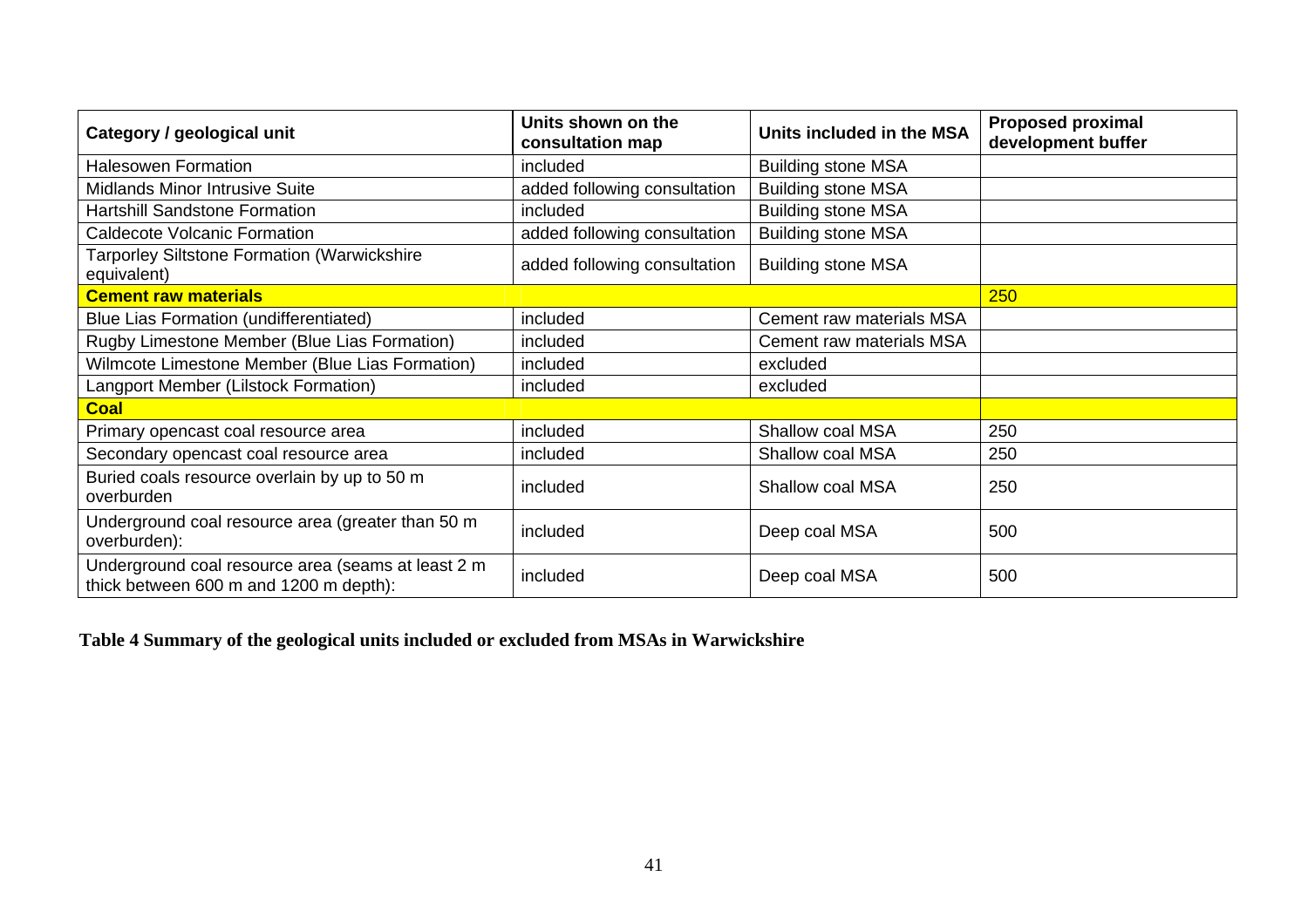| Category / geological unit | Units shown on the consultation map | Units included in the MSA | Proposed proximal development buffer |
|---|---|---|---|
| Halesowen Formation | included | Building stone MSA | |
| Midlands Minor Intrusive Suite | added following consultation | Building stone MSA | |
| Hartshill Sandstone Formation | included | Building stone MSA | |
| Caldecote Volcanic Formation | added following consultation | Building stone MSA | |
| Tarporley Siltstone Formation (Warwickshire equivalent) | added following consultation | Building stone MSA | |
| **Cement raw materials** | | | 250 |
| Blue Lias Formation (undifferentiated) | included | Cement raw materials MSA | |
| Rugby Limestone Member (Blue Lias Formation) | included | Cement raw materials MSA | |
| Wilmcote Limestone Member (Blue Lias Formation) | included | excluded | |
| Langport Member (Lilstock Formation) | included | excluded | |
| **Coal** | | | |
| Primary opencast coal resource area | included | Shallow coal MSA | 250 |
| Secondary opencast coal resource area | included | Shallow coal MSA | 250 |
| Buried coals resource overlain by up to 50 m overburden | included | Shallow coal MSA | 250 |
| Underground coal resource area (greater than 50 m overburden): | included | Deep coal MSA | 500 |
| Underground coal resource area (seams at least 2 m thick between 600 m and 1200 m depth): | included | Deep coal MSA | 500 |

**Table 4 Summary of the geological units included or excluded from MSAs in Warwickshire**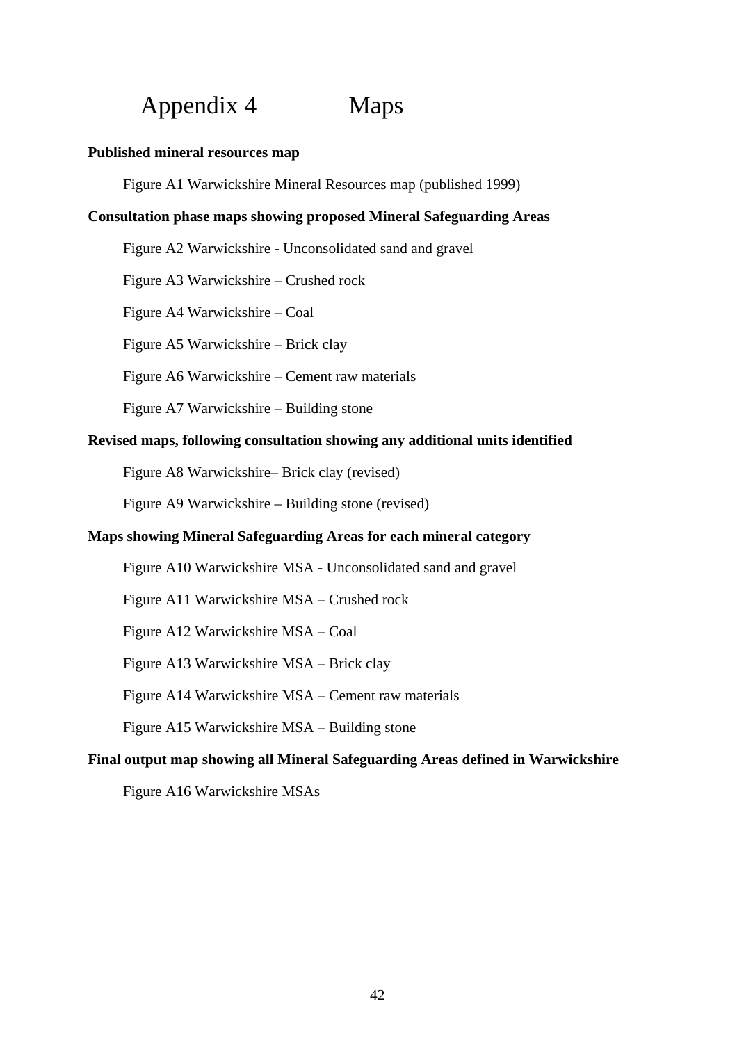# Appendix 4 Maps

**Published mineral resources map**

Figure A1 Warwickshire Mineral Resources map (published 1999)

**Consultation phase maps showing proposed Mineral Safeguarding Areas**

Figure A2 Warwickshire - Unconsolidated sand and gravel

Figure A3 Warwickshire – Crushed rock

Figure A4 Warwickshire – Coal

Figure A5 Warwickshire – Brick clay

Figure A6 Warwickshire – Cement raw materials

Figure A7 Warwickshire – Building stone

**Revised maps, following consultation showing any additional units identified**

Figure A8 Warwickshire– Brick clay (revised)

Figure A9 Warwickshire – Building stone (revised)

**Maps showing Mineral Safeguarding Areas for each mineral category**

Figure A10 Warwickshire MSA - Unconsolidated sand and gravel

Figure A11 Warwickshire MSA – Crushed rock

Figure A12 Warwickshire MSA – Coal

Figure A13 Warwickshire MSA – Brick clay

Figure A14 Warwickshire MSA – Cement raw materials

Figure A15 Warwickshire MSA – Building stone

**Final output map showing all Mineral Safeguarding Areas defined in Warwickshire**

Figure A16 Warwickshire MSAs